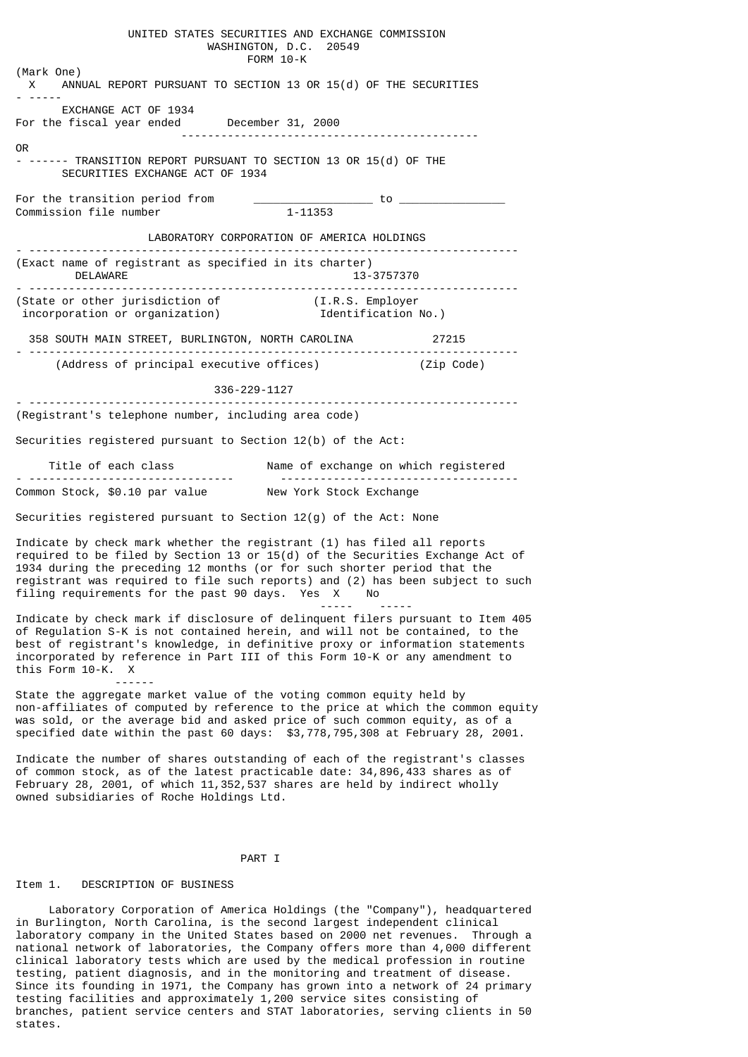UNITED STATES SECURITIES AND EXCHANGE COMMISSION
WASHINGTON, D.C. 20549
FORM 10-K

(Mark One)

X ANNUAL REPORT PURSUANT TO SECTION 13 OR 15(d) OF THE SECURITIES EXCHANGE ACT OF 1934

For the fiscal year ended December 31, 2000

OR

TRANSITION REPORT PURSUANT TO SECTION 13 OR 15(d) OF THE SECURITIES EXCHANGE ACT OF 1934

For the transition period from _________________ to _______________

Commission file number 1-11353

LABORATORY CORPORATION OF AMERICA HOLDINGS

(Exact name of registrant as specified in its charter)

| DELAWARE | 13-3757370 |
|---|---|
| (State or other jurisdiction of incorporation or organization) | (I.R.S. Employer Identification No.) |

| 358 SOUTH MAIN STREET, BURLINGTON, NORTH CAROLINA | 27215 |
|---|---|
| (Address of principal executive offices) | (Zip Code) |

336-229-1127

(Registrant's telephone number, including area code)

Securities registered pursuant to Section 12(b) of the Act:

| Title of each class | Name of exchange on which registered |
|---|---|
| Common Stock, $0.10 par value | New York Stock Exchange |

Securities registered pursuant to Section 12(g) of the Act: None

Indicate by check mark whether the registrant (1) has filed all reports required to be filed by Section 13 or 15(d) of the Securities Exchange Act of 1934 during the preceding 12 months (or for such shorter period that the registrant was required to file such reports) and (2) has been subject to such filing requirements for the past 90 days. Yes X No

Indicate by check mark if disclosure of delinquent filers pursuant to Item 405 of Regulation S-K is not contained herein, and will not be contained, to the best of registrant's knowledge, in definitive proxy or information statements incorporated by reference in Part III of this Form 10-K or any amendment to this Form 10-K. X

State the aggregate market value of the voting common equity held by non-affiliates of computed by reference to the price at which the common equity was sold, or the average bid and asked price of such common equity, as of a specified date within the past 60 days: $3,778,795,308 at February 28, 2001.

Indicate the number of shares outstanding of each of the registrant's classes of common stock, as of the latest practicable date: 34,896,433 shares as of February 28, 2001, of which 11,352,537 shares are held by indirect wholly owned subsidiaries of Roche Holdings Ltd.

# PART I

## Item 1. DESCRIPTION OF BUSINESS

Laboratory Corporation of America Holdings (the "Company"), headquartered in Burlington, North Carolina, is the second largest independent clinical laboratory company in the United States based on 2000 net revenues. Through a national network of laboratories, the Company offers more than 4,000 different clinical laboratory tests which are used by the medical profession in routine testing, patient diagnosis, and in the monitoring and treatment of disease. Since its founding in 1971, the Company has grown into a network of 24 primary testing facilities and approximately 1,200 service sites consisting of branches, patient service centers and STAT laboratories, serving clients in 50 states.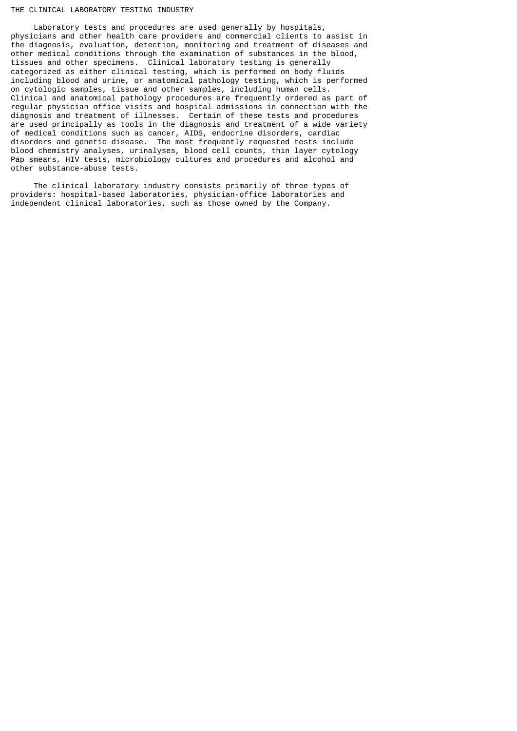## THE CLINICAL LABORATORY TESTING INDUSTRY

Laboratory tests and procedures are used generally by hospitals, physicians and other health care providers and commercial clients to assist in the diagnosis, evaluation, detection, monitoring and treatment of diseases and other medical conditions through the examination of substances in the blood, tissues and other specimens. Clinical laboratory testing is generally categorized as either clinical testing, which is performed on body fluids including blood and urine, or anatomical pathology testing, which is performed on cytologic samples, tissue and other samples, including human cells. Clinical and anatomical pathology procedures are frequently ordered as part of regular physician office visits and hospital admissions in connection with the diagnosis and treatment of illnesses. Certain of these tests and procedures are used principally as tools in the diagnosis and treatment of a wide variety of medical conditions such as cancer, AIDS, endocrine disorders, cardiac disorders and genetic disease. The most frequently requested tests include blood chemistry analyses, urinalyses, blood cell counts, thin layer cytology Pap smears, HIV tests, microbiology cultures and procedures and alcohol and other substance-abuse tests.

The clinical laboratory industry consists primarily of three types of providers: hospital-based laboratories, physician-office laboratories and independent clinical laboratories, such as those owned by the Company.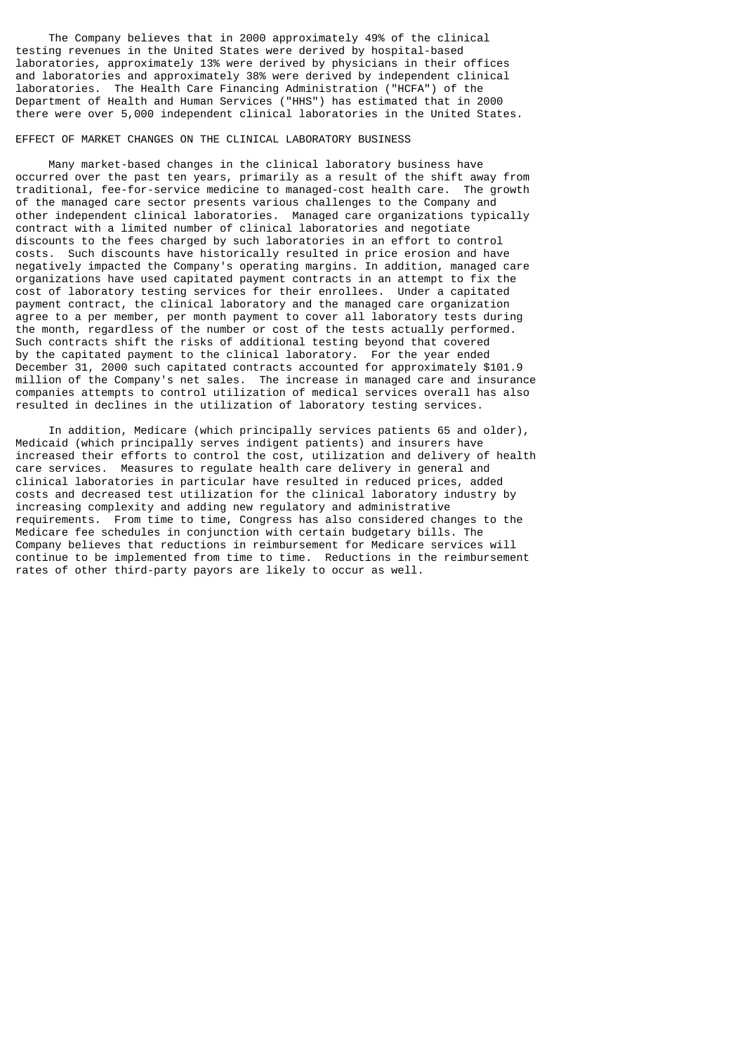The Company believes that in 2000 approximately 49% of the clinical testing revenues in the United States were derived by hospital-based laboratories, approximately 13% were derived by physicians in their offices and laboratories and approximately 38% were derived by independent clinical laboratories. The Health Care Financing Administration ("HCFA") of the Department of Health and Human Services ("HHS") has estimated that in 2000 there were over 5,000 independent clinical laboratories in the United States.

## EFFECT OF MARKET CHANGES ON THE CLINICAL LABORATORY BUSINESS

Many market-based changes in the clinical laboratory business have occurred over the past ten years, primarily as a result of the shift away from traditional, fee-for-service medicine to managed-cost health care. The growth of the managed care sector presents various challenges to the Company and other independent clinical laboratories. Managed care organizations typically contract with a limited number of clinical laboratories and negotiate discounts to the fees charged by such laboratories in an effort to control costs. Such discounts have historically resulted in price erosion and have negatively impacted the Company's operating margins. In addition, managed care organizations have used capitated payment contracts in an attempt to fix the cost of laboratory testing services for their enrollees. Under a capitated payment contract, the clinical laboratory and the managed care organization agree to a per member, per month payment to cover all laboratory tests during the month, regardless of the number or cost of the tests actually performed. Such contracts shift the risks of additional testing beyond that covered by the capitated payment to the clinical laboratory. For the year ended December 31, 2000 such capitated contracts accounted for approximately $101.9 million of the Company's net sales. The increase in managed care and insurance companies attempts to control utilization of medical services overall has also resulted in declines in the utilization of laboratory testing services.

In addition, Medicare (which principally services patients 65 and older), Medicaid (which principally serves indigent patients) and insurers have increased their efforts to control the cost, utilization and delivery of health care services. Measures to regulate health care delivery in general and clinical laboratories in particular have resulted in reduced prices, added costs and decreased test utilization for the clinical laboratory industry by increasing complexity and adding new regulatory and administrative requirements. From time to time, Congress has also considered changes to the Medicare fee schedules in conjunction with certain budgetary bills. The Company believes that reductions in reimbursement for Medicare services will continue to be implemented from time to time. Reductions in the reimbursement rates of other third-party payors are likely to occur as well.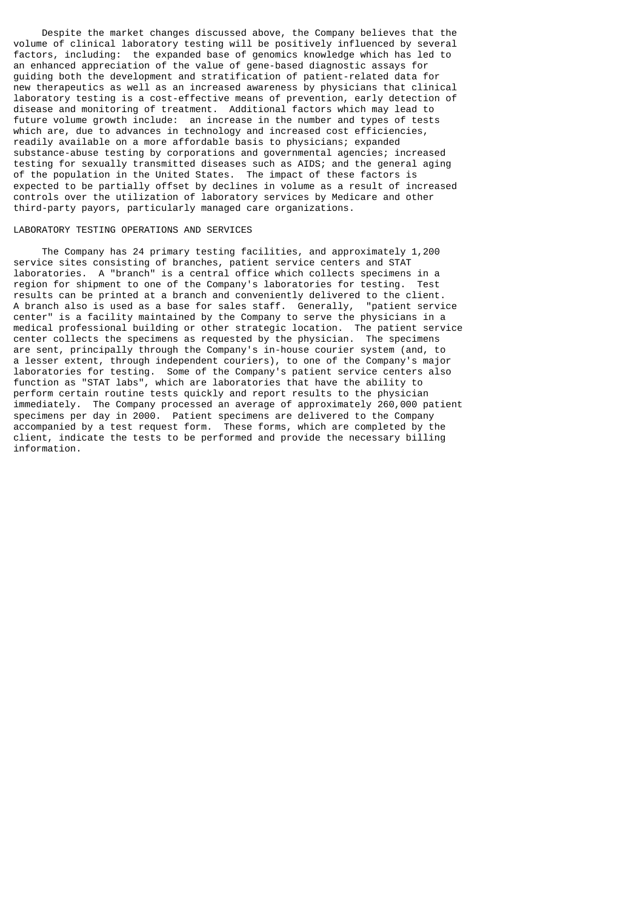Despite the market changes discussed above, the Company believes that the volume of clinical laboratory testing will be positively influenced by several factors, including: the expanded base of genomics knowledge which has led to an enhanced appreciation of the value of gene-based diagnostic assays for guiding both the development and stratification of patient-related data for new therapeutics as well as an increased awareness by physicians that clinical laboratory testing is a cost-effective means of prevention, early detection of disease and monitoring of treatment. Additional factors which may lead to future volume growth include: an increase in the number and types of tests which are, due to advances in technology and increased cost efficiencies, readily available on a more affordable basis to physicians; expanded substance-abuse testing by corporations and governmental agencies; increased testing for sexually transmitted diseases such as AIDS; and the general aging of the population in the United States. The impact of these factors is expected to be partially offset by declines in volume as a result of increased controls over the utilization of laboratory services by Medicare and other third-party payors, particularly managed care organizations.

## LABORATORY TESTING OPERATIONS AND SERVICES

The Company has 24 primary testing facilities, and approximately 1,200 service sites consisting of branches, patient service centers and STAT laboratories. A "branch" is a central office which collects specimens in a region for shipment to one of the Company's laboratories for testing. Test results can be printed at a branch and conveniently delivered to the client. A branch also is used as a base for sales staff. Generally, "patient service center" is a facility maintained by the Company to serve the physicians in a medical professional building or other strategic location. The patient service center collects the specimens as requested by the physician. The specimens are sent, principally through the Company's in-house courier system (and, to a lesser extent, through independent couriers), to one of the Company's major laboratories for testing. Some of the Company's patient service centers also function as "STAT labs", which are laboratories that have the ability to perform certain routine tests quickly and report results to the physician immediately. The Company processed an average of approximately 260,000 patient specimens per day in 2000. Patient specimens are delivered to the Company accompanied by a test request form. These forms, which are completed by the client, indicate the tests to be performed and provide the necessary billing information.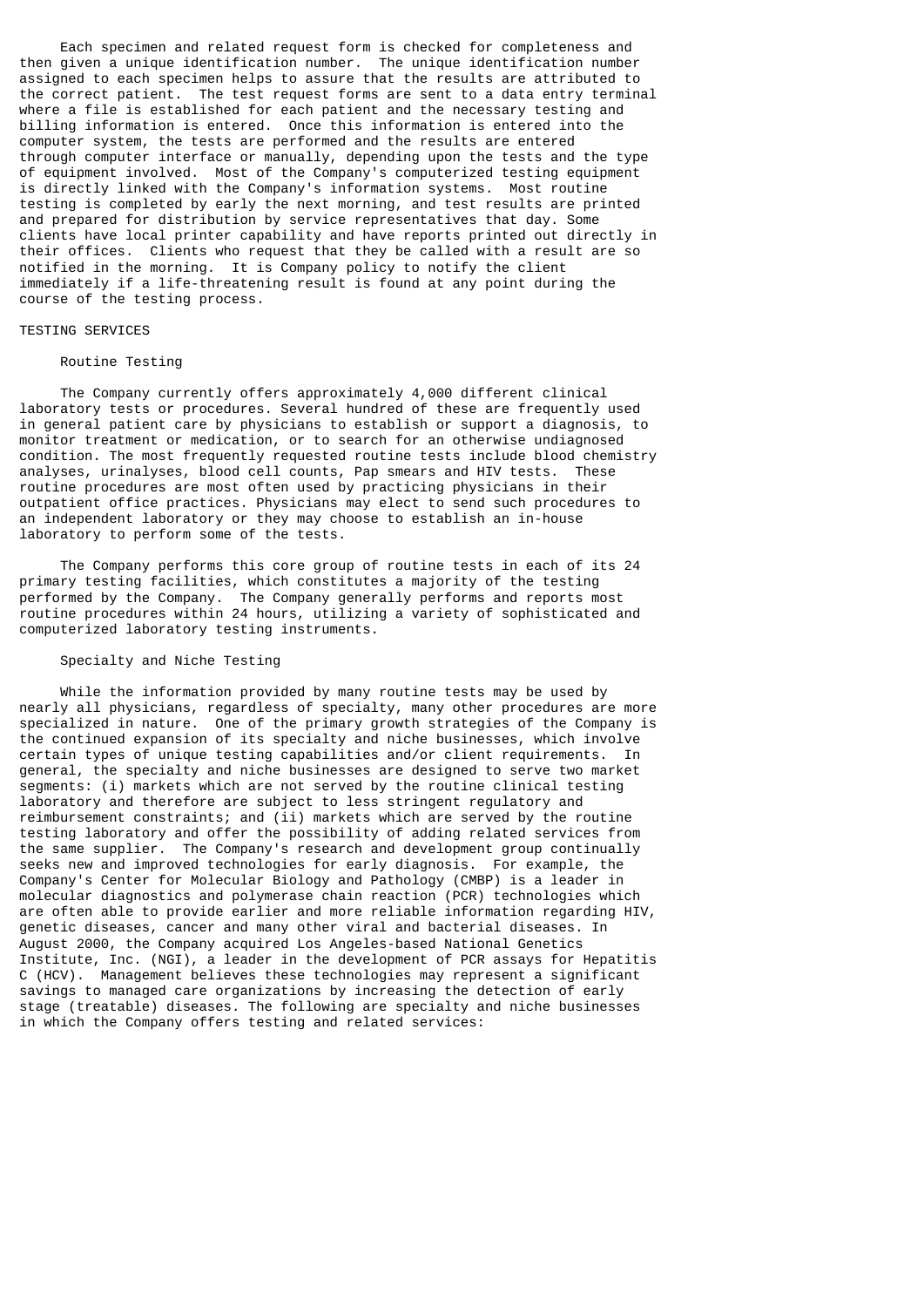Each specimen and related request form is checked for completeness and then given a unique identification number. The unique identification number assigned to each specimen helps to assure that the results are attributed to the correct patient. The test request forms are sent to a data entry terminal where a file is established for each patient and the necessary testing and billing information is entered. Once this information is entered into the computer system, the tests are performed and the results are entered through computer interface or manually, depending upon the tests and the type of equipment involved. Most of the Company's computerized testing equipment is directly linked with the Company's information systems. Most routine testing is completed by early the next morning, and test results are printed and prepared for distribution by service representatives that day. Some clients have local printer capability and have reports printed out directly in their offices. Clients who request that they be called with a result are so notified in the morning. It is Company policy to notify the client immediately if a life-threatening result is found at any point during the course of the testing process.

## TESTING SERVICES

### Routine Testing

The Company currently offers approximately 4,000 different clinical laboratory tests or procedures. Several hundred of these are frequently used in general patient care by physicians to establish or support a diagnosis, to monitor treatment or medication, or to search for an otherwise undiagnosed condition. The most frequently requested routine tests include blood chemistry analyses, urinalyses, blood cell counts, Pap smears and HIV tests. These routine procedures are most often used by practicing physicians in their outpatient office practices. Physicians may elect to send such procedures to an independent laboratory or they may choose to establish an in-house laboratory to perform some of the tests.

The Company performs this core group of routine tests in each of its 24 primary testing facilities, which constitutes a majority of the testing performed by the Company. The Company generally performs and reports most routine procedures within 24 hours, utilizing a variety of sophisticated and computerized laboratory testing instruments.

### Specialty and Niche Testing

While the information provided by many routine tests may be used by nearly all physicians, regardless of specialty, many other procedures are more specialized in nature. One of the primary growth strategies of the Company is the continued expansion of its specialty and niche businesses, which involve certain types of unique testing capabilities and/or client requirements. In general, the specialty and niche businesses are designed to serve two market segments: (i) markets which are not served by the routine clinical testing laboratory and therefore are subject to less stringent regulatory and reimbursement constraints; and (ii) markets which are served by the routine testing laboratory and offer the possibility of adding related services from the same supplier. The Company's research and development group continually seeks new and improved technologies for early diagnosis. For example, the Company's Center for Molecular Biology and Pathology (CMBP) is a leader in molecular diagnostics and polymerase chain reaction (PCR) technologies which are often able to provide earlier and more reliable information regarding HIV, genetic diseases, cancer and many other viral and bacterial diseases. In August 2000, the Company acquired Los Angeles-based National Genetics Institute, Inc. (NGI), a leader in the development of PCR assays for Hepatitis C (HCV). Management believes these technologies may represent a significant savings to managed care organizations by increasing the detection of early stage (treatable) diseases. The following are specialty and niche businesses in which the Company offers testing and related services: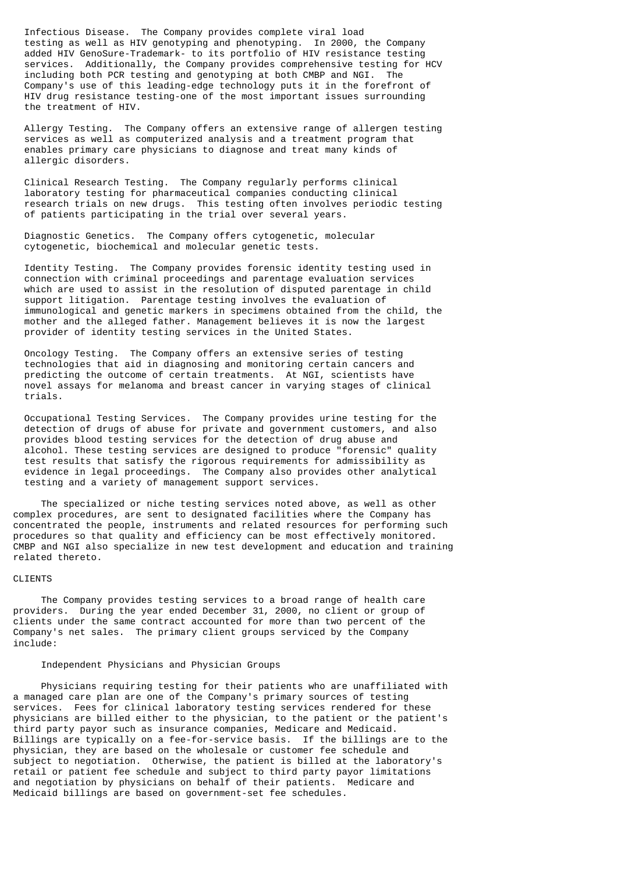**Infectious Disease.** The Company provides complete viral load testing as well as HIV genotyping and phenotyping. In 2000, the Company added HIV GenoSure-Trademark- to its portfolio of HIV resistance testing services. Additionally, the Company provides comprehensive testing for HCV including both PCR testing and genotyping at both CMBP and NGI. The Company's use of this leading-edge technology puts it in the forefront of HIV drug resistance testing-one of the most important issues surrounding the treatment of HIV.

**Allergy Testing.** The Company offers an extensive range of allergen testing services as well as computerized analysis and a treatment program that enables primary care physicians to diagnose and treat many kinds of allergic disorders.

**Clinical Research Testing.** The Company regularly performs clinical laboratory testing for pharmaceutical companies conducting clinical research trials on new drugs. This testing often involves periodic testing of patients participating in the trial over several years.

**Diagnostic Genetics.** The Company offers cytogenetic, molecular cytogenetic, biochemical and molecular genetic tests.

**Identity Testing.** The Company provides forensic identity testing used in connection with criminal proceedings and parentage evaluation services which are used to assist in the resolution of disputed parentage in child support litigation. Parentage testing involves the evaluation of immunological and genetic markers in specimens obtained from the child, the mother and the alleged father. Management believes it is now the largest provider of identity testing services in the United States.

**Oncology Testing.** The Company offers an extensive series of testing technologies that aid in diagnosing and monitoring certain cancers and predicting the outcome of certain treatments. At NGI, scientists have novel assays for melanoma and breast cancer in varying stages of clinical trials.

**Occupational Testing Services.** The Company provides urine testing for the detection of drugs of abuse for private and government customers, and also provides blood testing services for the detection of drug abuse and alcohol. These testing services are designed to produce "forensic" quality test results that satisfy the rigorous requirements for admissibility as evidence in legal proceedings. The Company also provides other analytical testing and a variety of management support services.

The specialized or niche testing services noted above, as well as other complex procedures, are sent to designated facilities where the Company has concentrated the people, instruments and related resources for performing such procedures so that quality and efficiency can be most effectively monitored. CMBP and NGI also specialize in new test development and education and training related thereto.

## CLIENTS

The Company provides testing services to a broad range of health care providers. During the year ended December 31, 2000, no client or group of clients under the same contract accounted for more than two percent of the Company's net sales. The primary client groups serviced by the Company include:

### Independent Physicians and Physician Groups

Physicians requiring testing for their patients who are unaffiliated with a managed care plan are one of the Company's primary sources of testing services. Fees for clinical laboratory testing services rendered for these physicians are billed either to the physician, to the patient or the patient's third party payor such as insurance companies, Medicare and Medicaid. Billings are typically on a fee-for-service basis. If the billings are to the physician, they are based on the wholesale or customer fee schedule and subject to negotiation. Otherwise, the patient is billed at the laboratory's retail or patient fee schedule and subject to third party payor limitations and negotiation by physicians on behalf of their patients. Medicare and Medicaid billings are based on government-set fee schedules.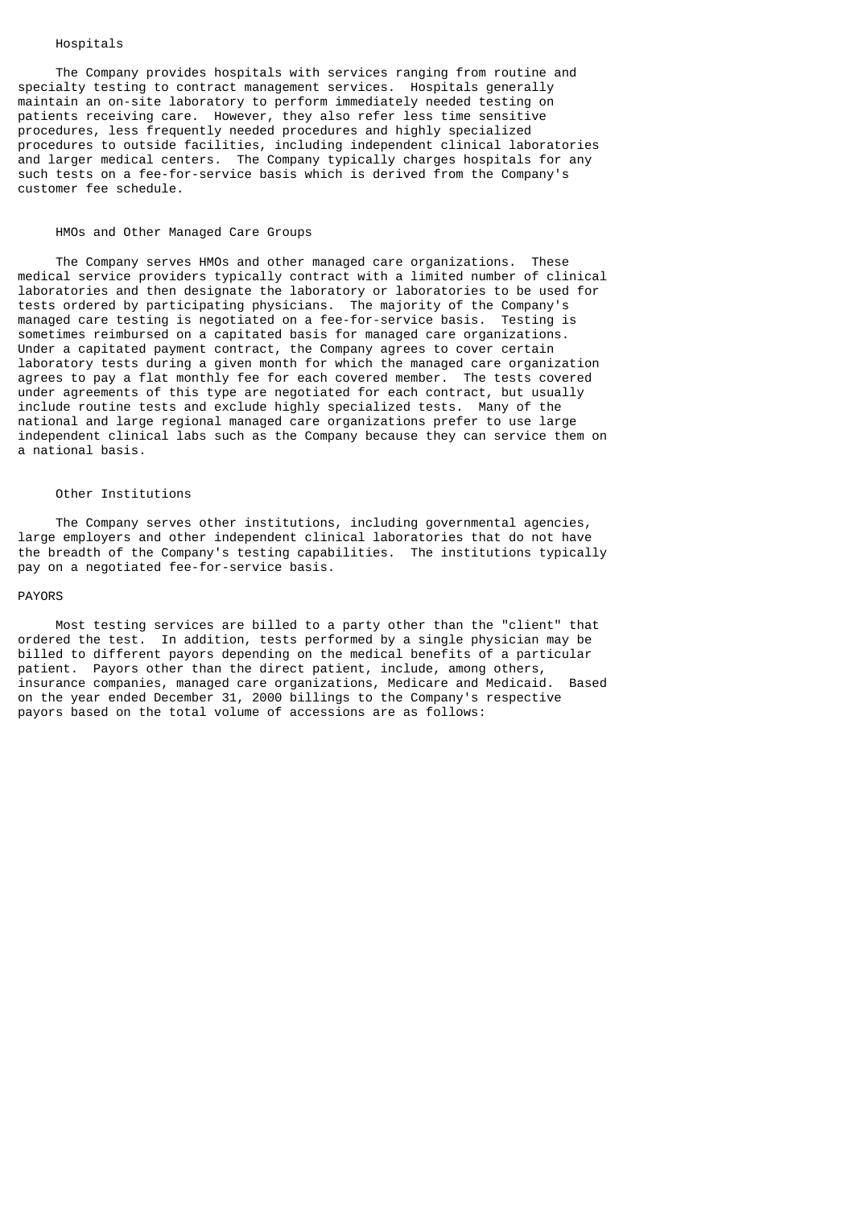### Hospitals

The Company provides hospitals with services ranging from routine and specialty testing to contract management services. Hospitals generally maintain an on-site laboratory to perform immediately needed testing on patients receiving care. However, they also refer less time sensitive procedures, less frequently needed procedures and highly specialized procedures to outside facilities, including independent clinical laboratories and larger medical centers. The Company typically charges hospitals for any such tests on a fee-for-service basis which is derived from the Company's customer fee schedule.

### HMOs and Other Managed Care Groups

The Company serves HMOs and other managed care organizations. These medical service providers typically contract with a limited number of clinical laboratories and then designate the laboratory or laboratories to be used for tests ordered by participating physicians. The majority of the Company's managed care testing is negotiated on a fee-for-service basis. Testing is sometimes reimbursed on a capitated basis for managed care organizations. Under a capitated payment contract, the Company agrees to cover certain laboratory tests during a given month for which the managed care organization agrees to pay a flat monthly fee for each covered member. The tests covered under agreements of this type are negotiated for each contract, but usually include routine tests and exclude highly specialized tests. Many of the national and large regional managed care organizations prefer to use large independent clinical labs such as the Company because they can service them on a national basis.

### Other Institutions

The Company serves other institutions, including governmental agencies, large employers and other independent clinical laboratories that do not have the breadth of the Company's testing capabilities. The institutions typically pay on a negotiated fee-for-service basis.

## PAYORS

Most testing services are billed to a party other than the "client" that ordered the test. In addition, tests performed by a single physician may be billed to different payors depending on the medical benefits of a particular patient. Payors other than the direct patient, include, among others, insurance companies, managed care organizations, Medicare and Medicaid. Based on the year ended December 31, 2000 billings to the Company's respective payors based on the total volume of accessions are as follows: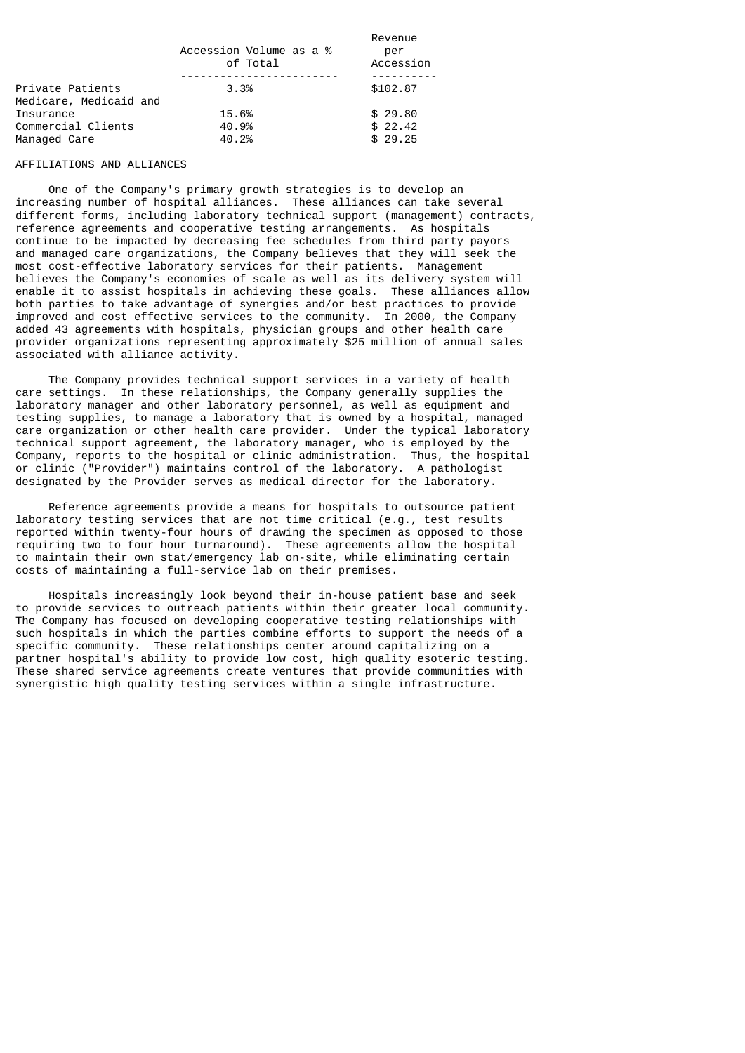| | Accession Volume as a % of Total | Revenue per Accession |
|---|---|---|
| Private Patients | 3.3% | $102.87 |
| Medicare, Medicaid and Insurance | 15.6% | $ 29.80 |
| Commercial Clients | 40.9% | $ 22.42 |
| Managed Care | 40.2% | $ 29.25 |

## AFFILIATIONS AND ALLIANCES

One of the Company's primary growth strategies is to develop an increasing number of hospital alliances. These alliances can take several different forms, including laboratory technical support (management) contracts, reference agreements and cooperative testing arrangements. As hospitals continue to be impacted by decreasing fee schedules from third party payors and managed care organizations, the Company believes that they will seek the most cost-effective laboratory services for their patients. Management believes the Company's economies of scale as well as its delivery system will enable it to assist hospitals in achieving these goals. These alliances allow both parties to take advantage of synergies and/or best practices to provide improved and cost effective services to the community. In 2000, the Company added 43 agreements with hospitals, physician groups and other health care provider organizations representing approximately $25 million of annual sales associated with alliance activity.

The Company provides technical support services in a variety of health care settings. In these relationships, the Company generally supplies the laboratory manager and other laboratory personnel, as well as equipment and testing supplies, to manage a laboratory that is owned by a hospital, managed care organization or other health care provider. Under the typical laboratory technical support agreement, the laboratory manager, who is employed by the Company, reports to the hospital or clinic administration. Thus, the hospital or clinic ("Provider") maintains control of the laboratory. A pathologist designated by the Provider serves as medical director for the laboratory.

Reference agreements provide a means for hospitals to outsource patient laboratory testing services that are not time critical (e.g., test results reported within twenty-four hours of drawing the specimen as opposed to those requiring two to four hour turnaround). These agreements allow the hospital to maintain their own stat/emergency lab on-site, while eliminating certain costs of maintaining a full-service lab on their premises.

Hospitals increasingly look beyond their in-house patient base and seek to provide services to outreach patients within their greater local community. The Company has focused on developing cooperative testing relationships with such hospitals in which the parties combine efforts to support the needs of a specific community. These relationships center around capitalizing on a partner hospital's ability to provide low cost, high quality esoteric testing. These shared service agreements create ventures that provide communities with synergistic high quality testing services within a single infrastructure.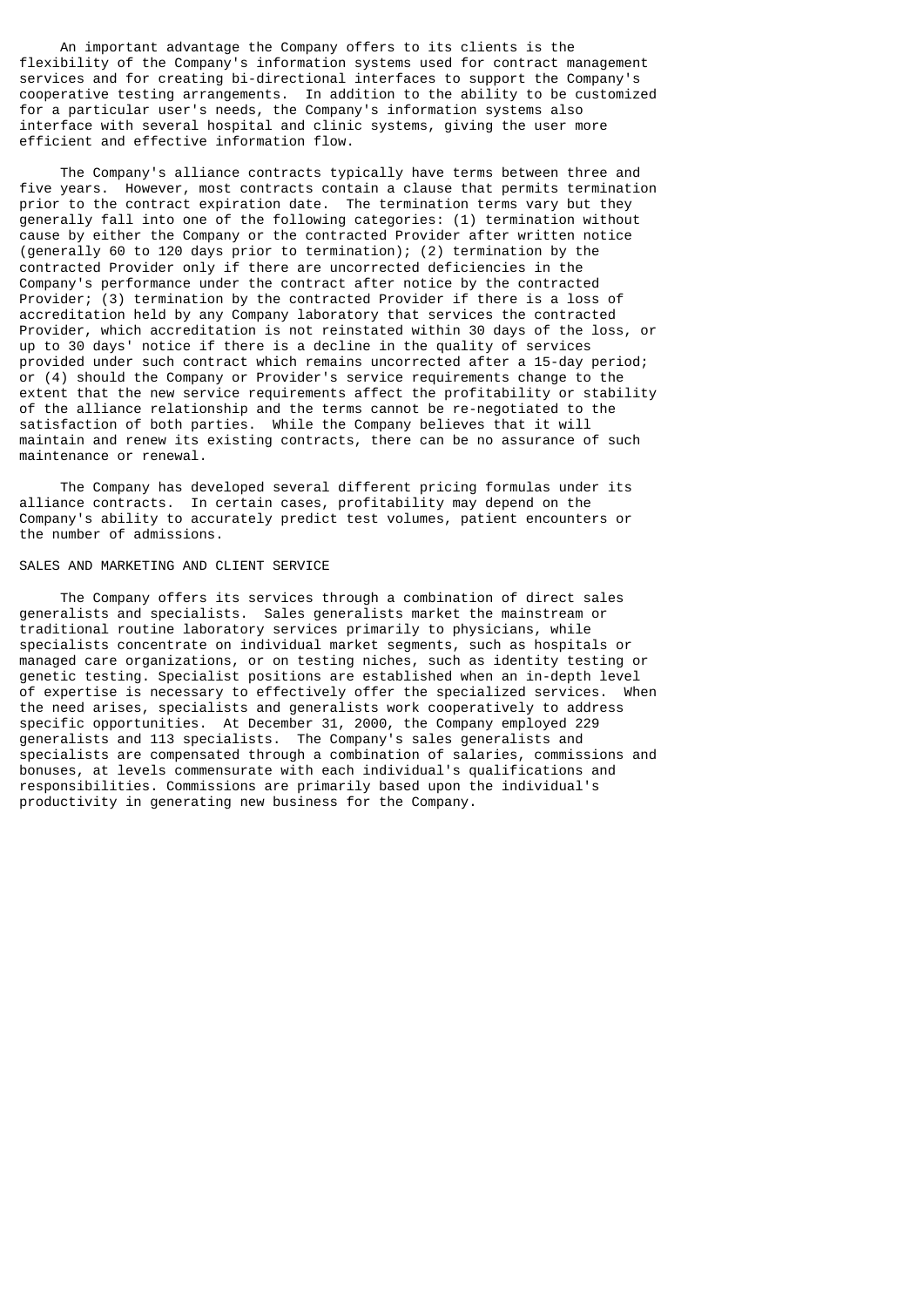An important advantage the Company offers to its clients is the flexibility of the Company's information systems used for contract management services and for creating bi-directional interfaces to support the Company's cooperative testing arrangements. In addition to the ability to be customized for a particular user's needs, the Company's information systems also interface with several hospital and clinic systems, giving the user more efficient and effective information flow.

The Company's alliance contracts typically have terms between three and five years. However, most contracts contain a clause that permits termination prior to the contract expiration date. The termination terms vary but they generally fall into one of the following categories: (1) termination without cause by either the Company or the contracted Provider after written notice (generally 60 to 120 days prior to termination); (2) termination by the contracted Provider only if there are uncorrected deficiencies in the Company's performance under the contract after notice by the contracted Provider; (3) termination by the contracted Provider if there is a loss of accreditation held by any Company laboratory that services the contracted Provider, which accreditation is not reinstated within 30 days of the loss, or up to 30 days' notice if there is a decline in the quality of services provided under such contract which remains uncorrected after a 15-day period; or (4) should the Company or Provider's service requirements change to the extent that the new service requirements affect the profitability or stability of the alliance relationship and the terms cannot be re-negotiated to the satisfaction of both parties. While the Company believes that it will maintain and renew its existing contracts, there can be no assurance of such maintenance or renewal.

The Company has developed several different pricing formulas under its alliance contracts. In certain cases, profitability may depend on the Company's ability to accurately predict test volumes, patient encounters or the number of admissions.

## SALES AND MARKETING AND CLIENT SERVICE

The Company offers its services through a combination of direct sales generalists and specialists. Sales generalists market the mainstream or traditional routine laboratory services primarily to physicians, while specialists concentrate on individual market segments, such as hospitals or managed care organizations, or on testing niches, such as identity testing or genetic testing. Specialist positions are established when an in-depth level of expertise is necessary to effectively offer the specialized services. When the need arises, specialists and generalists work cooperatively to address specific opportunities. At December 31, 2000, the Company employed 229 generalists and 113 specialists. The Company's sales generalists and specialists are compensated through a combination of salaries, commissions and bonuses, at levels commensurate with each individual's qualifications and responsibilities. Commissions are primarily based upon the individual's productivity in generating new business for the Company.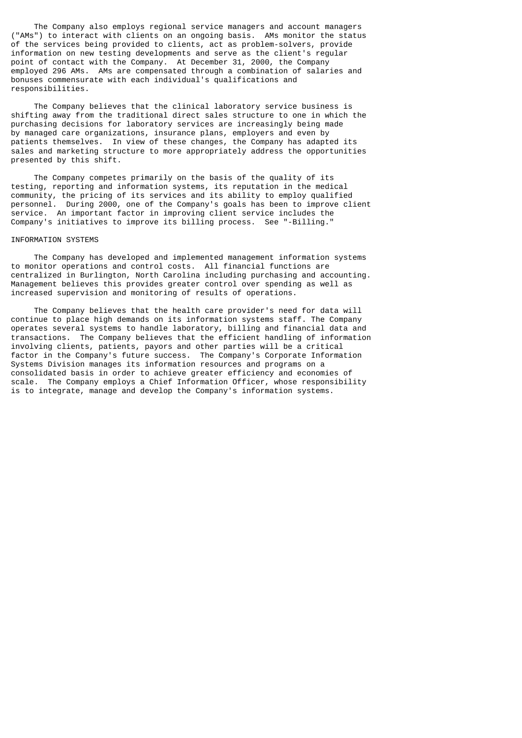The Company also employs regional service managers and account managers ("AMs") to interact with clients on an ongoing basis. AMs monitor the status of the services being provided to clients, act as problem-solvers, provide information on new testing developments and serve as the client's regular point of contact with the Company. At December 31, 2000, the Company employed 296 AMs. AMs are compensated through a combination of salaries and bonuses commensurate with each individual's qualifications and responsibilities.

The Company believes that the clinical laboratory service business is shifting away from the traditional direct sales structure to one in which the purchasing decisions for laboratory services are increasingly being made by managed care organizations, insurance plans, employers and even by patients themselves. In view of these changes, the Company has adapted its sales and marketing structure to more appropriately address the opportunities presented by this shift.

The Company competes primarily on the basis of the quality of its testing, reporting and information systems, its reputation in the medical community, the pricing of its services and its ability to employ qualified personnel. During 2000, one of the Company's goals has been to improve client service. An important factor in improving client service includes the Company's initiatives to improve its billing process. See "-Billing."

## INFORMATION SYSTEMS

The Company has developed and implemented management information systems to monitor operations and control costs. All financial functions are centralized in Burlington, North Carolina including purchasing and accounting. Management believes this provides greater control over spending as well as increased supervision and monitoring of results of operations.

The Company believes that the health care provider's need for data will continue to place high demands on its information systems staff. The Company operates several systems to handle laboratory, billing and financial data and transactions. The Company believes that the efficient handling of information involving clients, patients, payors and other parties will be a critical factor in the Company's future success. The Company's Corporate Information Systems Division manages its information resources and programs on a consolidated basis in order to achieve greater efficiency and economies of scale. The Company employs a Chief Information Officer, whose responsibility is to integrate, manage and develop the Company's information systems.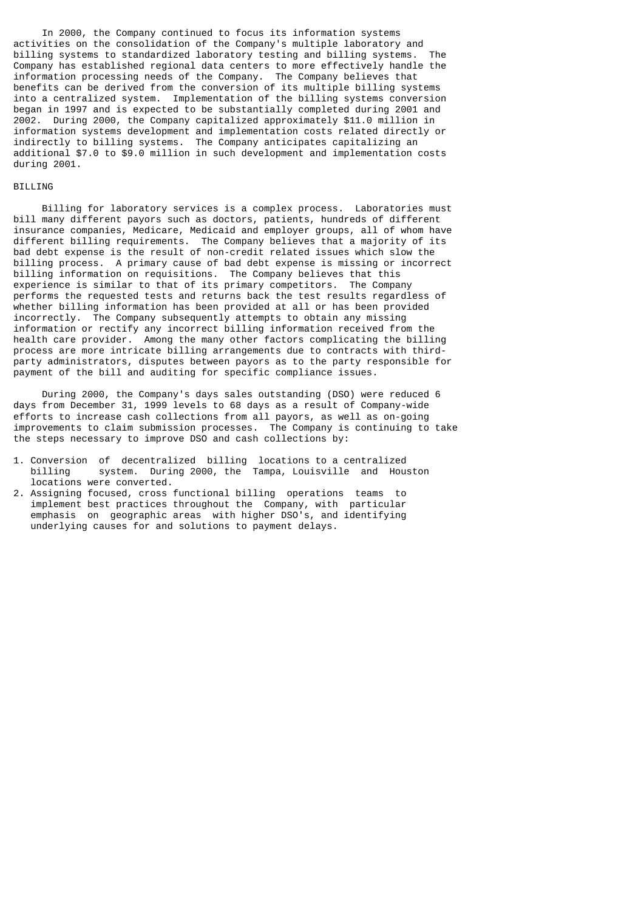In 2000, the Company continued to focus its information systems activities on the consolidation of the Company's multiple laboratory and billing systems to standardized laboratory testing and billing systems. The Company has established regional data centers to more effectively handle the information processing needs of the Company. The Company believes that benefits can be derived from the conversion of its multiple billing systems into a centralized system. Implementation of the billing systems conversion began in 1997 and is expected to be substantially completed during 2001 and 2002. During 2000, the Company capitalized approximately $11.0 million in information systems development and implementation costs related directly or indirectly to billing systems. The Company anticipates capitalizing an additional $7.0 to $9.0 million in such development and implementation costs during 2001.

## BILLING

Billing for laboratory services is a complex process. Laboratories must bill many different payors such as doctors, patients, hundreds of different insurance companies, Medicare, Medicaid and employer groups, all of whom have different billing requirements. The Company believes that a majority of its bad debt expense is the result of non-credit related issues which slow the billing process. A primary cause of bad debt expense is missing or incorrect billing information on requisitions. The Company believes that this experience is similar to that of its primary competitors. The Company performs the requested tests and returns back the test results regardless of whether billing information has been provided at all or has been provided incorrectly. The Company subsequently attempts to obtain any missing information or rectify any incorrect billing information received from the health care provider. Among the many other factors complicating the billing process are more intricate billing arrangements due to contracts with third-party administrators, disputes between payors as to the party responsible for payment of the bill and auditing for specific compliance issues.

During 2000, the Company's days sales outstanding (DSO) were reduced 6 days from December 31, 1999 levels to 68 days as a result of Company-wide efforts to increase cash collections from all payors, as well as on-going improvements to claim submission processes. The Company is continuing to take the steps necessary to improve DSO and cash collections by:

1. Conversion of decentralized billing locations to a centralized billing system. During 2000, the Tampa, Louisville and Houston locations were converted.
2. Assigning focused, cross functional billing operations teams to implement best practices throughout the Company, with particular emphasis on geographic areas with higher DSO's, and identifying underlying causes for and solutions to payment delays.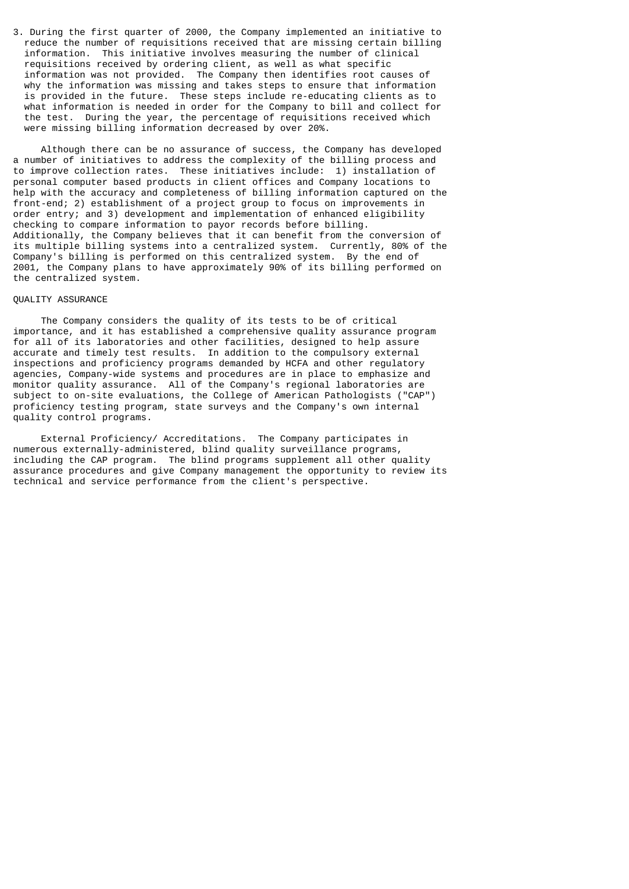3. During the first quarter of 2000, the Company implemented an initiative to reduce the number of requisitions received that are missing certain billing information. This initiative involves measuring the number of clinical requisitions received by ordering client, as well as what specific information was not provided. The Company then identifies root causes of why the information was missing and takes steps to ensure that information is provided in the future. These steps include re-educating clients as to what information is needed in order for the Company to bill and collect for the test. During the year, the percentage of requisitions received which were missing billing information decreased by over 20%.

Although there can be no assurance of success, the Company has developed a number of initiatives to address the complexity of the billing process and to improve collection rates. These initiatives include: 1) installation of personal computer based products in client offices and Company locations to help with the accuracy and completeness of billing information captured on the front-end; 2) establishment of a project group to focus on improvements in order entry; and 3) development and implementation of enhanced eligibility checking to compare information to payor records before billing. Additionally, the Company believes that it can benefit from the conversion of its multiple billing systems into a centralized system. Currently, 80% of the Company's billing is performed on this centralized system. By the end of 2001, the Company plans to have approximately 90% of its billing performed on the centralized system.

## QUALITY ASSURANCE

The Company considers the quality of its tests to be of critical importance, and it has established a comprehensive quality assurance program for all of its laboratories and other facilities, designed to help assure accurate and timely test results. In addition to the compulsory external inspections and proficiency programs demanded by HCFA and other regulatory agencies, Company-wide systems and procedures are in place to emphasize and monitor quality assurance. All of the Company's regional laboratories are subject to on-site evaluations, the College of American Pathologists ("CAP") proficiency testing program, state surveys and the Company's own internal quality control programs.

External Proficiency/ Accreditations. The Company participates in numerous externally-administered, blind quality surveillance programs, including the CAP program. The blind programs supplement all other quality assurance procedures and give Company management the opportunity to review its technical and service performance from the client's perspective.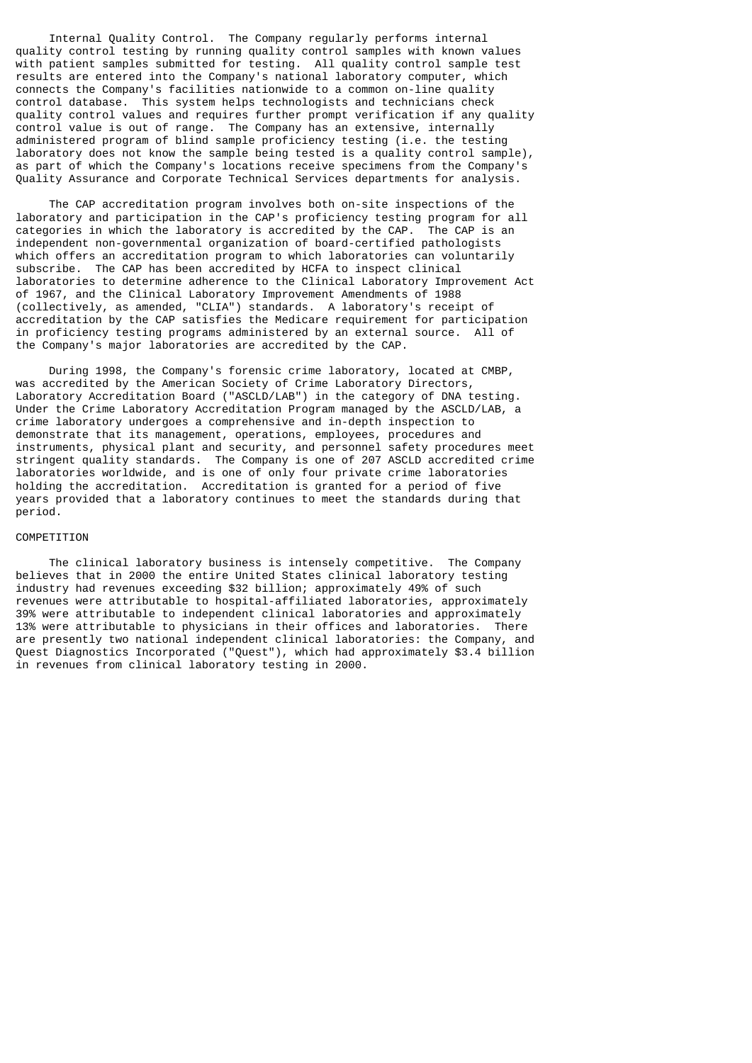Internal Quality Control. The Company regularly performs internal quality control testing by running quality control samples with known values with patient samples submitted for testing. All quality control sample test results are entered into the Company's national laboratory computer, which connects the Company's facilities nationwide to a common on-line quality control database. This system helps technologists and technicians check quality control values and requires further prompt verification if any quality control value is out of range. The Company has an extensive, internally administered program of blind sample proficiency testing (i.e. the testing laboratory does not know the sample being tested is a quality control sample), as part of which the Company's locations receive specimens from the Company's Quality Assurance and Corporate Technical Services departments for analysis.

The CAP accreditation program involves both on-site inspections of the laboratory and participation in the CAP's proficiency testing program for all categories in which the laboratory is accredited by the CAP. The CAP is an independent non-governmental organization of board-certified pathologists which offers an accreditation program to which laboratories can voluntarily subscribe. The CAP has been accredited by HCFA to inspect clinical laboratories to determine adherence to the Clinical Laboratory Improvement Act of 1967, and the Clinical Laboratory Improvement Amendments of 1988 (collectively, as amended, "CLIA") standards. A laboratory's receipt of accreditation by the CAP satisfies the Medicare requirement for participation in proficiency testing programs administered by an external source. All of the Company's major laboratories are accredited by the CAP.

During 1998, the Company's forensic crime laboratory, located at CMBP, was accredited by the American Society of Crime Laboratory Directors, Laboratory Accreditation Board ("ASCLD/LAB") in the category of DNA testing. Under the Crime Laboratory Accreditation Program managed by the ASCLD/LAB, a crime laboratory undergoes a comprehensive and in-depth inspection to demonstrate that its management, operations, employees, procedures and instruments, physical plant and security, and personnel safety procedures meet stringent quality standards. The Company is one of 207 ASCLD accredited crime laboratories worldwide, and is one of only four private crime laboratories holding the accreditation. Accreditation is granted for a period of five years provided that a laboratory continues to meet the standards during that period.

## COMPETITION

The clinical laboratory business is intensely competitive. The Company believes that in 2000 the entire United States clinical laboratory testing industry had revenues exceeding $32 billion; approximately 49% of such revenues were attributable to hospital-affiliated laboratories, approximately 39% were attributable to independent clinical laboratories and approximately 13% were attributable to physicians in their offices and laboratories. There are presently two national independent clinical laboratories: the Company, and Quest Diagnostics Incorporated ("Quest"), which had approximately $3.4 billion in revenues from clinical laboratory testing in 2000.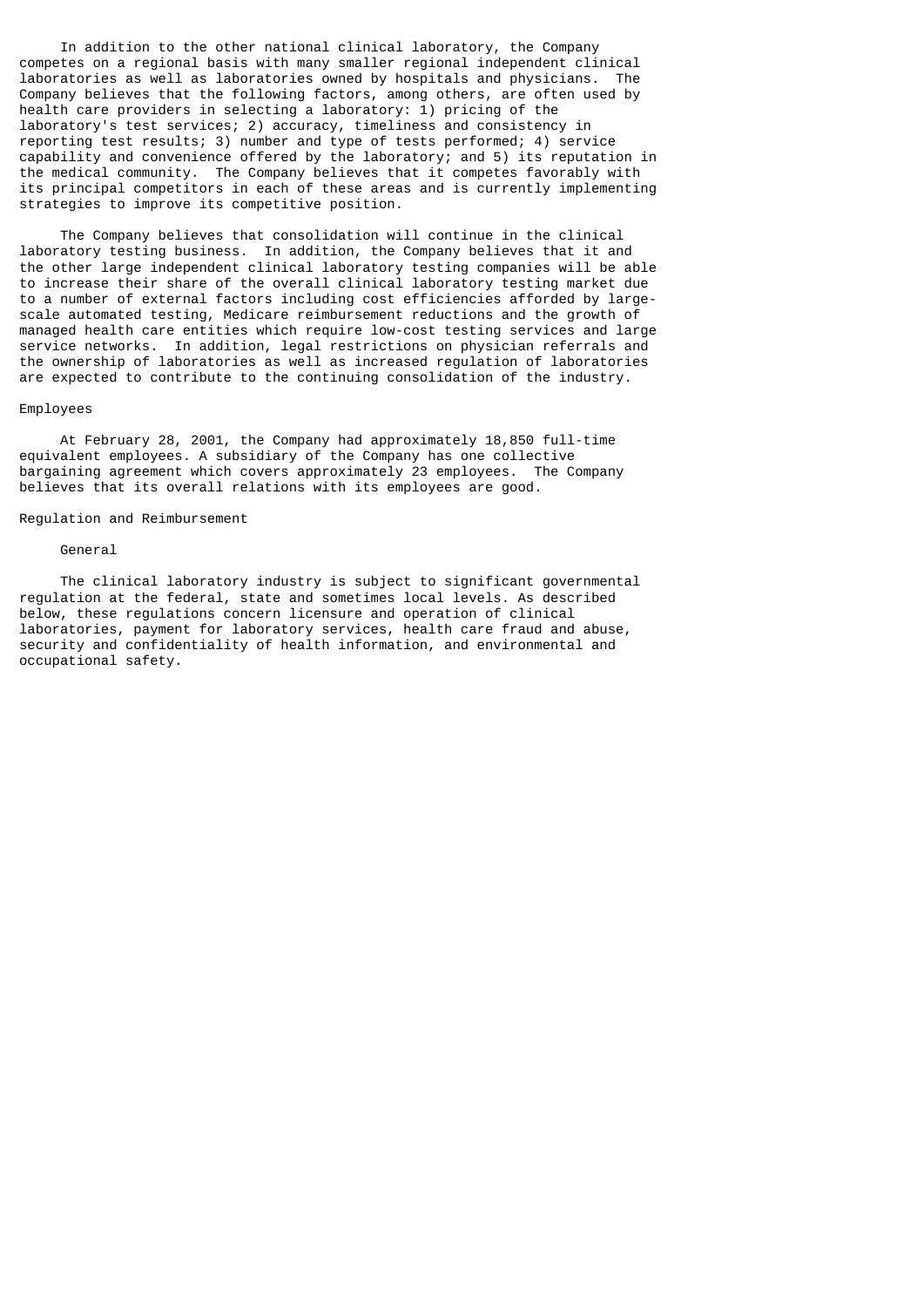In addition to the other national clinical laboratory, the Company competes on a regional basis with many smaller regional independent clinical laboratories as well as laboratories owned by hospitals and physicians. The Company believes that the following factors, among others, are often used by health care providers in selecting a laboratory: 1) pricing of the laboratory's test services; 2) accuracy, timeliness and consistency in reporting test results; 3) number and type of tests performed; 4) service capability and convenience offered by the laboratory; and 5) its reputation in the medical community. The Company believes that it competes favorably with its principal competitors in each of these areas and is currently implementing strategies to improve its competitive position.

The Company believes that consolidation will continue in the clinical laboratory testing business. In addition, the Company believes that it and the other large independent clinical laboratory testing companies will be able to increase their share of the overall clinical laboratory testing market due to a number of external factors including cost efficiencies afforded by large-scale automated testing, Medicare reimbursement reductions and the growth of managed health care entities which require low-cost testing services and large service networks. In addition, legal restrictions on physician referrals and the ownership of laboratories as well as increased regulation of laboratories are expected to contribute to the continuing consolidation of the industry.

## Employees

At February 28, 2001, the Company had approximately 18,850 full-time equivalent employees. A subsidiary of the Company has one collective bargaining agreement which covers approximately 23 employees. The Company believes that its overall relations with its employees are good.

## Regulation and Reimbursement

### General

The clinical laboratory industry is subject to significant governmental regulation at the federal, state and sometimes local levels. As described below, these regulations concern licensure and operation of clinical laboratories, payment for laboratory services, health care fraud and abuse, security and confidentiality of health information, and environmental and occupational safety.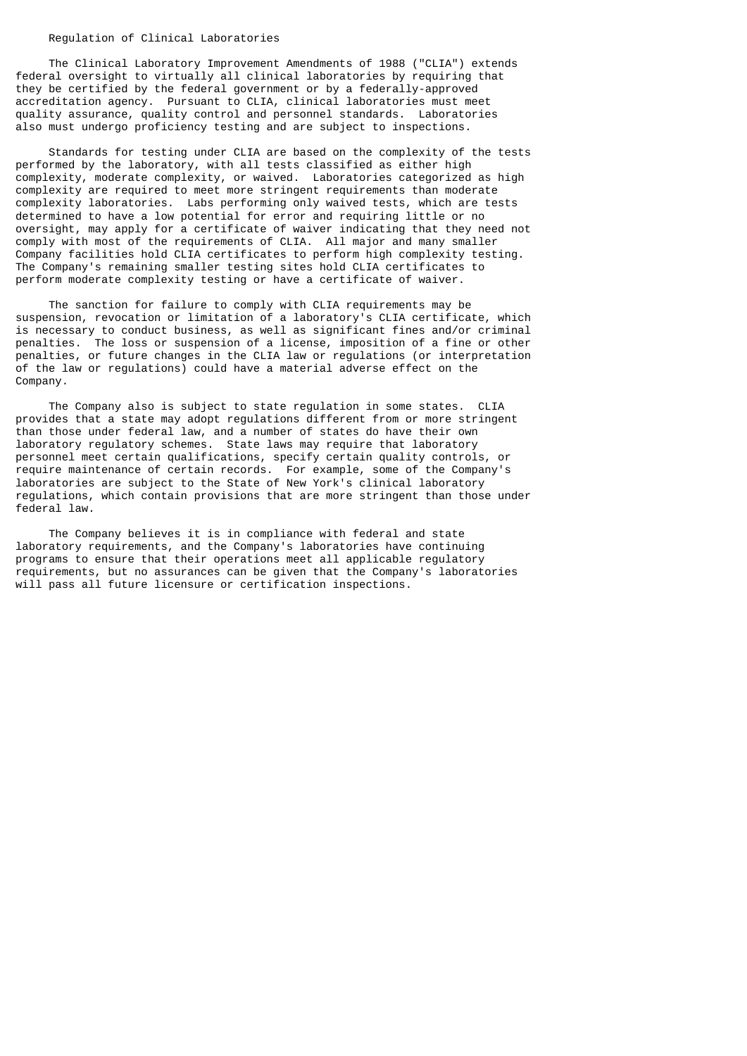## Regulation of Clinical Laboratories

The Clinical Laboratory Improvement Amendments of 1988 ("CLIA") extends federal oversight to virtually all clinical laboratories by requiring that they be certified by the federal government or by a federally-approved accreditation agency. Pursuant to CLIA, clinical laboratories must meet quality assurance, quality control and personnel standards. Laboratories also must undergo proficiency testing and are subject to inspections.

Standards for testing under CLIA are based on the complexity of the tests performed by the laboratory, with all tests classified as either high complexity, moderate complexity, or waived. Laboratories categorized as high complexity are required to meet more stringent requirements than moderate complexity laboratories. Labs performing only waived tests, which are tests determined to have a low potential for error and requiring little or no oversight, may apply for a certificate of waiver indicating that they need not comply with most of the requirements of CLIA. All major and many smaller Company facilities hold CLIA certificates to perform high complexity testing. The Company's remaining smaller testing sites hold CLIA certificates to perform moderate complexity testing or have a certificate of waiver.

The sanction for failure to comply with CLIA requirements may be suspension, revocation or limitation of a laboratory's CLIA certificate, which is necessary to conduct business, as well as significant fines and/or criminal penalties. The loss or suspension of a license, imposition of a fine or other penalties, or future changes in the CLIA law or regulations (or interpretation of the law or regulations) could have a material adverse effect on the Company.

The Company also is subject to state regulation in some states. CLIA provides that a state may adopt regulations different from or more stringent than those under federal law, and a number of states do have their own laboratory regulatory schemes. State laws may require that laboratory personnel meet certain qualifications, specify certain quality controls, or require maintenance of certain records. For example, some of the Company's laboratories are subject to the State of New York's clinical laboratory regulations, which contain provisions that are more stringent than those under federal law.

The Company believes it is in compliance with federal and state laboratory requirements, and the Company's laboratories have continuing programs to ensure that their operations meet all applicable regulatory requirements, but no assurances can be given that the Company's laboratories will pass all future licensure or certification inspections.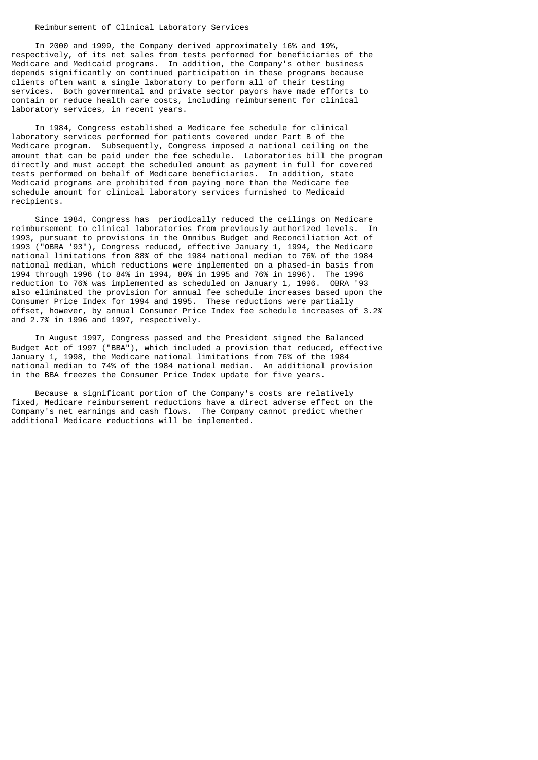### Reimbursement of Clinical Laboratory Services

In 2000 and 1999, the Company derived approximately 16% and 19%, respectively, of its net sales from tests performed for beneficiaries of the Medicare and Medicaid programs. In addition, the Company's other business depends significantly on continued participation in these programs because clients often want a single laboratory to perform all of their testing services. Both governmental and private sector payors have made efforts to contain or reduce health care costs, including reimbursement for clinical laboratory services, in recent years.

In 1984, Congress established a Medicare fee schedule for clinical laboratory services performed for patients covered under Part B of the Medicare program. Subsequently, Congress imposed a national ceiling on the amount that can be paid under the fee schedule. Laboratories bill the program directly and must accept the scheduled amount as payment in full for covered tests performed on behalf of Medicare beneficiaries. In addition, state Medicaid programs are prohibited from paying more than the Medicare fee schedule amount for clinical laboratory services furnished to Medicaid recipients.

Since 1984, Congress has periodically reduced the ceilings on Medicare reimbursement to clinical laboratories from previously authorized levels. In 1993, pursuant to provisions in the Omnibus Budget and Reconciliation Act of 1993 ("OBRA '93"), Congress reduced, effective January 1, 1994, the Medicare national limitations from 88% of the 1984 national median to 76% of the 1984 national median, which reductions were implemented on a phased-in basis from 1994 through 1996 (to 84% in 1994, 80% in 1995 and 76% in 1996). The 1996 reduction to 76% was implemented as scheduled on January 1, 1996. OBRA '93 also eliminated the provision for annual fee schedule increases based upon the Consumer Price Index for 1994 and 1995. These reductions were partially offset, however, by annual Consumer Price Index fee schedule increases of 3.2% and 2.7% in 1996 and 1997, respectively.

In August 1997, Congress passed and the President signed the Balanced Budget Act of 1997 ("BBA"), which included a provision that reduced, effective January 1, 1998, the Medicare national limitations from 76% of the 1984 national median to 74% of the 1984 national median. An additional provision in the BBA freezes the Consumer Price Index update for five years.

Because a significant portion of the Company's costs are relatively fixed, Medicare reimbursement reductions have a direct adverse effect on the Company's net earnings and cash flows. The Company cannot predict whether additional Medicare reductions will be implemented.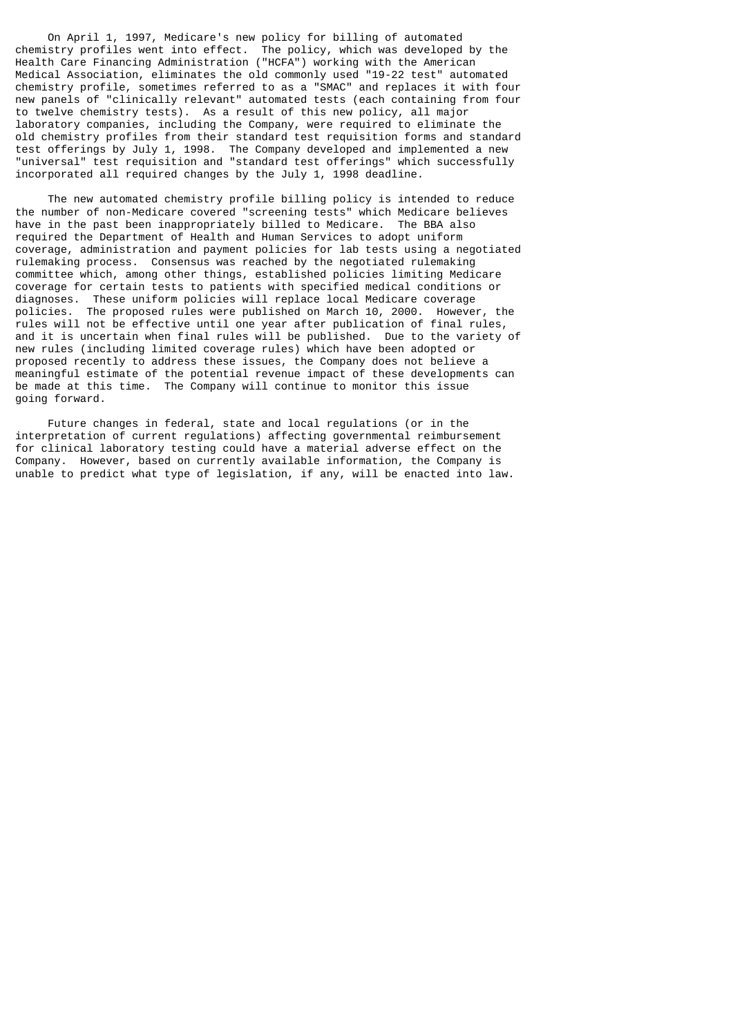On April 1, 1997, Medicare's new policy for billing of automated chemistry profiles went into effect. The policy, which was developed by the Health Care Financing Administration ("HCFA") working with the American Medical Association, eliminates the old commonly used "19-22 test" automated chemistry profile, sometimes referred to as a "SMAC" and replaces it with four new panels of "clinically relevant" automated tests (each containing from four to twelve chemistry tests). As a result of this new policy, all major laboratory companies, including the Company, were required to eliminate the old chemistry profiles from their standard test requisition forms and standard test offerings by July 1, 1998. The Company developed and implemented a new "universal" test requisition and "standard test offerings" which successfully incorporated all required changes by the July 1, 1998 deadline.

The new automated chemistry profile billing policy is intended to reduce the number of non-Medicare covered "screening tests" which Medicare believes have in the past been inappropriately billed to Medicare. The BBA also required the Department of Health and Human Services to adopt uniform coverage, administration and payment policies for lab tests using a negotiated rulemaking process. Consensus was reached by the negotiated rulemaking committee which, among other things, established policies limiting Medicare coverage for certain tests to patients with specified medical conditions or diagnoses. These uniform policies will replace local Medicare coverage policies. The proposed rules were published on March 10, 2000. However, the rules will not be effective until one year after publication of final rules, and it is uncertain when final rules will be published. Due to the variety of new rules (including limited coverage rules) which have been adopted or proposed recently to address these issues, the Company does not believe a meaningful estimate of the potential revenue impact of these developments can be made at this time. The Company will continue to monitor this issue going forward.

Future changes in federal, state and local regulations (or in the interpretation of current regulations) affecting governmental reimbursement for clinical laboratory testing could have a material adverse effect on the Company. However, based on currently available information, the Company is unable to predict what type of legislation, if any, will be enacted into law.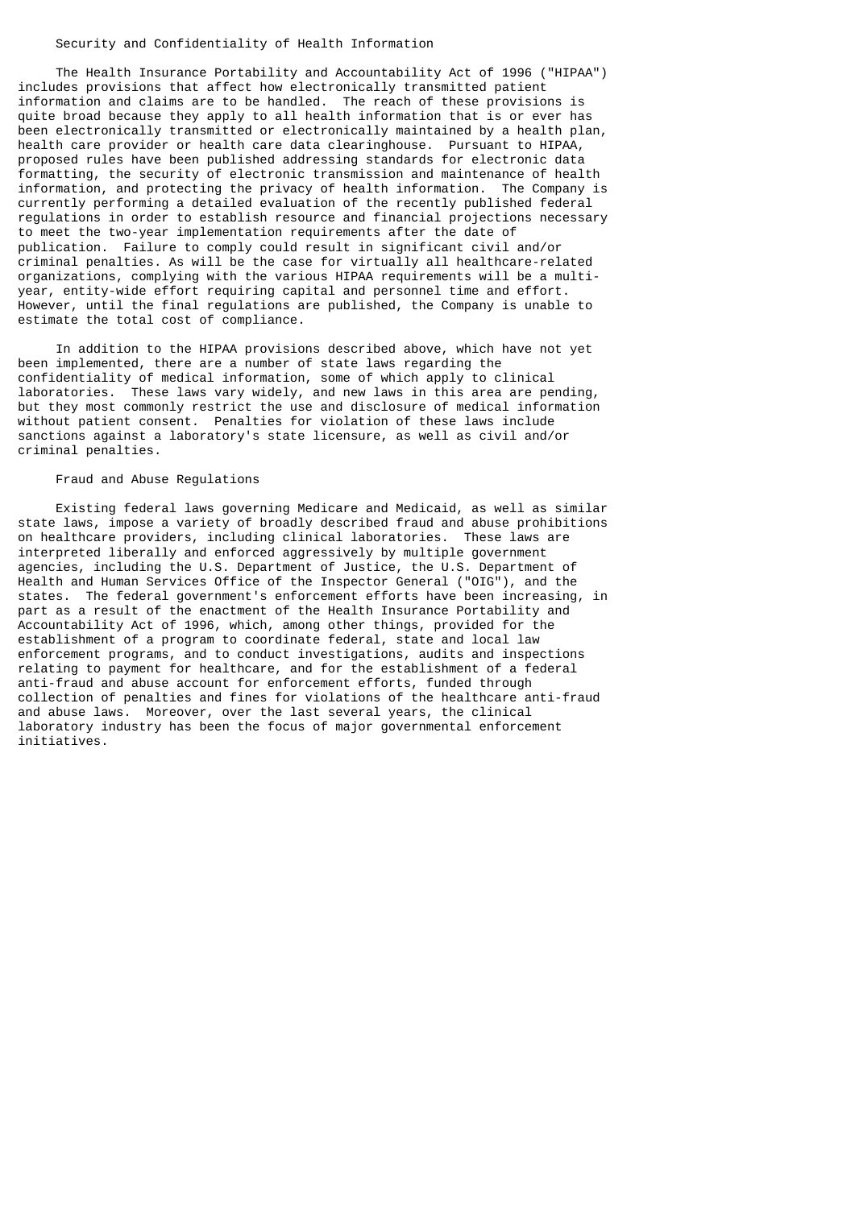### Security and Confidentiality of Health Information

The Health Insurance Portability and Accountability Act of 1996 ("HIPAA") includes provisions that affect how electronically transmitted patient information and claims are to be handled. The reach of these provisions is quite broad because they apply to all health information that is or ever has been electronically transmitted or electronically maintained by a health plan, health care provider or health care data clearinghouse. Pursuant to HIPAA, proposed rules have been published addressing standards for electronic data formatting, the security of electronic transmission and maintenance of health information, and protecting the privacy of health information. The Company is currently performing a detailed evaluation of the recently published federal regulations in order to establish resource and financial projections necessary to meet the two-year implementation requirements after the date of publication. Failure to comply could result in significant civil and/or criminal penalties. As will be the case for virtually all healthcare-related organizations, complying with the various HIPAA requirements will be a multi-year, entity-wide effort requiring capital and personnel time and effort. However, until the final regulations are published, the Company is unable to estimate the total cost of compliance.

In addition to the HIPAA provisions described above, which have not yet been implemented, there are a number of state laws regarding the confidentiality of medical information, some of which apply to clinical laboratories. These laws vary widely, and new laws in this area are pending, but they most commonly restrict the use and disclosure of medical information without patient consent. Penalties for violation of these laws include sanctions against a laboratory's state licensure, as well as civil and/or criminal penalties.

### Fraud and Abuse Regulations

Existing federal laws governing Medicare and Medicaid, as well as similar state laws, impose a variety of broadly described fraud and abuse prohibitions on healthcare providers, including clinical laboratories. These laws are interpreted liberally and enforced aggressively by multiple government agencies, including the U.S. Department of Justice, the U.S. Department of Health and Human Services Office of the Inspector General ("OIG"), and the states. The federal government's enforcement efforts have been increasing, in part as a result of the enactment of the Health Insurance Portability and Accountability Act of 1996, which, among other things, provided for the establishment of a program to coordinate federal, state and local law enforcement programs, and to conduct investigations, audits and inspections relating to payment for healthcare, and for the establishment of a federal anti-fraud and abuse account for enforcement efforts, funded through collection of penalties and fines for violations of the healthcare anti-fraud and abuse laws. Moreover, over the last several years, the clinical laboratory industry has been the focus of major governmental enforcement initiatives.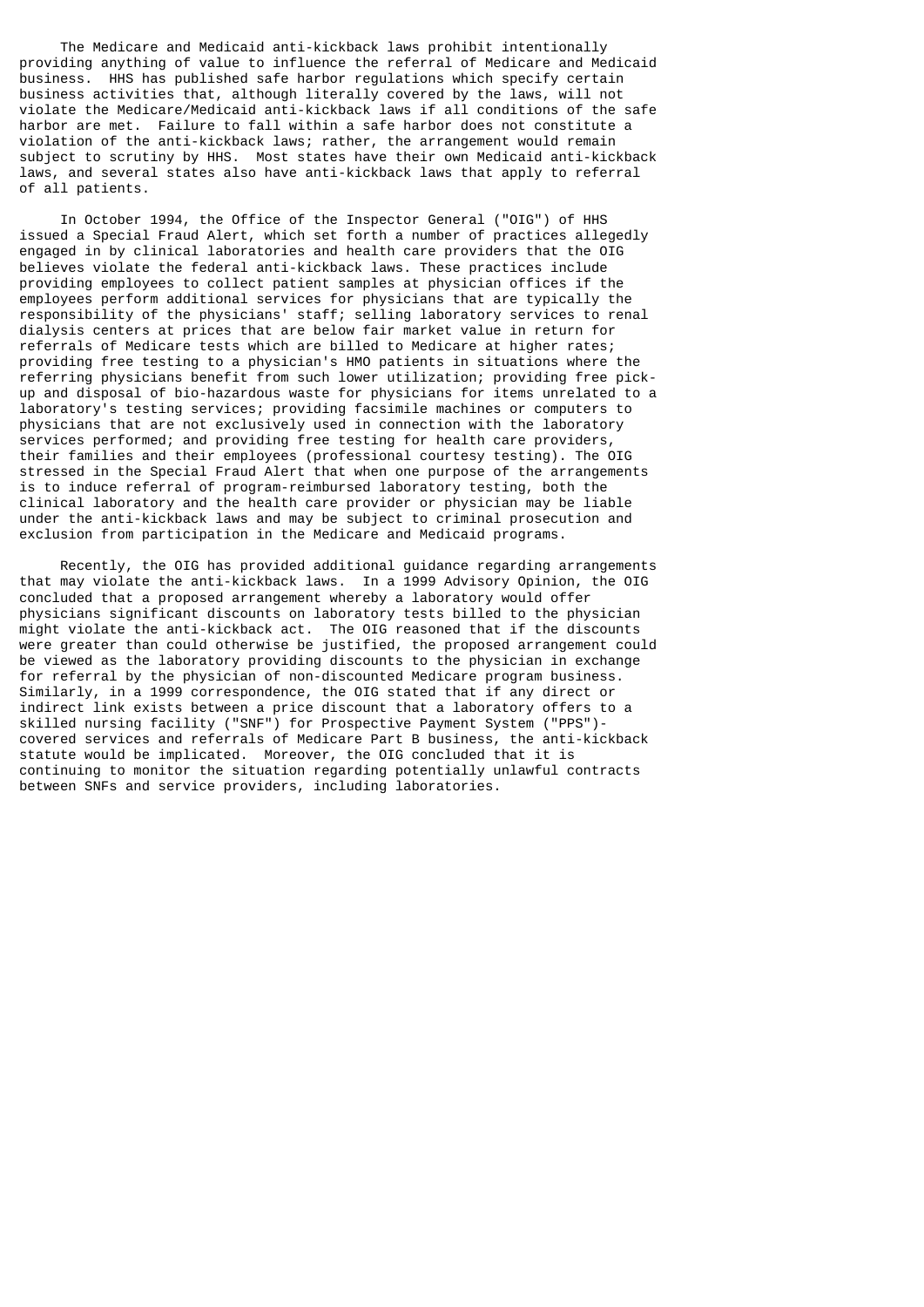The Medicare and Medicaid anti-kickback laws prohibit intentionally providing anything of value to influence the referral of Medicare and Medicaid business. HHS has published safe harbor regulations which specify certain business activities that, although literally covered by the laws, will not violate the Medicare/Medicaid anti-kickback laws if all conditions of the safe harbor are met. Failure to fall within a safe harbor does not constitute a violation of the anti-kickback laws; rather, the arrangement would remain subject to scrutiny by HHS. Most states have their own Medicaid anti-kickback laws, and several states also have anti-kickback laws that apply to referral of all patients.

In October 1994, the Office of the Inspector General ("OIG") of HHS issued a Special Fraud Alert, which set forth a number of practices allegedly engaged in by clinical laboratories and health care providers that the OIG believes violate the federal anti-kickback laws. These practices include providing employees to collect patient samples at physician offices if the employees perform additional services for physicians that are typically the responsibility of the physicians' staff; selling laboratory services to renal dialysis centers at prices that are below fair market value in return for referrals of Medicare tests which are billed to Medicare at higher rates; providing free testing to a physician's HMO patients in situations where the referring physicians benefit from such lower utilization; providing free pick-up and disposal of bio-hazardous waste for physicians for items unrelated to a laboratory's testing services; providing facsimile machines or computers to physicians that are not exclusively used in connection with the laboratory services performed; and providing free testing for health care providers, their families and their employees (professional courtesy testing). The OIG stressed in the Special Fraud Alert that when one purpose of the arrangements is to induce referral of program-reimbursed laboratory testing, both the clinical laboratory and the health care provider or physician may be liable under the anti-kickback laws and may be subject to criminal prosecution and exclusion from participation in the Medicare and Medicaid programs.

Recently, the OIG has provided additional guidance regarding arrangements that may violate the anti-kickback laws. In a 1999 Advisory Opinion, the OIG concluded that a proposed arrangement whereby a laboratory would offer physicians significant discounts on laboratory tests billed to the physician might violate the anti-kickback act. The OIG reasoned that if the discounts were greater than could otherwise be justified, the proposed arrangement could be viewed as the laboratory providing discounts to the physician in exchange for referral by the physician of non-discounted Medicare program business. Similarly, in a 1999 correspondence, the OIG stated that if any direct or indirect link exists between a price discount that a laboratory offers to a skilled nursing facility ("SNF") for Prospective Payment System ("PPS")-covered services and referrals of Medicare Part B business, the anti-kickback statute would be implicated. Moreover, the OIG concluded that it is continuing to monitor the situation regarding potentially unlawful contracts between SNFs and service providers, including laboratories.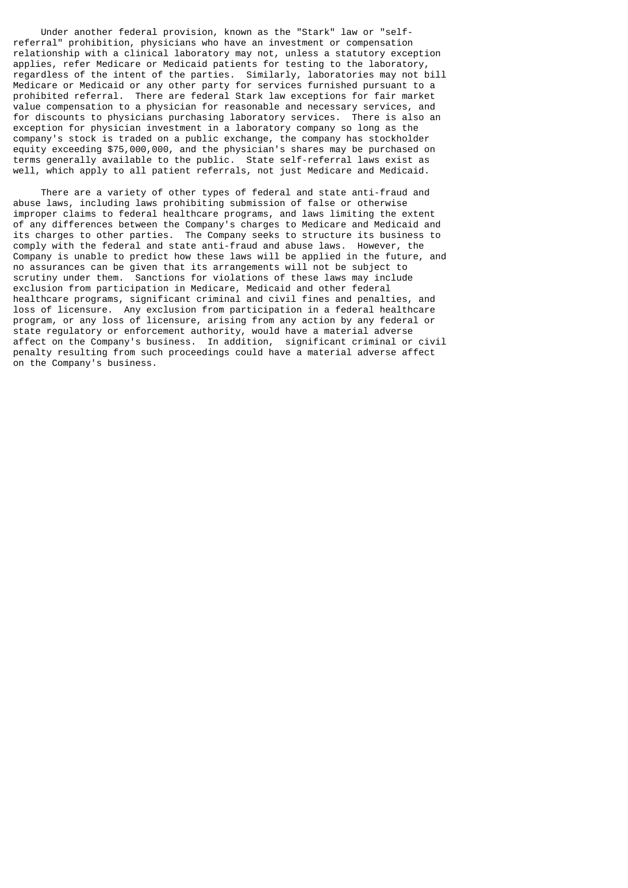Under another federal provision, known as the "Stark" law or "self-referral" prohibition, physicians who have an investment or compensation relationship with a clinical laboratory may not, unless a statutory exception applies, refer Medicare or Medicaid patients for testing to the laboratory, regardless of the intent of the parties. Similarly, laboratories may not bill Medicare or Medicaid or any other party for services furnished pursuant to a prohibited referral. There are federal Stark law exceptions for fair market value compensation to a physician for reasonable and necessary services, and for discounts to physicians purchasing laboratory services. There is also an exception for physician investment in a laboratory company so long as the company's stock is traded on a public exchange, the company has stockholder equity exceeding $75,000,000, and the physician's shares may be purchased on terms generally available to the public. State self-referral laws exist as well, which apply to all patient referrals, not just Medicare and Medicaid.

There are a variety of other types of federal and state anti-fraud and abuse laws, including laws prohibiting submission of false or otherwise improper claims to federal healthcare programs, and laws limiting the extent of any differences between the Company's charges to Medicare and Medicaid and its charges to other parties. The Company seeks to structure its business to comply with the federal and state anti-fraud and abuse laws. However, the Company is unable to predict how these laws will be applied in the future, and no assurances can be given that its arrangements will not be subject to scrutiny under them. Sanctions for violations of these laws may include exclusion from participation in Medicare, Medicaid and other federal healthcare programs, significant criminal and civil fines and penalties, and loss of licensure. Any exclusion from participation in a federal healthcare program, or any loss of licensure, arising from any action by any federal or state regulatory or enforcement authority, would have a material adverse affect on the Company's business. In addition, significant criminal or civil penalty resulting from such proceedings could have a material adverse affect on the Company's business.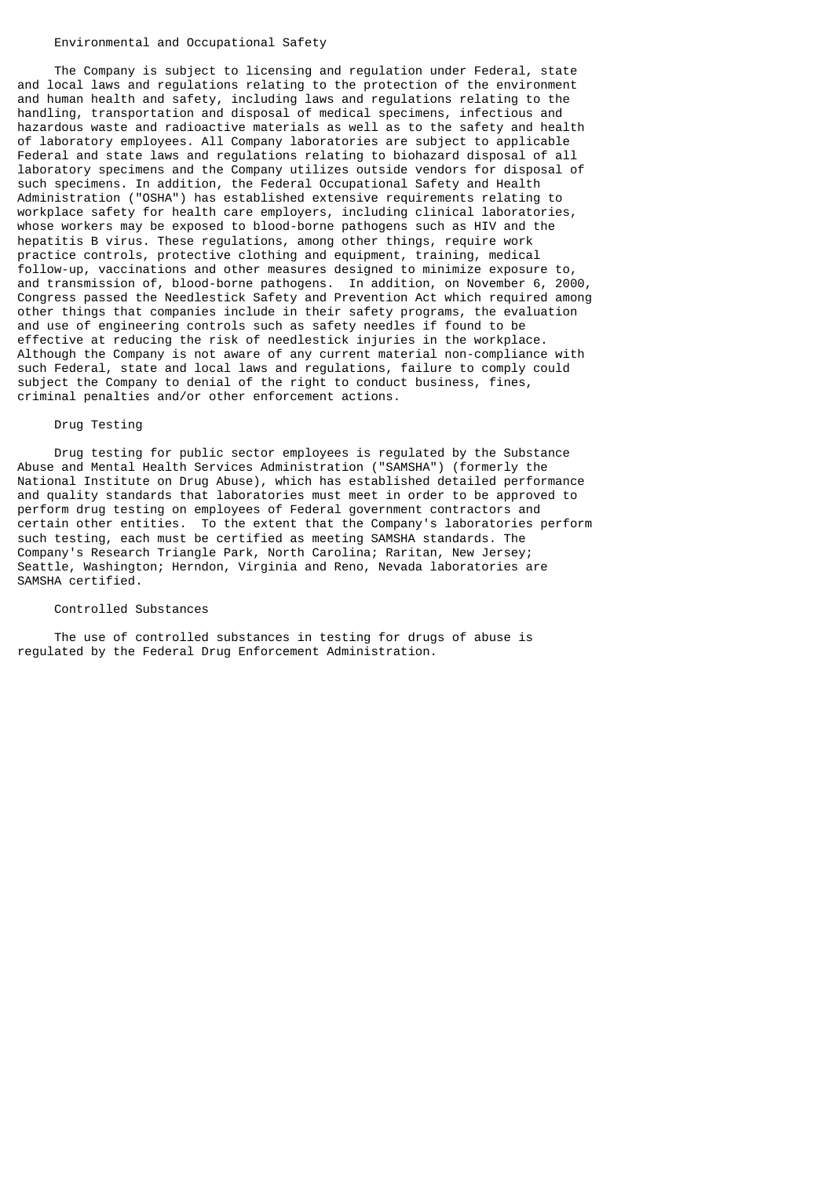### Environmental and Occupational Safety

The Company is subject to licensing and regulation under Federal, state and local laws and regulations relating to the protection of the environment and human health and safety, including laws and regulations relating to the handling, transportation and disposal of medical specimens, infectious and hazardous waste and radioactive materials as well as to the safety and health of laboratory employees. All Company laboratories are subject to applicable Federal and state laws and regulations relating to biohazard disposal of all laboratory specimens and the Company utilizes outside vendors for disposal of such specimens. In addition, the Federal Occupational Safety and Health Administration ("OSHA") has established extensive requirements relating to workplace safety for health care employers, including clinical laboratories, whose workers may be exposed to blood-borne pathogens such as HIV and the hepatitis B virus. These regulations, among other things, require work practice controls, protective clothing and equipment, training, medical follow-up, vaccinations and other measures designed to minimize exposure to, and transmission of, blood-borne pathogens. In addition, on November 6, 2000, Congress passed the Needlestick Safety and Prevention Act which required among other things that companies include in their safety programs, the evaluation and use of engineering controls such as safety needles if found to be effective at reducing the risk of needlestick injuries in the workplace. Although the Company is not aware of any current material non-compliance with such Federal, state and local laws and regulations, failure to comply could subject the Company to denial of the right to conduct business, fines, criminal penalties and/or other enforcement actions.

### Drug Testing

Drug testing for public sector employees is regulated by the Substance Abuse and Mental Health Services Administration ("SAMSHA") (formerly the National Institute on Drug Abuse), which has established detailed performance and quality standards that laboratories must meet in order to be approved to perform drug testing on employees of Federal government contractors and certain other entities. To the extent that the Company's laboratories perform such testing, each must be certified as meeting SAMSHA standards. The Company's Research Triangle Park, North Carolina; Raritan, New Jersey; Seattle, Washington; Herndon, Virginia and Reno, Nevada laboratories are SAMSHA certified.

### Controlled Substances

The use of controlled substances in testing for drugs of abuse is regulated by the Federal Drug Enforcement Administration.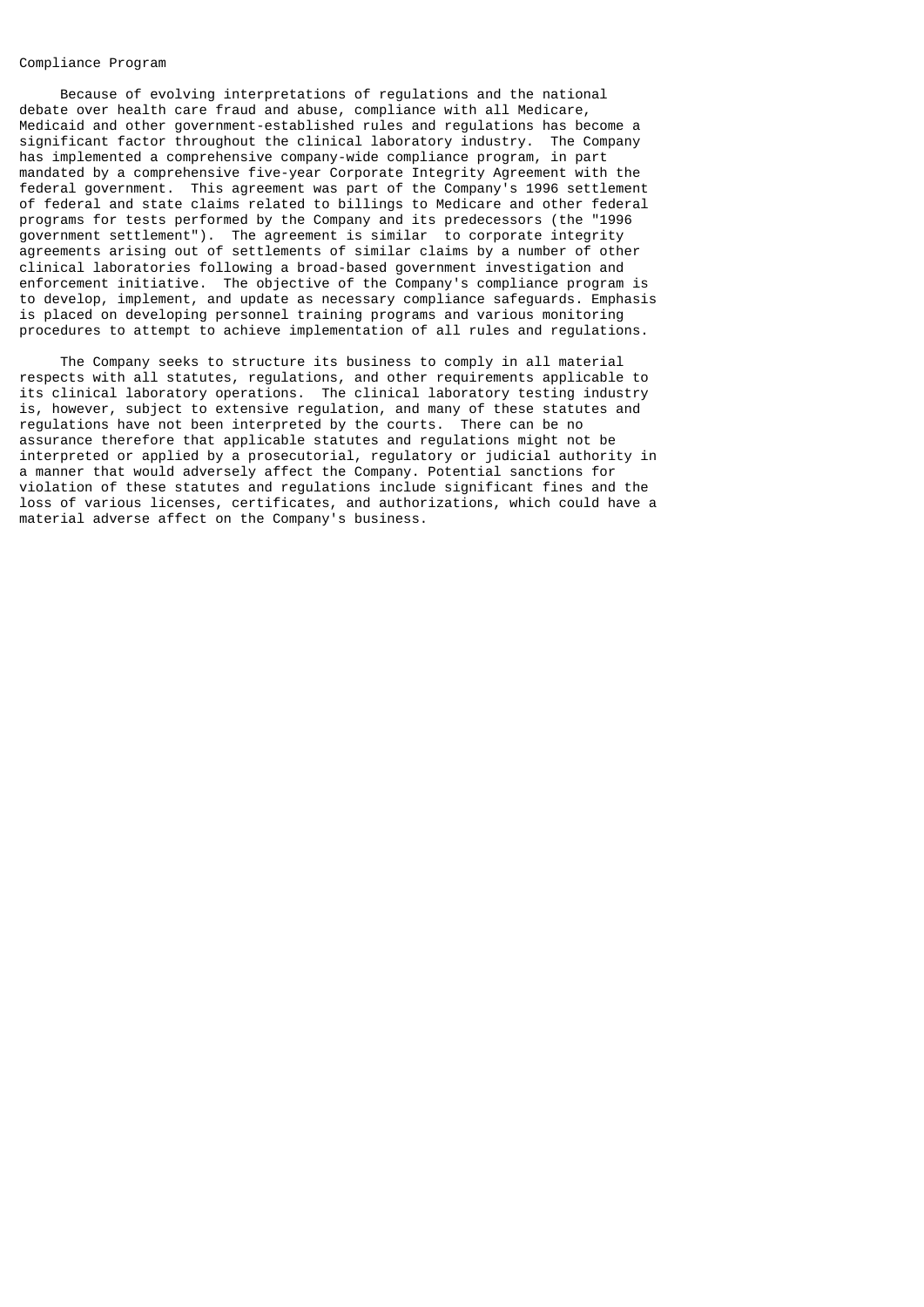## Compliance Program

Because of evolving interpretations of regulations and the national debate over health care fraud and abuse, compliance with all Medicare, Medicaid and other government-established rules and regulations has become a significant factor throughout the clinical laboratory industry. The Company has implemented a comprehensive company-wide compliance program, in part mandated by a comprehensive five-year Corporate Integrity Agreement with the federal government. This agreement was part of the Company's 1996 settlement of federal and state claims related to billings to Medicare and other federal programs for tests performed by the Company and its predecessors (the "1996 government settlement"). The agreement is similar to corporate integrity agreements arising out of settlements of similar claims by a number of other clinical laboratories following a broad-based government investigation and enforcement initiative. The objective of the Company's compliance program is to develop, implement, and update as necessary compliance safeguards. Emphasis is placed on developing personnel training programs and various monitoring procedures to attempt to achieve implementation of all rules and regulations.

The Company seeks to structure its business to comply in all material respects with all statutes, regulations, and other requirements applicable to its clinical laboratory operations. The clinical laboratory testing industry is, however, subject to extensive regulation, and many of these statutes and regulations have not been interpreted by the courts. There can be no assurance therefore that applicable statutes and regulations might not be interpreted or applied by a prosecutorial, regulatory or judicial authority in a manner that would adversely affect the Company. Potential sanctions for violation of these statutes and regulations include significant fines and the loss of various licenses, certificates, and authorizations, which could have a material adverse affect on the Company's business.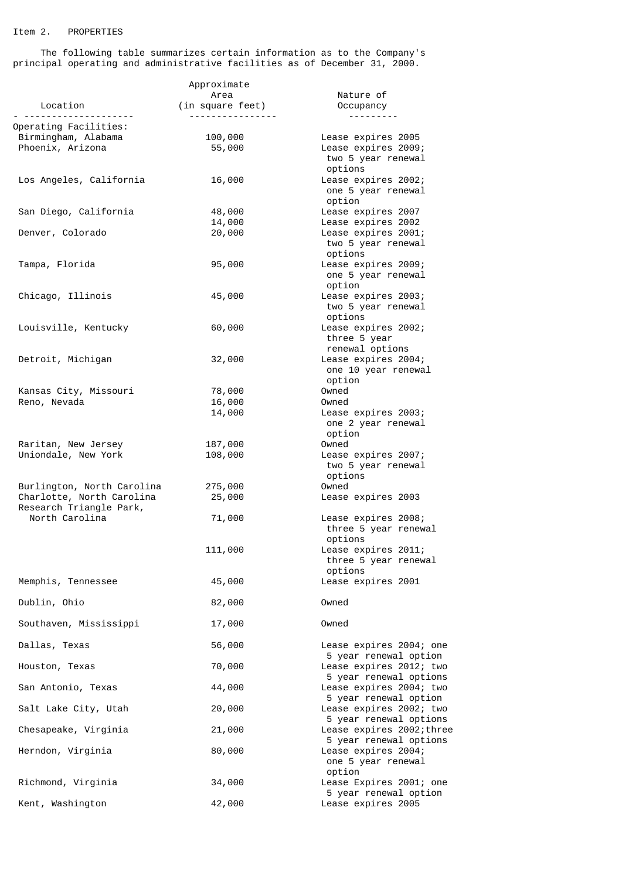## Item 2. PROPERTIES

The following table summarizes certain information as to the Company's principal operating and administrative facilities as of December 31, 2000.

| Location | Approximate Area (in square feet) | Nature of Occupancy |
|---|---|---|
| Operating Facilities: | | |
| Birmingham, Alabama | 100,000 | Lease expires 2005 |
| Phoenix, Arizona | 55,000 | Lease expires 2009; two 5 year renewal options |
| Los Angeles, California | 16,000 | Lease expires 2002; one 5 year renewal option |
| San Diego, California | 48,000 | Lease expires 2007 |
| | 14,000 | Lease expires 2002 |
| Denver, Colorado | 20,000 | Lease expires 2001; two 5 year renewal options |
| Tampa, Florida | 95,000 | Lease expires 2009; one 5 year renewal option |
| Chicago, Illinois | 45,000 | Lease expires 2003; two 5 year renewal options |
| Louisville, Kentucky | 60,000 | Lease expires 2002; three 5 year renewal options |
| Detroit, Michigan | 32,000 | Lease expires 2004; one 10 year renewal option |
| Kansas City, Missouri | 78,000 | Owned |
| Reno, Nevada | 16,000 | Owned |
| | 14,000 | Lease expires 2003; one 2 year renewal option |
| Raritan, New Jersey | 187,000 | Owned |
| Uniondale, New York | 108,000 | Lease expires 2007; two 5 year renewal options |
| Burlington, North Carolina | 275,000 | Owned |
| Charlotte, North Carolina | 25,000 | Lease expires 2003 |
| Research Triangle Park, North Carolina | 71,000 | Lease expires 2008; three 5 year renewal options |
| | 111,000 | Lease expires 2011; three 5 year renewal options |
| Memphis, Tennessee | 45,000 | Lease expires 2001 |
| Dublin, Ohio | 82,000 | Owned |
| Southaven, Mississippi | 17,000 | Owned |
| Dallas, Texas | 56,000 | Lease expires 2004; one 5 year renewal option |
| Houston, Texas | 70,000 | Lease expires 2012; two 5 year renewal options |
| San Antonio, Texas | 44,000 | Lease expires 2004; two 5 year renewal option |
| Salt Lake City, Utah | 20,000 | Lease expires 2002; two 5 year renewal options |
| Chesapeake, Virginia | 21,000 | Lease expires 2002;three 5 year renewal options |
| Herndon, Virginia | 80,000 | Lease expires 2004; one 5 year renewal option |
| Richmond, Virginia | 34,000 | Lease Expires 2001; one 5 year renewal option |
| Kent, Washington | 42,000 | Lease expires 2005 |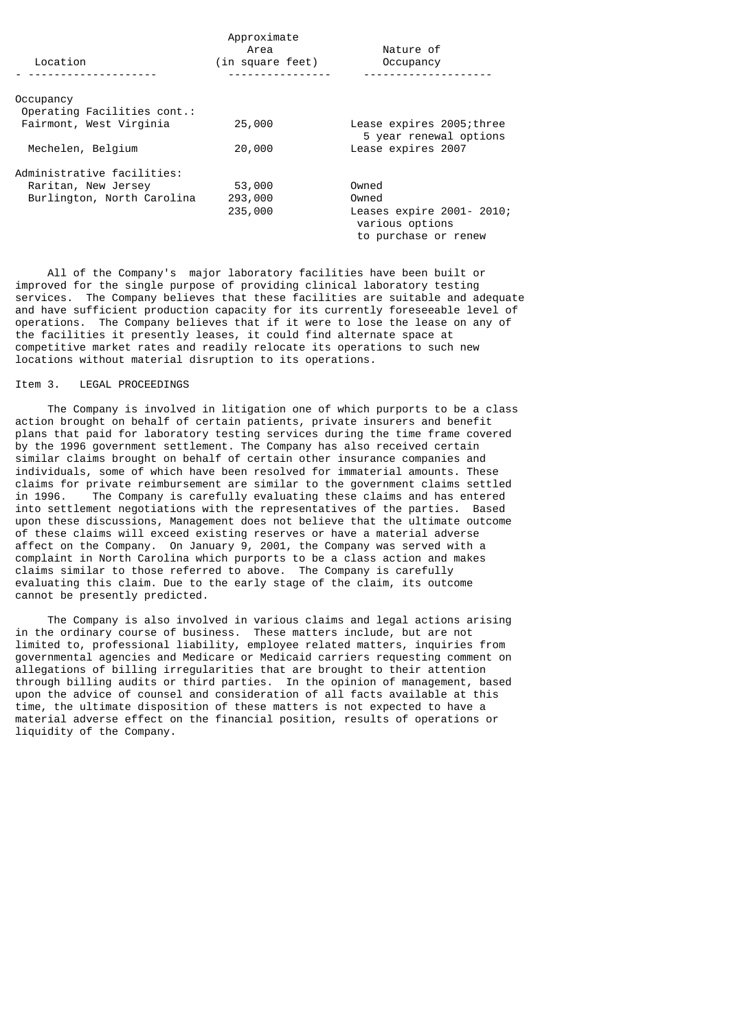| Location | Approximate Area (in square feet) | Nature of Occupancy |
|---|---|---|
| Occupancy | | |
| Operating Facilities cont.: | | |
| Fairmont, West Virginia | 25,000 | Lease expires 2005;three 5 year renewal options |
| Mechelen, Belgium | 20,000 | Lease expires 2007 |
| Administrative facilities: | | |
| Raritan, New Jersey | 53,000 | Owned |
| Burlington, North Carolina | 293,000 | Owned |
| | 235,000 | Leases expire 2001- 2010; various options to purchase or renew |

All of the Company's major laboratory facilities have been built or improved for the single purpose of providing clinical laboratory testing services. The Company believes that these facilities are suitable and adequate and have sufficient production capacity for its currently foreseeable level of operations. The Company believes that if it were to lose the lease on any of the facilities it presently leases, it could find alternate space at competitive market rates and readily relocate its operations to such new locations without material disruption to its operations.

## Item 3. LEGAL PROCEEDINGS

The Company is involved in litigation one of which purports to be a class action brought on behalf of certain patients, private insurers and benefit plans that paid for laboratory testing services during the time frame covered by the 1996 government settlement. The Company has also received certain similar claims brought on behalf of certain other insurance companies and individuals, some of which have been resolved for immaterial amounts. These claims for private reimbursement are similar to the government claims settled in 1996. The Company is carefully evaluating these claims and has entered into settlement negotiations with the representatives of the parties. Based upon these discussions, Management does not believe that the ultimate outcome of these claims will exceed existing reserves or have a material adverse affect on the Company. On January 9, 2001, the Company was served with a complaint in North Carolina which purports to be a class action and makes claims similar to those referred to above. The Company is carefully evaluating this claim. Due to the early stage of the claim, its outcome cannot be presently predicted.

The Company is also involved in various claims and legal actions arising in the ordinary course of business. These matters include, but are not limited to, professional liability, employee related matters, inquiries from governmental agencies and Medicare or Medicaid carriers requesting comment on allegations of billing irregularities that are brought to their attention through billing audits or third parties. In the opinion of management, based upon the advice of counsel and consideration of all facts available at this time, the ultimate disposition of these matters is not expected to have a material adverse effect on the financial position, results of operations or liquidity of the Company.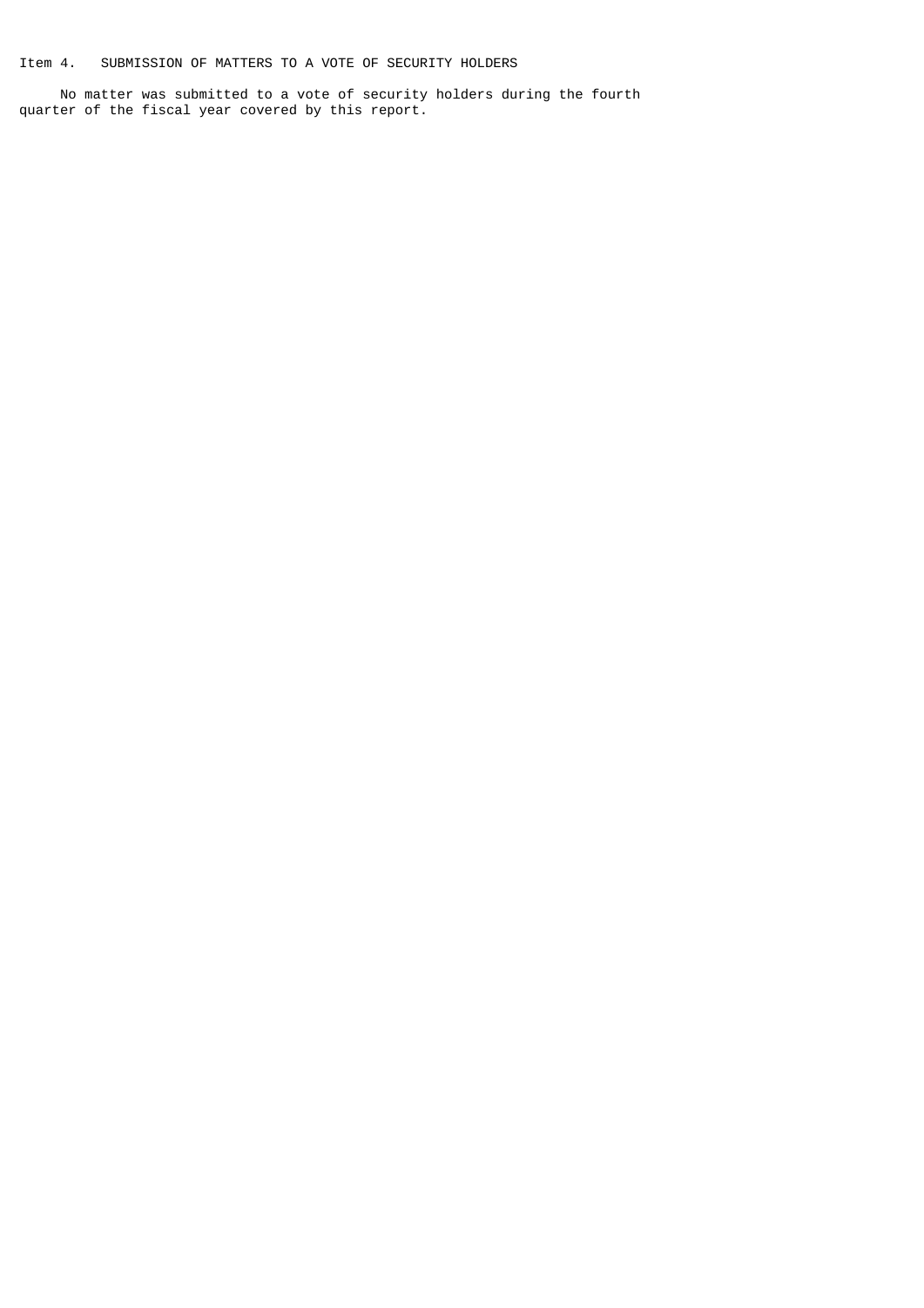## Item 4. SUBMISSION OF MATTERS TO A VOTE OF SECURITY HOLDERS

No matter was submitted to a vote of security holders during the fourth quarter of the fiscal year covered by this report.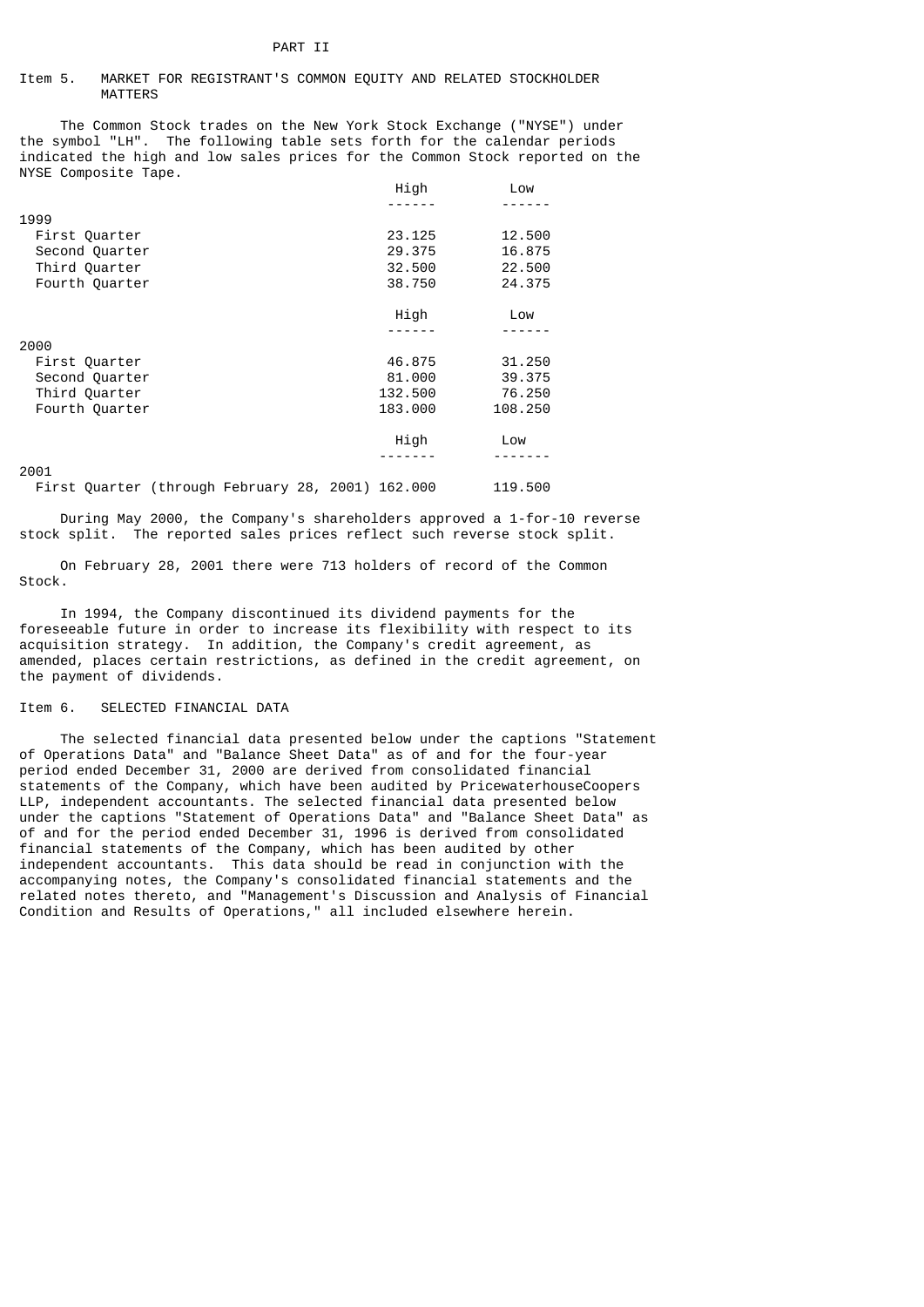PART II

## Item 5. MARKET FOR REGISTRANT'S COMMON EQUITY AND RELATED STOCKHOLDER MATTERS

The Common Stock trades on the New York Stock Exchange ("NYSE") under the symbol "LH". The following table sets forth for the calendar periods indicated the high and low sales prices for the Common Stock reported on the NYSE Composite Tape.

| | High | Low |
|---|---|---|
| **1999** | | |
| First Quarter | 23.125 | 12.500 |
| Second Quarter | 29.375 | 16.875 |
| Third Quarter | 32.500 | 22.500 |
| Fourth Quarter | 38.750 | 24.375 |

| | High | Low |
|---|---|---|
| **2000** | | |
| First Quarter | 46.875 | 31.250 |
| Second Quarter | 81.000 | 39.375 |
| Third Quarter | 132.500 | 76.250 |
| Fourth Quarter | 183.000 | 108.250 |

| | High | Low |
|---|---|---|
| **2001** | | |
| First Quarter (through February 28, 2001) | 162.000 | 119.500 |

During May 2000, the Company's shareholders approved a 1-for-10 reverse stock split. The reported sales prices reflect such reverse stock split.

On February 28, 2001 there were 713 holders of record of the Common Stock.

In 1994, the Company discontinued its dividend payments for the foreseeable future in order to increase its flexibility with respect to its acquisition strategy. In addition, the Company's credit agreement, as amended, places certain restrictions, as defined in the credit agreement, on the payment of dividends.

## Item 6. SELECTED FINANCIAL DATA

The selected financial data presented below under the captions "Statement of Operations Data" and "Balance Sheet Data" as of and for the four-year period ended December 31, 2000 are derived from consolidated financial statements of the Company, which have been audited by PricewaterhouseCoopers LLP, independent accountants. The selected financial data presented below under the captions "Statement of Operations Data" and "Balance Sheet Data" as of and for the period ended December 31, 1996 is derived from consolidated financial statements of the Company, which has been audited by other independent accountants. This data should be read in conjunction with the accompanying notes, the Company's consolidated financial statements and the related notes thereto, and "Management's Discussion and Analysis of Financial Condition and Results of Operations," all included elsewhere herein.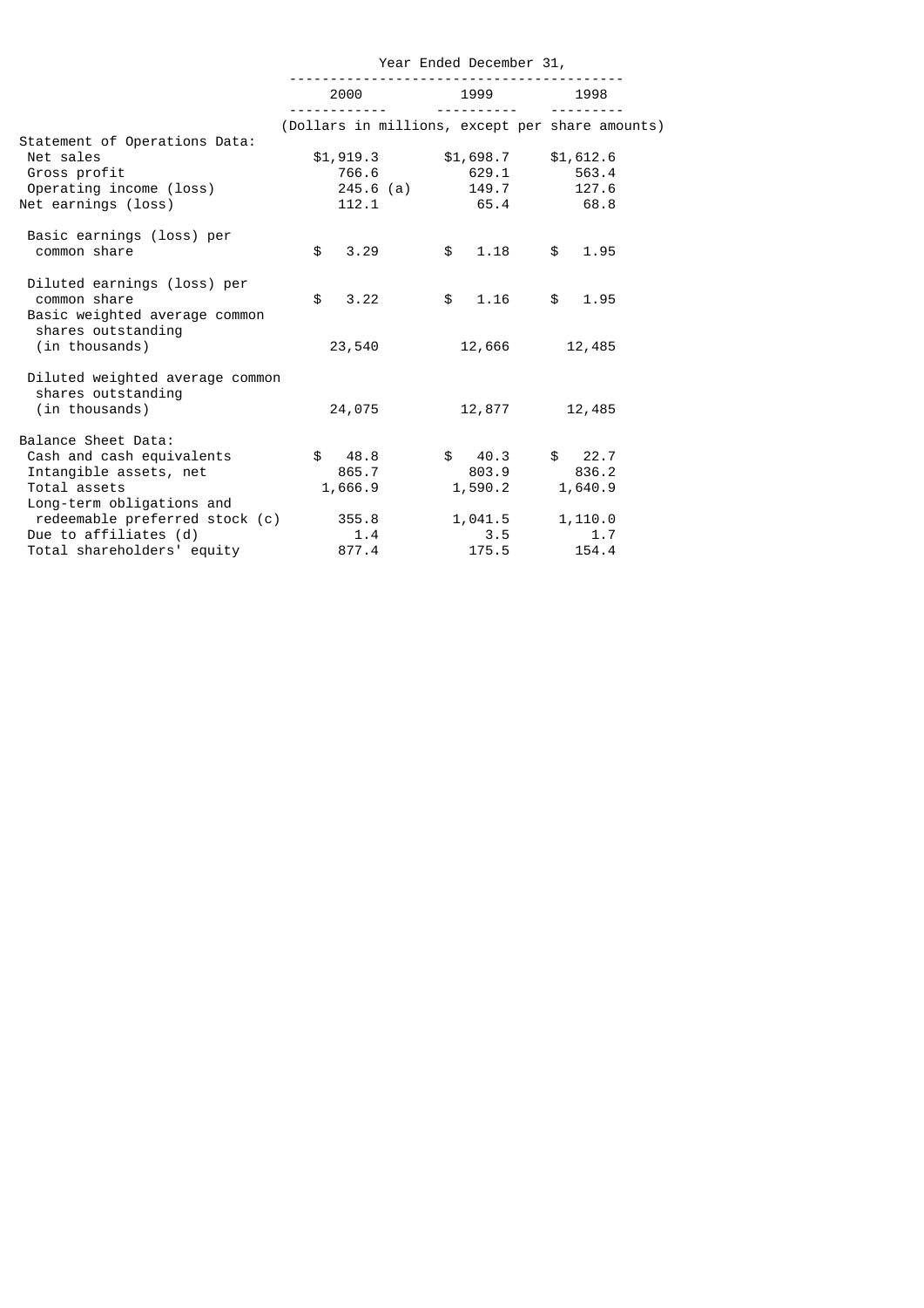| | Year Ended December 31, | | |
|---|---|---|---|
| | 2000 | 1999 | 1998 |
| | (Dollars in millions, except per share amounts) | | |
| Statement of Operations Data: | | | |
| Net sales | $1,919.3 | $1,698.7 | $1,612.6 |
| Gross profit | 766.6 | 629.1 | 563.4 |
| Operating income (loss) | 245.6 (a) | 149.7 | 127.6 |
| Net earnings (loss) | 112.1 | 65.4 | 68.8 |
| Basic earnings (loss) per common share | $ 3.29 | $ 1.18 | $ 1.95 |
| Diluted earnings (loss) per common share | $ 3.22 | $ 1.16 | $ 1.95 |
| Basic weighted average common shares outstanding (in thousands) | 23,540 | 12,666 | 12,485 |
| Diluted weighted average common shares outstanding (in thousands) | 24,075 | 12,877 | 12,485 |
| Balance Sheet Data: | | | |
| Cash and cash equivalents | $ 48.8 | $ 40.3 | $ 22.7 |
| Intangible assets, net | 865.7 | 803.9 | 836.2 |
| Total assets | 1,666.9 | 1,590.2 | 1,640.9 |
| Long-term obligations and redeemable preferred stock (c) | 355.8 | 1,041.5 | 1,110.0 |
| Due to affiliates (d) | 1.4 | 3.5 | 1.7 |
| Total shareholders' equity | 877.4 | 175.5 | 154.4 |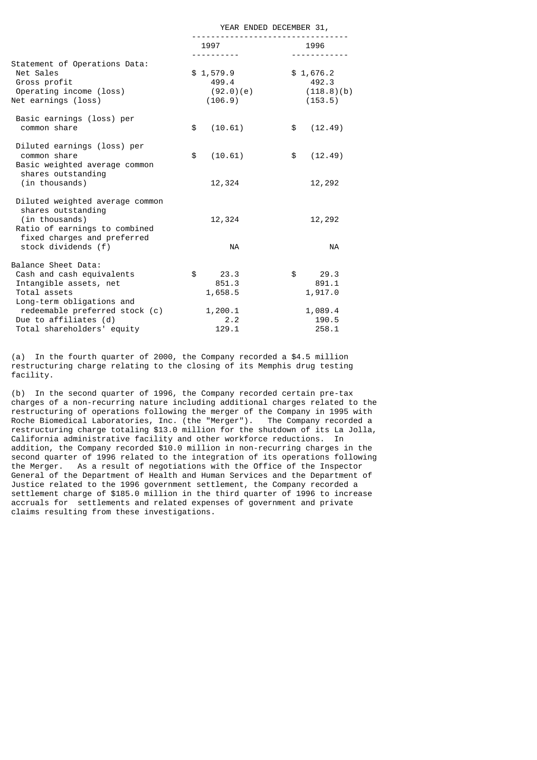| | YEAR ENDED DECEMBER 31, | |
|---|---|---|
| | 1997 | 1996 |
| Statement of Operations Data: | | |
| Net Sales | $ 1,579.9 | $ 1,676.2 |
| Gross profit | 499.4 | 492.3 |
| Operating income (loss) | (92.0)(e) | (118.8)(b) |
| Net earnings (loss) | (106.9) | (153.5) |
| Basic earnings (loss) per common share | $ (10.61) | $ (12.49) |
| Diluted earnings (loss) per common share | $ (10.61) | $ (12.49) |
| Basic weighted average common shares outstanding (in thousands) | 12,324 | 12,292 |
| Diluted weighted average common shares outstanding (in thousands) | 12,324 | 12,292 |
| Ratio of earnings to combined fixed charges and preferred stock dividends (f) | NA | NA |
| Balance Sheet Data: | | |
| Cash and cash equivalents | $ 23.3 | $ 29.3 |
| Intangible assets, net | 851.3 | 891.1 |
| Total assets | 1,658.5 | 1,917.0 |
| Long-term obligations and redeemable preferred stock (c) | 1,200.1 | 1,089.4 |
| Due to affiliates (d) | 2.2 | 190.5 |
| Total shareholders' equity | 129.1 | 258.1 |

(a) In the fourth quarter of 2000, the Company recorded a $4.5 million restructuring charge relating to the closing of its Memphis drug testing facility.

(b) In the second quarter of 1996, the Company recorded certain pre-tax charges of a non-recurring nature including additional charges related to the restructuring of operations following the merger of the Company in 1995 with Roche Biomedical Laboratories, Inc. (the "Merger"). The Company recorded a restructuring charge totaling $13.0 million for the shutdown of its La Jolla, California administrative facility and other workforce reductions. In addition, the Company recorded $10.0 million in non-recurring charges in the second quarter of 1996 related to the integration of its operations following the Merger. As a result of negotiations with the Office of the Inspector General of the Department of Health and Human Services and the Department of Justice related to the 1996 government settlement, the Company recorded a settlement charge of $185.0 million in the third quarter of 1996 to increase accruals for settlements and related expenses of government and private claims resulting from these investigations.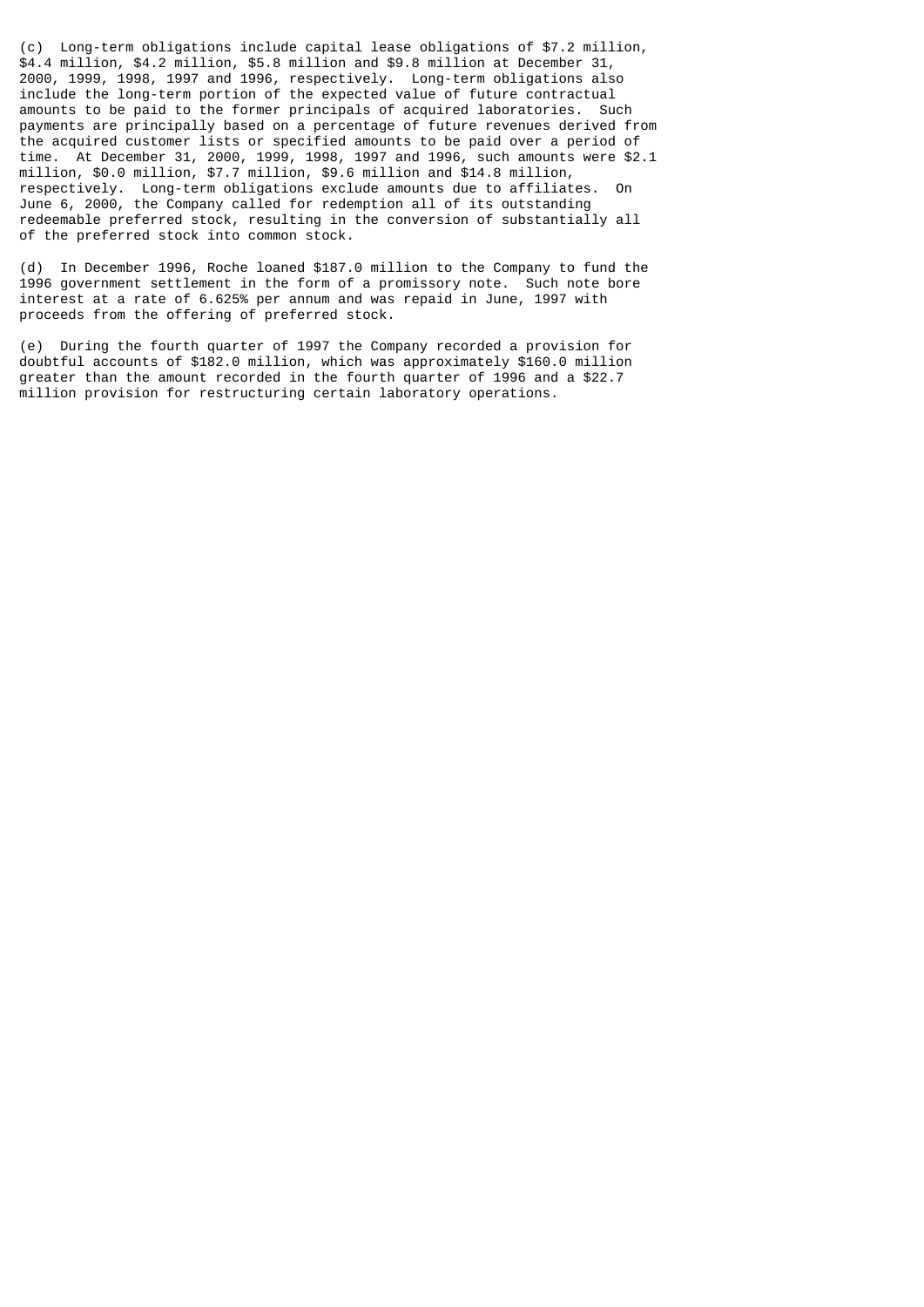(c) Long-term obligations include capital lease obligations of $7.2 million, $4.4 million, $4.2 million, $5.8 million and $9.8 million at December 31, 2000, 1999, 1998, 1997 and 1996, respectively. Long-term obligations also include the long-term portion of the expected value of future contractual amounts to be paid to the former principals of acquired laboratories. Such payments are principally based on a percentage of future revenues derived from the acquired customer lists or specified amounts to be paid over a period of time. At December 31, 2000, 1999, 1998, 1997 and 1996, such amounts were $2.1 million, $0.0 million, $7.7 million, $9.6 million and $14.8 million, respectively. Long-term obligations exclude amounts due to affiliates. On June 6, 2000, the Company called for redemption all of its outstanding redeemable preferred stock, resulting in the conversion of substantially all of the preferred stock into common stock.

(d) In December 1996, Roche loaned $187.0 million to the Company to fund the 1996 government settlement in the form of a promissory note. Such note bore interest at a rate of 6.625% per annum and was repaid in June, 1997 with proceeds from the offering of preferred stock.

(e) During the fourth quarter of 1997 the Company recorded a provision for doubtful accounts of $182.0 million, which was approximately $160.0 million greater than the amount recorded in the fourth quarter of 1996 and a $22.7 million provision for restructuring certain laboratory operations.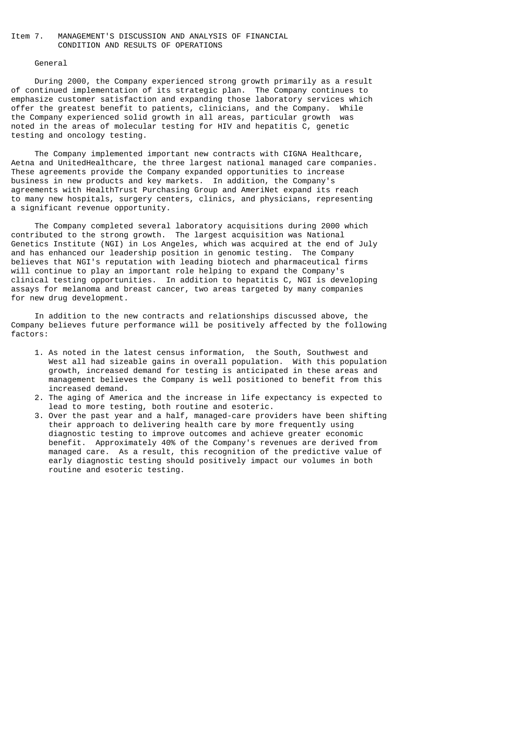## Item 7. MANAGEMENT'S DISCUSSION AND ANALYSIS OF FINANCIAL CONDITION AND RESULTS OF OPERATIONS

### General

During 2000, the Company experienced strong growth primarily as a result of continued implementation of its strategic plan. The Company continues to emphasize customer satisfaction and expanding those laboratory services which offer the greatest benefit to patients, clinicians, and the Company. While the Company experienced solid growth in all areas, particular growth was noted in the areas of molecular testing for HIV and hepatitis C, genetic testing and oncology testing.

The Company implemented important new contracts with CIGNA Healthcare, Aetna and UnitedHealthcare, the three largest national managed care companies. These agreements provide the Company expanded opportunities to increase business in new products and key markets. In addition, the Company's agreements with HealthTrust Purchasing Group and AmeriNet expand its reach to many new hospitals, surgery centers, clinics, and physicians, representing a significant revenue opportunity.

The Company completed several laboratory acquisitions during 2000 which contributed to the strong growth. The largest acquisition was National Genetics Institute (NGI) in Los Angeles, which was acquired at the end of July and has enhanced our leadership position in genomic testing. The Company believes that NGI's reputation with leading biotech and pharmaceutical firms will continue to play an important role helping to expand the Company's clinical testing opportunities. In addition to hepatitis C, NGI is developing assays for melanoma and breast cancer, two areas targeted by many companies for new drug development.

In addition to the new contracts and relationships discussed above, the Company believes future performance will be positively affected by the following factors:

1. As noted in the latest census information, the South, Southwest and West all had sizeable gains in overall population. With this population growth, increased demand for testing is anticipated in these areas and management believes the Company is well positioned to benefit from this increased demand.
2. The aging of America and the increase in life expectancy is expected to lead to more testing, both routine and esoteric.
3. Over the past year and a half, managed-care providers have been shifting their approach to delivering health care by more frequently using diagnostic testing to improve outcomes and achieve greater economic benefit. Approximately 40% of the Company's revenues are derived from managed care. As a result, this recognition of the predictive value of early diagnostic testing should positively impact our volumes in both routine and esoteric testing.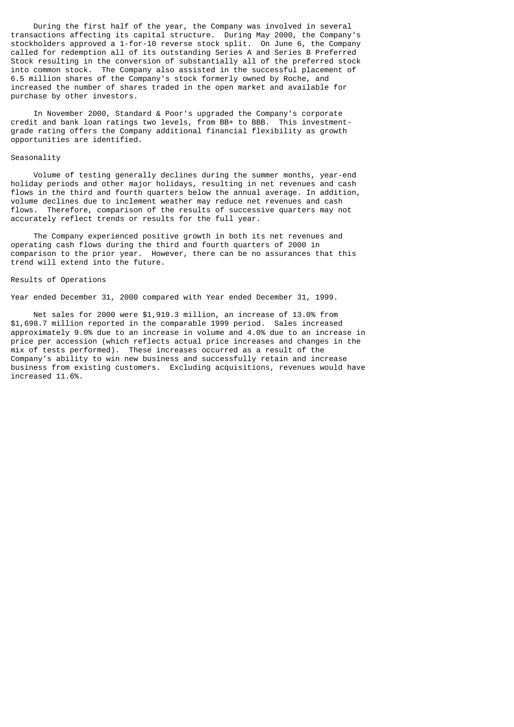During the first half of the year, the Company was involved in several transactions affecting its capital structure. During May 2000, the Company's stockholders approved a 1-for-10 reverse stock split. On June 6, the Company called for redemption all of its outstanding Series A and Series B Preferred Stock resulting in the conversion of substantially all of the preferred stock into common stock. The Company also assisted in the successful placement of 6.5 million shares of the Company's stock formerly owned by Roche, and increased the number of shares traded in the open market and available for purchase by other investors.

In November 2000, Standard & Poor's upgraded the Company's corporate credit and bank loan ratings two levels, from BB+ to BBB. This investment-grade rating offers the Company additional financial flexibility as growth opportunities are identified.

## Seasonality

Volume of testing generally declines during the summer months, year-end holiday periods and other major holidays, resulting in net revenues and cash flows in the third and fourth quarters below the annual average. In addition, volume declines due to inclement weather may reduce net revenues and cash flows. Therefore, comparison of the results of successive quarters may not accurately reflect trends or results for the full year.

The Company experienced positive growth in both its net revenues and operating cash flows during the third and fourth quarters of 2000 in comparison to the prior year. However, there can be no assurances that this trend will extend into the future.

## Results of Operations

Year ended December 31, 2000 compared with Year ended December 31, 1999.

Net sales for 2000 were $1,919.3 million, an increase of 13.0% from $1,698.7 million reported in the comparable 1999 period. Sales increased approximately 9.0% due to an increase in volume and 4.0% due to an increase in price per accession (which reflects actual price increases and changes in the mix of tests performed). These increases occurred as a result of the Company's ability to win new business and successfully retain and increase business from existing customers. Excluding acquisitions, revenues would have increased 11.6%.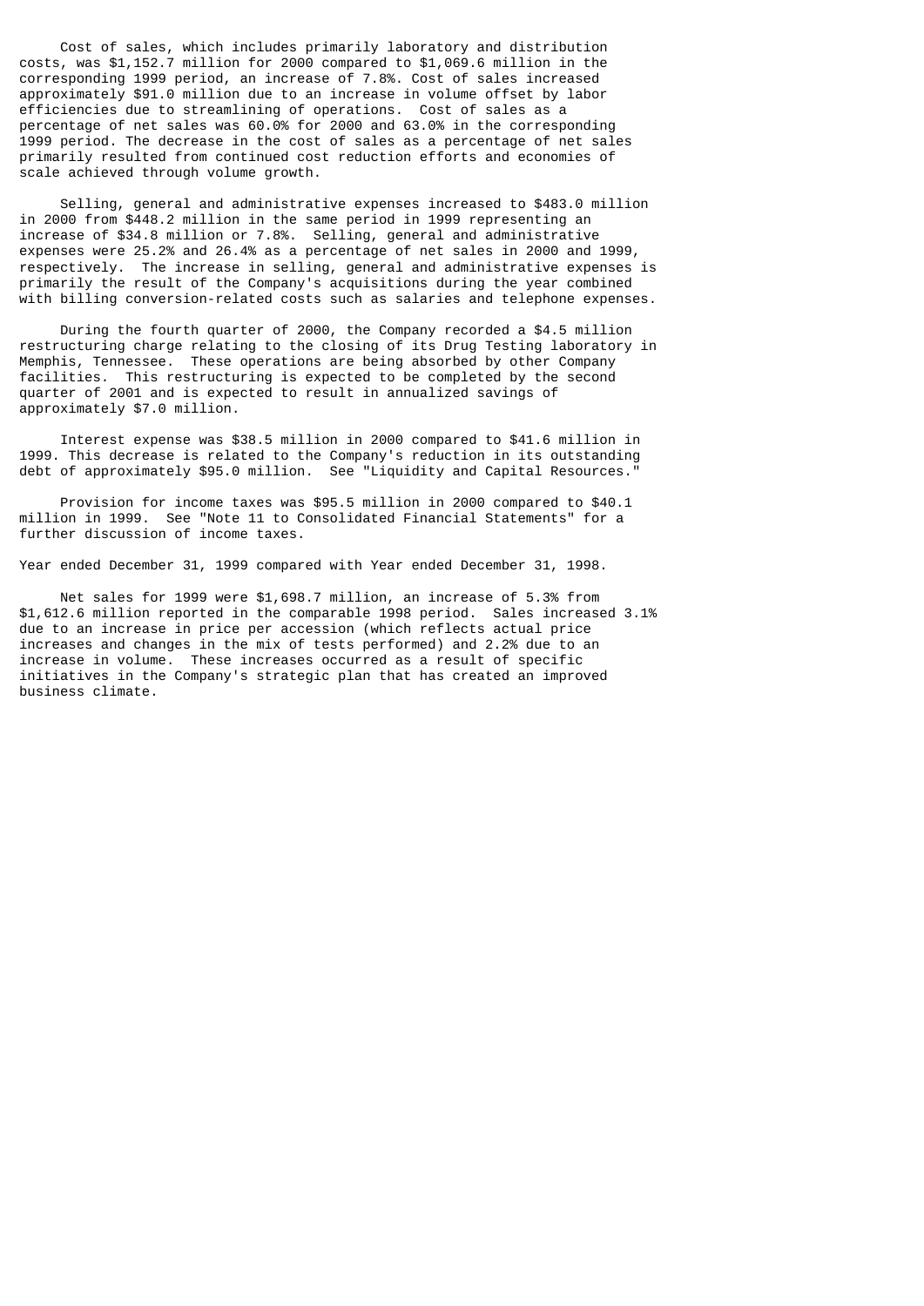Cost of sales, which includes primarily laboratory and distribution costs, was $1,152.7 million for 2000 compared to $1,069.6 million in the corresponding 1999 period, an increase of 7.8%. Cost of sales increased approximately $91.0 million due to an increase in volume offset by labor efficiencies due to streamlining of operations. Cost of sales as a percentage of net sales was 60.0% for 2000 and 63.0% in the corresponding 1999 period. The decrease in the cost of sales as a percentage of net sales primarily resulted from continued cost reduction efforts and economies of scale achieved through volume growth.

Selling, general and administrative expenses increased to $483.0 million in 2000 from $448.2 million in the same period in 1999 representing an increase of $34.8 million or 7.8%. Selling, general and administrative expenses were 25.2% and 26.4% as a percentage of net sales in 2000 and 1999, respectively. The increase in selling, general and administrative expenses is primarily the result of the Company's acquisitions during the year combined with billing conversion-related costs such as salaries and telephone expenses.

During the fourth quarter of 2000, the Company recorded a $4.5 million restructuring charge relating to the closing of its Drug Testing laboratory in Memphis, Tennessee. These operations are being absorbed by other Company facilities. This restructuring is expected to be completed by the second quarter of 2001 and is expected to result in annualized savings of approximately $7.0 million.

Interest expense was $38.5 million in 2000 compared to $41.6 million in 1999. This decrease is related to the Company's reduction in its outstanding debt of approximately $95.0 million. See "Liquidity and Capital Resources."

Provision for income taxes was $95.5 million in 2000 compared to $40.1 million in 1999. See "Note 11 to Consolidated Financial Statements" for a further discussion of income taxes.

Year ended December 31, 1999 compared with Year ended December 31, 1998.

Net sales for 1999 were $1,698.7 million, an increase of 5.3% from $1,612.6 million reported in the comparable 1998 period. Sales increased 3.1% due to an increase in price per accession (which reflects actual price increases and changes in the mix of tests performed) and 2.2% due to an increase in volume. These increases occurred as a result of specific initiatives in the Company's strategic plan that has created an improved business climate.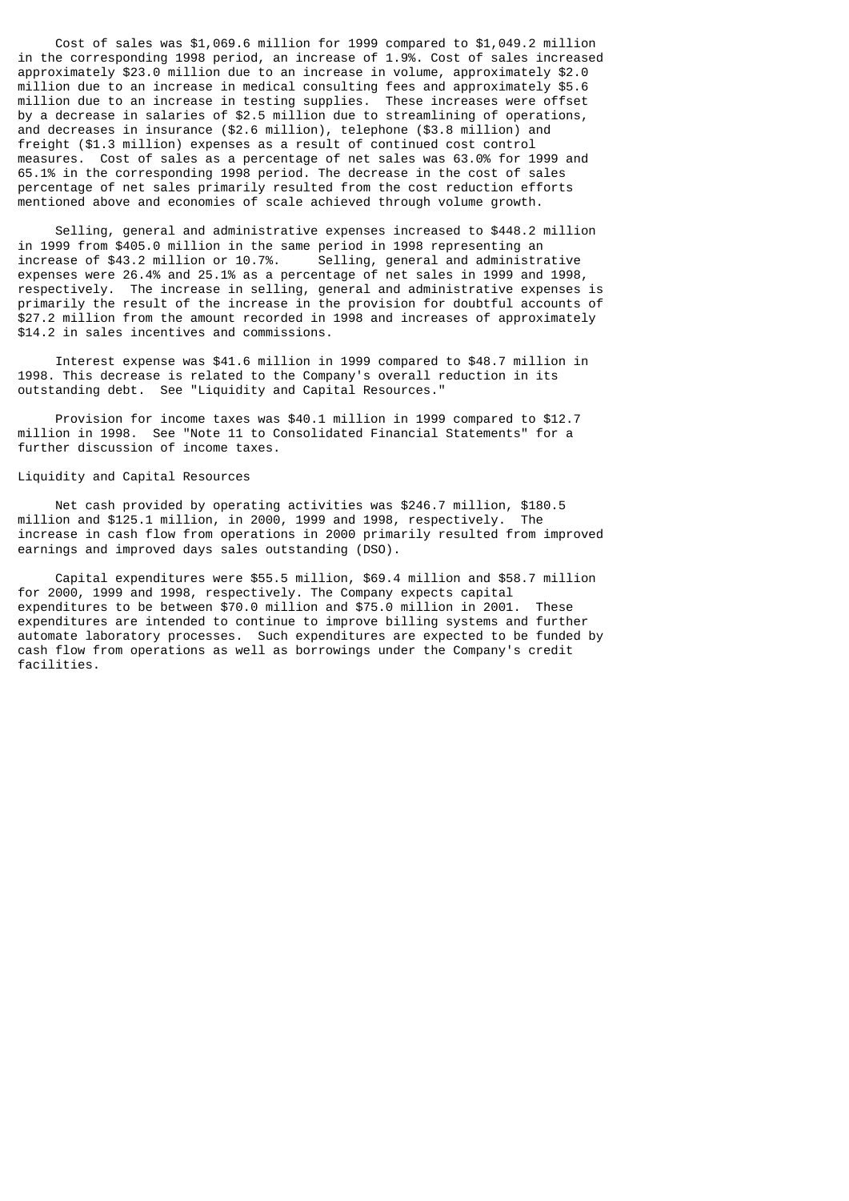Cost of sales was $1,069.6 million for 1999 compared to $1,049.2 million in the corresponding 1998 period, an increase of 1.9%. Cost of sales increased approximately $23.0 million due to an increase in volume, approximately $2.0 million due to an increase in medical consulting fees and approximately $5.6 million due to an increase in testing supplies. These increases were offset by a decrease in salaries of $2.5 million due to streamlining of operations, and decreases in insurance ($2.6 million), telephone ($3.8 million) and freight ($1.3 million) expenses as a result of continued cost control measures. Cost of sales as a percentage of net sales was 63.0% for 1999 and 65.1% in the corresponding 1998 period. The decrease in the cost of sales percentage of net sales primarily resulted from the cost reduction efforts mentioned above and economies of scale achieved through volume growth.

Selling, general and administrative expenses increased to $448.2 million in 1999 from $405.0 million in the same period in 1998 representing an increase of $43.2 million or 10.7%. Selling, general and administrative expenses were 26.4% and 25.1% as a percentage of net sales in 1999 and 1998, respectively. The increase in selling, general and administrative expenses is primarily the result of the increase in the provision for doubtful accounts of $27.2 million from the amount recorded in 1998 and increases of approximately $14.2 in sales incentives and commissions.

Interest expense was $41.6 million in 1999 compared to $48.7 million in 1998. This decrease is related to the Company's overall reduction in its outstanding debt. See "Liquidity and Capital Resources."

Provision for income taxes was $40.1 million in 1999 compared to $12.7 million in 1998. See "Note 11 to Consolidated Financial Statements" for a further discussion of income taxes.

## Liquidity and Capital Resources

Net cash provided by operating activities was $246.7 million, $180.5 million and $125.1 million, in 2000, 1999 and 1998, respectively. The increase in cash flow from operations in 2000 primarily resulted from improved earnings and improved days sales outstanding (DSO).

Capital expenditures were $55.5 million, $69.4 million and $58.7 million for 2000, 1999 and 1998, respectively. The Company expects capital expenditures to be between $70.0 million and $75.0 million in 2001. These expenditures are intended to continue to improve billing systems and further automate laboratory processes. Such expenditures are expected to be funded by cash flow from operations as well as borrowings under the Company's credit facilities.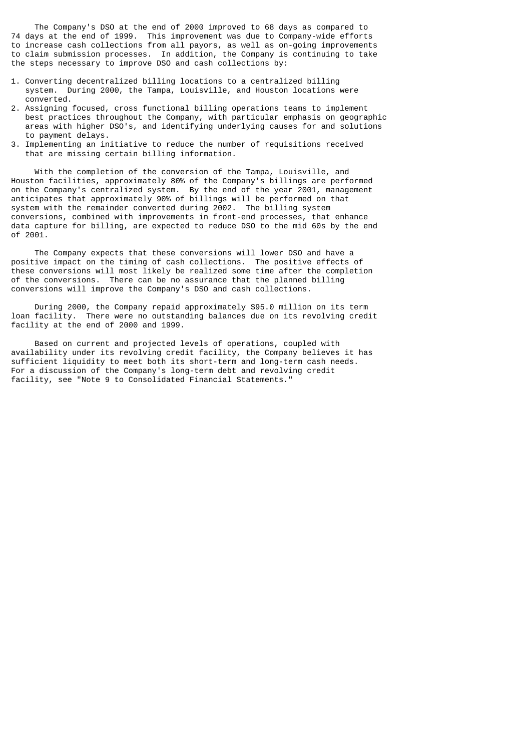The Company's DSO at the end of 2000 improved to 68 days as compared to 74 days at the end of 1999. This improvement was due to Company-wide efforts to increase cash collections from all payors, as well as on-going improvements to claim submission processes. In addition, the Company is continuing to take the steps necessary to improve DSO and cash collections by:

1. Converting decentralized billing locations to a centralized billing system. During 2000, the Tampa, Louisville, and Houston locations were converted.
2. Assigning focused, cross functional billing operations teams to implement best practices throughout the Company, with particular emphasis on geographic areas with higher DSO's, and identifying underlying causes for and solutions to payment delays.
3. Implementing an initiative to reduce the number of requisitions received that are missing certain billing information.

With the completion of the conversion of the Tampa, Louisville, and Houston facilities, approximately 80% of the Company's billings are performed on the Company's centralized system. By the end of the year 2001, management anticipates that approximately 90% of billings will be performed on that system with the remainder converted during 2002. The billing system conversions, combined with improvements in front-end processes, that enhance data capture for billing, are expected to reduce DSO to the mid 60s by the end of 2001.

The Company expects that these conversions will lower DSO and have a positive impact on the timing of cash collections. The positive effects of these conversions will most likely be realized some time after the completion of the conversions. There can be no assurance that the planned billing conversions will improve the Company's DSO and cash collections.

During 2000, the Company repaid approximately $95.0 million on its term loan facility. There were no outstanding balances due on its revolving credit facility at the end of 2000 and 1999.

Based on current and projected levels of operations, coupled with availability under its revolving credit facility, the Company believes it has sufficient liquidity to meet both its short-term and long-term cash needs. For a discussion of the Company's long-term debt and revolving credit facility, see "Note 9 to Consolidated Financial Statements."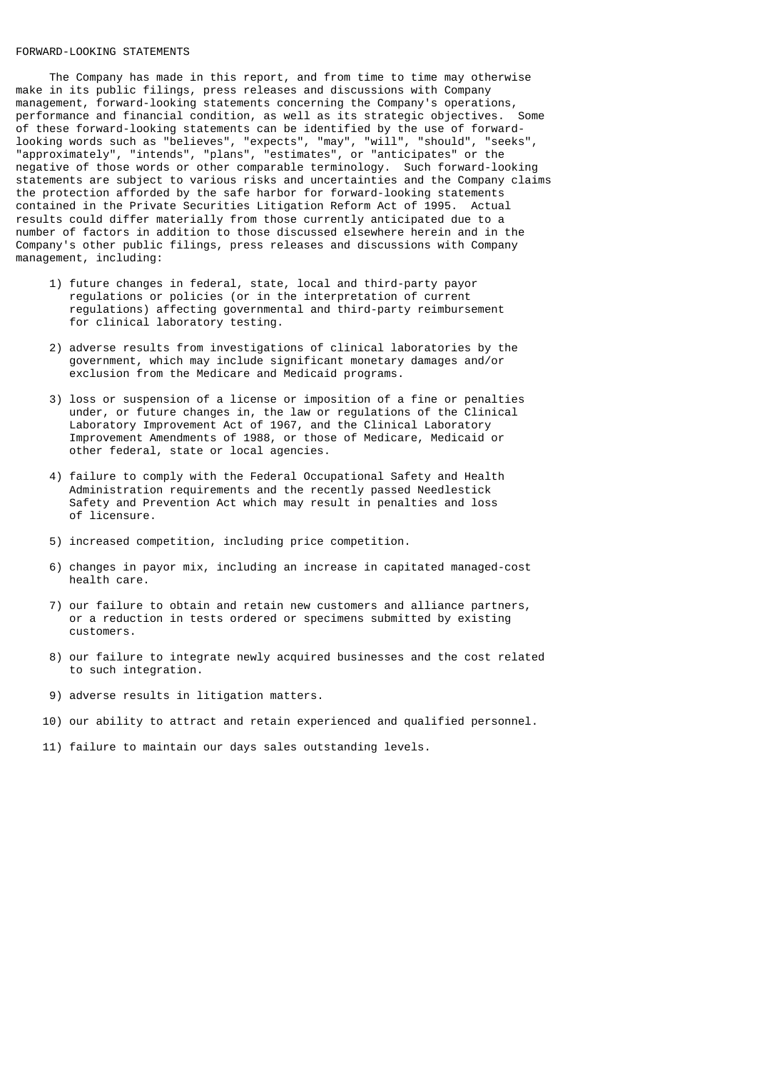## FORWARD-LOOKING STATEMENTS

The Company has made in this report, and from time to time may otherwise make in its public filings, press releases and discussions with Company management, forward-looking statements concerning the Company's operations, performance and financial condition, as well as its strategic objectives. Some of these forward-looking statements can be identified by the use of forward-looking words such as "believes", "expects", "may", "will", "should", "seeks", "approximately", "intends", "plans", "estimates", or "anticipates" or the negative of those words or other comparable terminology. Such forward-looking statements are subject to various risks and uncertainties and the Company claims the protection afforded by the safe harbor for forward-looking statements contained in the Private Securities Litigation Reform Act of 1995. Actual results could differ materially from those currently anticipated due to a number of factors in addition to those discussed elsewhere herein and in the Company's other public filings, press releases and discussions with Company management, including:

1) future changes in federal, state, local and third-party payor regulations or policies (or in the interpretation of current regulations) affecting governmental and third-party reimbursement for clinical laboratory testing.

2) adverse results from investigations of clinical laboratories by the government, which may include significant monetary damages and/or exclusion from the Medicare and Medicaid programs.

3) loss or suspension of a license or imposition of a fine or penalties under, or future changes in, the law or regulations of the Clinical Laboratory Improvement Act of 1967, and the Clinical Laboratory Improvement Amendments of 1988, or those of Medicare, Medicaid or other federal, state or local agencies.

4) failure to comply with the Federal Occupational Safety and Health Administration requirements and the recently passed Needlestick Safety and Prevention Act which may result in penalties and loss of licensure.

5) increased competition, including price competition.

6) changes in payor mix, including an increase in capitated managed-cost health care.

7) our failure to obtain and retain new customers and alliance partners, or a reduction in tests ordered or specimens submitted by existing customers.

8) our failure to integrate newly acquired businesses and the cost related to such integration.

9) adverse results in litigation matters.

10) our ability to attract and retain experienced and qualified personnel.

11) failure to maintain our days sales outstanding levels.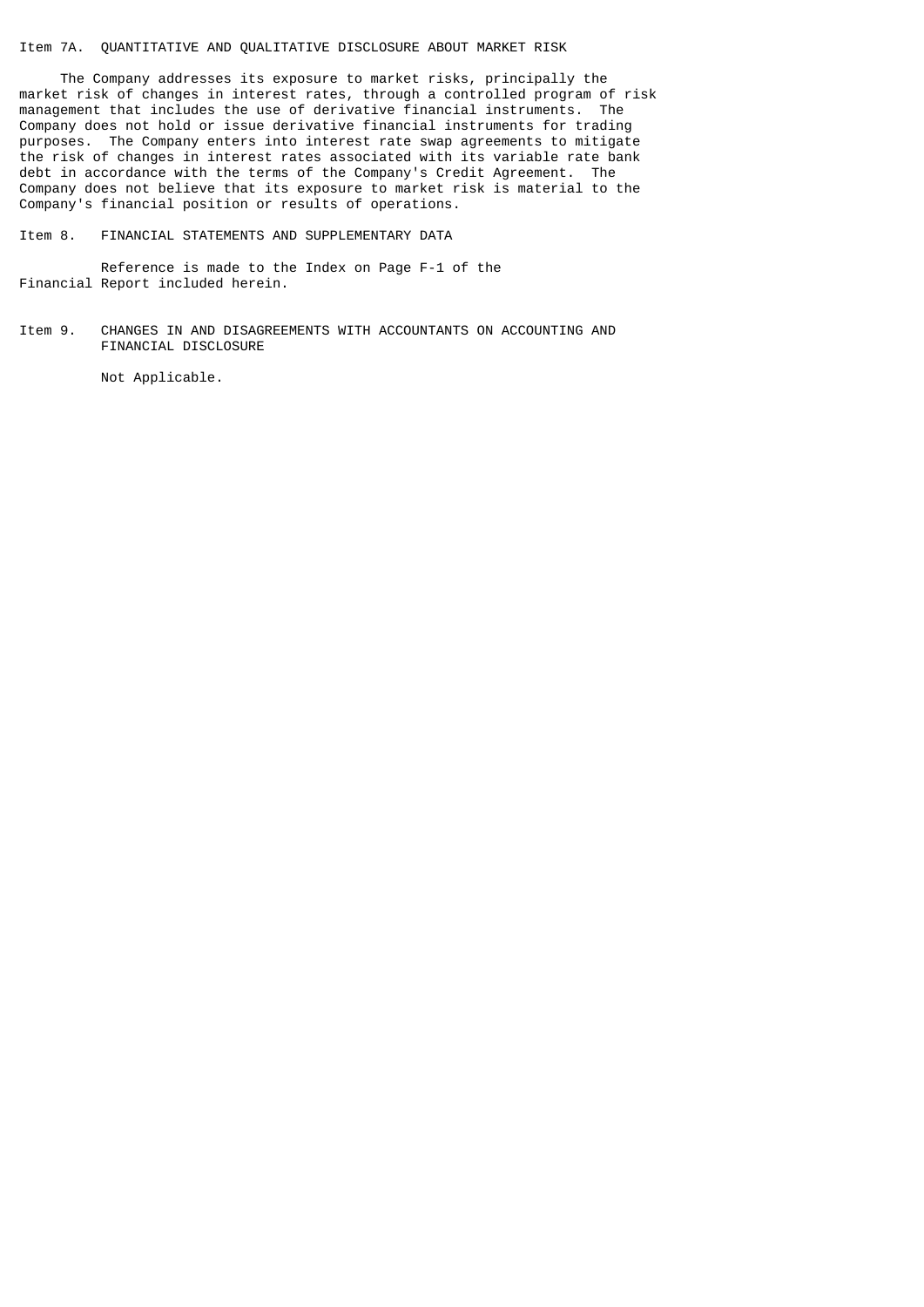## Item 7A. QUANTITATIVE AND QUALITATIVE DISCLOSURE ABOUT MARKET RISK

The Company addresses its exposure to market risks, principally the market risk of changes in interest rates, through a controlled program of risk management that includes the use of derivative financial instruments. The Company does not hold or issue derivative financial instruments for trading purposes. The Company enters into interest rate swap agreements to mitigate the risk of changes in interest rates associated with its variable rate bank debt in accordance with the terms of the Company's Credit Agreement. The Company does not believe that its exposure to market risk is material to the Company's financial position or results of operations.

## Item 8. FINANCIAL STATEMENTS AND SUPPLEMENTARY DATA

Reference is made to the Index on Page F-1 of the Financial Report included herein.

## Item 9. CHANGES IN AND DISAGREEMENTS WITH ACCOUNTANTS ON ACCOUNTING AND FINANCIAL DISCLOSURE

Not Applicable.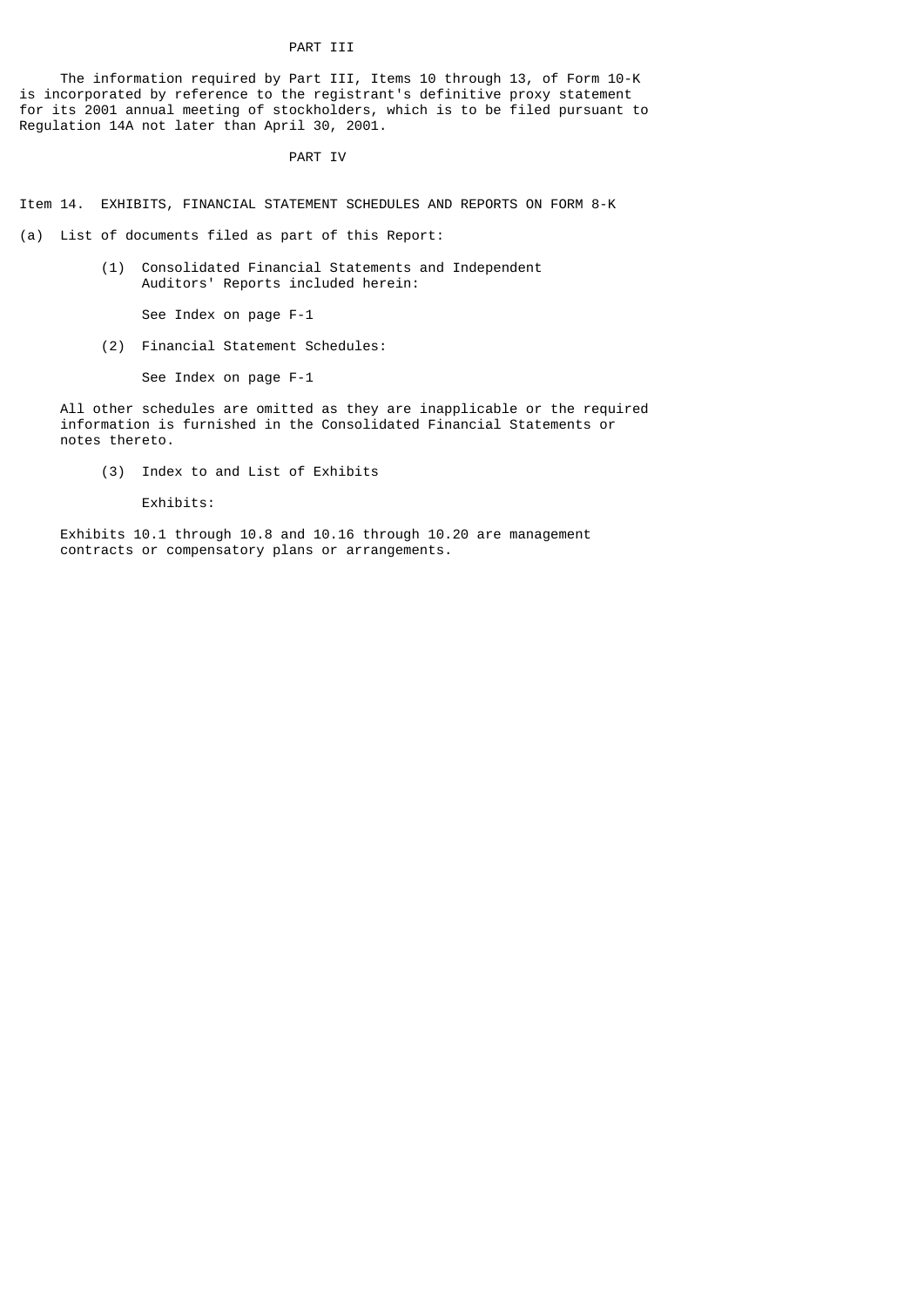# PART III

The information required by Part III, Items 10 through 13, of Form 10-K is incorporated by reference to the registrant's definitive proxy statement for its 2001 annual meeting of stockholders, which is to be filed pursuant to Regulation 14A not later than April 30, 2001.

# PART IV

## Item 14. EXHIBITS, FINANCIAL STATEMENT SCHEDULES AND REPORTS ON FORM 8-K

(a) List of documents filed as part of this Report:

(1) Consolidated Financial Statements and Independent Auditors' Reports included herein:

See Index on page F-1

(2) Financial Statement Schedules:

See Index on page F-1

All other schedules are omitted as they are inapplicable or the required information is furnished in the Consolidated Financial Statements or notes thereto.

(3) Index to and List of Exhibits

Exhibits:

Exhibits 10.1 through 10.8 and 10.16 through 10.20 are management contracts or compensatory plans or arrangements.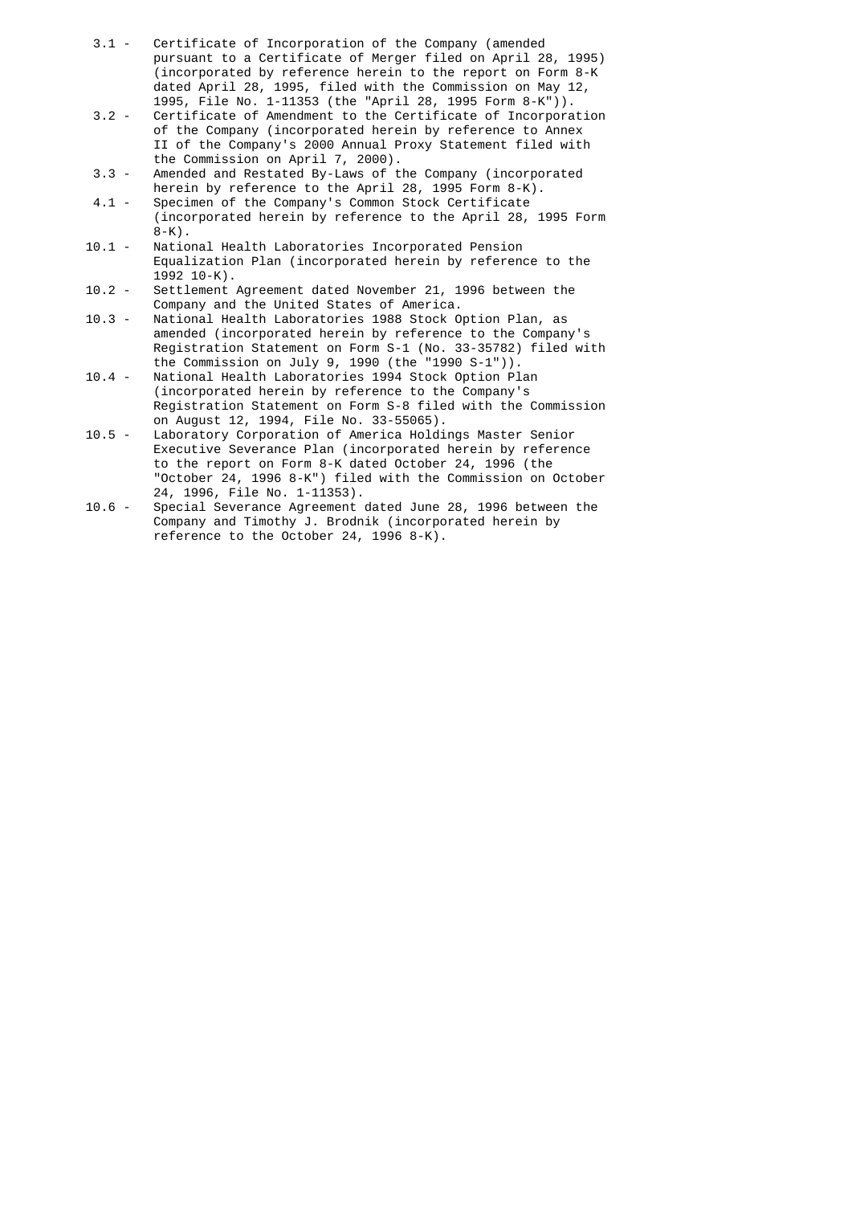3.1 - Certificate of Incorporation of the Company (amended pursuant to a Certificate of Merger filed on April 28, 1995) (incorporated by reference herein to the report on Form 8-K dated April 28, 1995, filed with the Commission on May 12, 1995, File No. 1-11353 (the "April 28, 1995 Form 8-K")).

3.2 - Certificate of Amendment to the Certificate of Incorporation of the Company (incorporated herein by reference to Annex II of the Company's 2000 Annual Proxy Statement filed with the Commission on April 7, 2000).

3.3 - Amended and Restated By-Laws of the Company (incorporated herein by reference to the April 28, 1995 Form 8-K).

4.1 - Specimen of the Company's Common Stock Certificate (incorporated herein by reference to the April 28, 1995 Form 8-K).

10.1 - National Health Laboratories Incorporated Pension Equalization Plan (incorporated herein by reference to the 1992 10-K).

10.2 - Settlement Agreement dated November 21, 1996 between the Company and the United States of America.

10.3 - National Health Laboratories 1988 Stock Option Plan, as amended (incorporated herein by reference to the Company's Registration Statement on Form S-1 (No. 33-35782) filed with the Commission on July 9, 1990 (the "1990 S-1")).

10.4 - National Health Laboratories 1994 Stock Option Plan (incorporated herein by reference to the Company's Registration Statement on Form S-8 filed with the Commission on August 12, 1994, File No. 33-55065).

10.5 - Laboratory Corporation of America Holdings Master Senior Executive Severance Plan (incorporated herein by reference to the report on Form 8-K dated October 24, 1996 (the "October 24, 1996 8-K") filed with the Commission on October 24, 1996, File No. 1-11353).

10.6 - Special Severance Agreement dated June 28, 1996 between the Company and Timothy J. Brodnik (incorporated herein by reference to the October 24, 1996 8-K).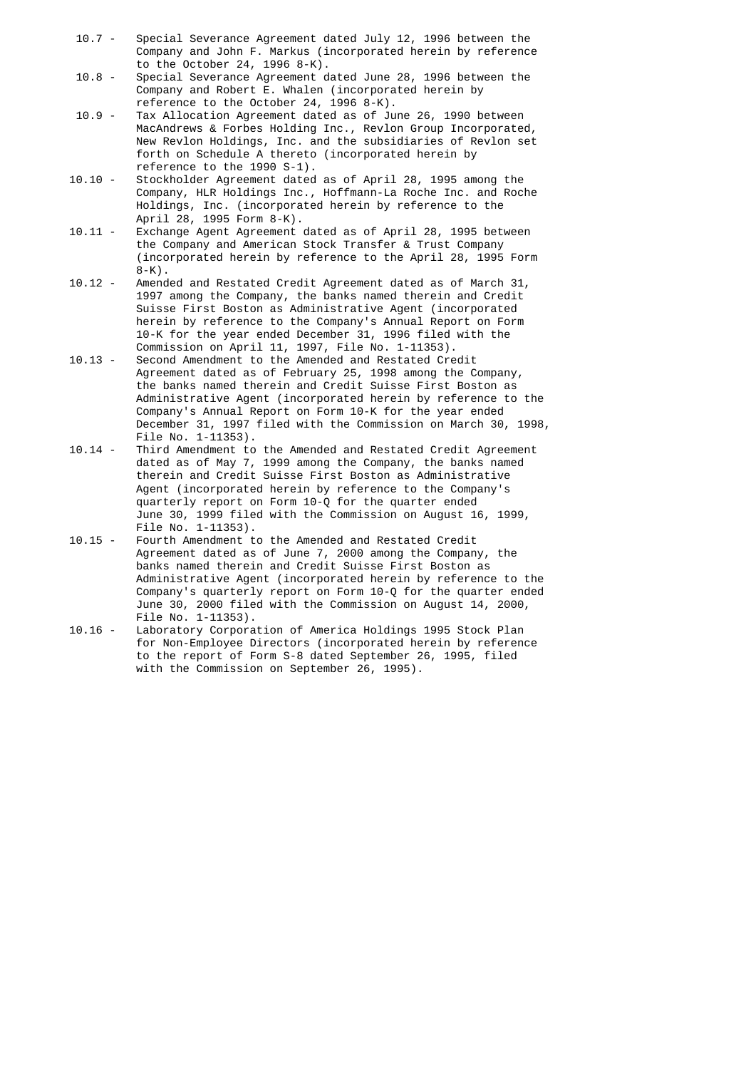10.7 - Special Severance Agreement dated July 12, 1996 between the Company and John F. Markus (incorporated herein by reference to the October 24, 1996 8-K).

10.8 - Special Severance Agreement dated June 28, 1996 between the Company and Robert E. Whalen (incorporated herein by reference to the October 24, 1996 8-K).

10.9 - Tax Allocation Agreement dated as of June 26, 1990 between MacAndrews & Forbes Holding Inc., Revlon Group Incorporated, New Revlon Holdings, Inc. and the subsidiaries of Revlon set forth on Schedule A thereto (incorporated herein by reference to the 1990 S-1).

10.10 - Stockholder Agreement dated as of April 28, 1995 among the Company, HLR Holdings Inc., Hoffmann-La Roche Inc. and Roche Holdings, Inc. (incorporated herein by reference to the April 28, 1995 Form 8-K).

10.11 - Exchange Agent Agreement dated as of April 28, 1995 between the Company and American Stock Transfer & Trust Company (incorporated herein by reference to the April 28, 1995 Form 8-K).

10.12 - Amended and Restated Credit Agreement dated as of March 31, 1997 among the Company, the banks named therein and Credit Suisse First Boston as Administrative Agent (incorporated herein by reference to the Company's Annual Report on Form 10-K for the year ended December 31, 1996 filed with the Commission on April 11, 1997, File No. 1-11353).

10.13 - Second Amendment to the Amended and Restated Credit Agreement dated as of February 25, 1998 among the Company, the banks named therein and Credit Suisse First Boston as Administrative Agent (incorporated herein by reference to the Company's Annual Report on Form 10-K for the year ended December 31, 1997 filed with the Commission on March 30, 1998, File No. 1-11353).

10.14 - Third Amendment to the Amended and Restated Credit Agreement dated as of May 7, 1999 among the Company, the banks named therein and Credit Suisse First Boston as Administrative Agent (incorporated herein by reference to the Company's quarterly report on Form 10-Q for the quarter ended June 30, 1999 filed with the Commission on August 16, 1999, File No. 1-11353).

10.15 - Fourth Amendment to the Amended and Restated Credit Agreement dated as of June 7, 2000 among the Company, the banks named therein and Credit Suisse First Boston as Administrative Agent (incorporated herein by reference to the Company's quarterly report on Form 10-Q for the quarter ended June 30, 2000 filed with the Commission on August 14, 2000, File No. 1-11353).

10.16 - Laboratory Corporation of America Holdings 1995 Stock Plan for Non-Employee Directors (incorporated herein by reference to the report of Form S-8 dated September 26, 1995, filed with the Commission on September 26, 1995).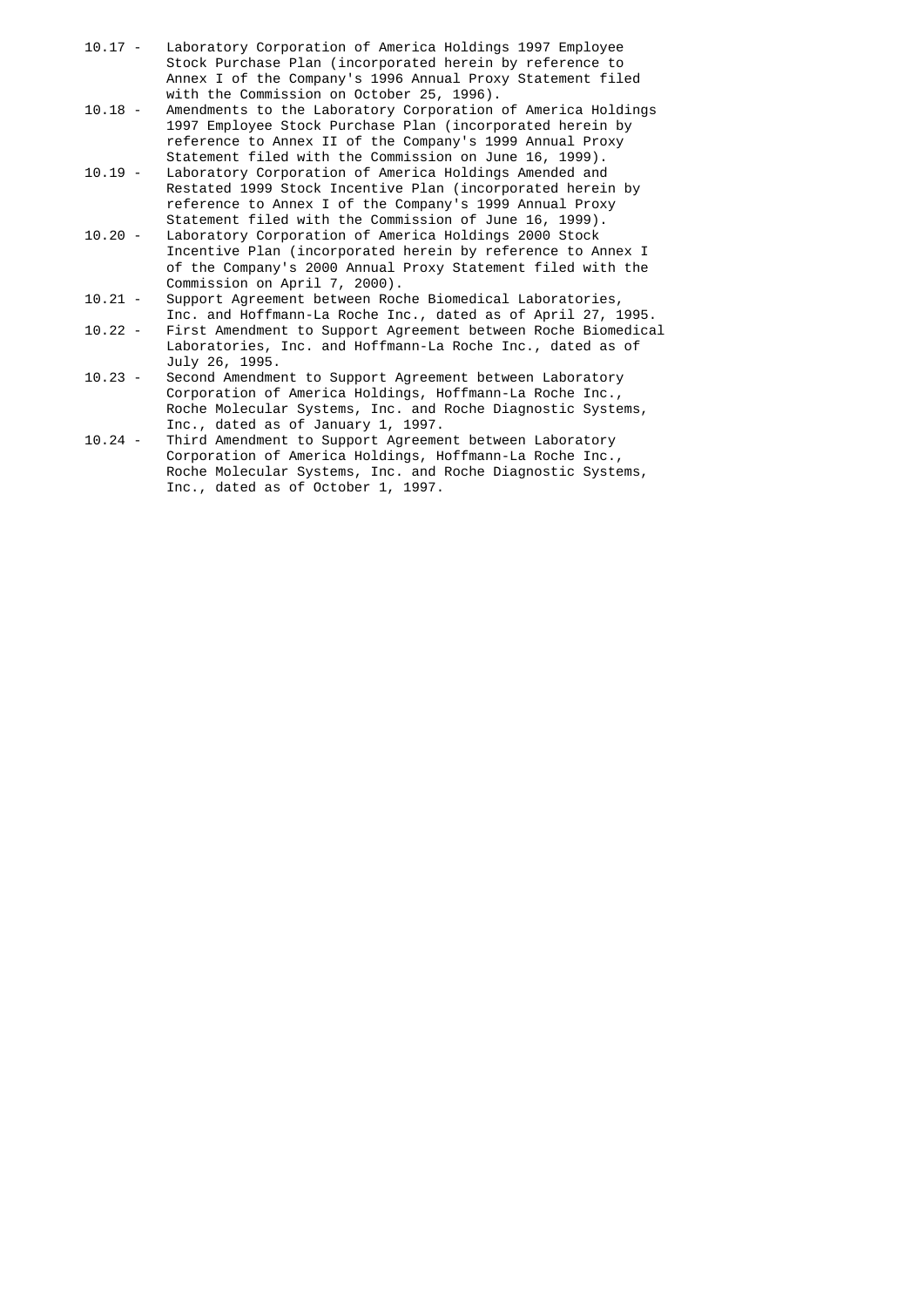10.17 - Laboratory Corporation of America Holdings 1997 Employee Stock Purchase Plan (incorporated herein by reference to Annex I of the Company's 1996 Annual Proxy Statement filed with the Commission on October 25, 1996).

10.18 - Amendments to the Laboratory Corporation of America Holdings 1997 Employee Stock Purchase Plan (incorporated herein by reference to Annex II of the Company's 1999 Annual Proxy Statement filed with the Commission on June 16, 1999).

10.19 - Laboratory Corporation of America Holdings Amended and Restated 1999 Stock Incentive Plan (incorporated herein by reference to Annex I of the Company's 1999 Annual Proxy Statement filed with the Commission of June 16, 1999).

10.20 - Laboratory Corporation of America Holdings 2000 Stock Incentive Plan (incorporated herein by reference to Annex I of the Company's 2000 Annual Proxy Statement filed with the Commission on April 7, 2000).

10.21 - Support Agreement between Roche Biomedical Laboratories, Inc. and Hoffmann-La Roche Inc., dated as of April 27, 1995.

10.22 - First Amendment to Support Agreement between Roche Biomedical Laboratories, Inc. and Hoffmann-La Roche Inc., dated as of July 26, 1995.

10.23 - Second Amendment to Support Agreement between Laboratory Corporation of America Holdings, Hoffmann-La Roche Inc., Roche Molecular Systems, Inc. and Roche Diagnostic Systems, Inc., dated as of January 1, 1997.

10.24 - Third Amendment to Support Agreement between Laboratory Corporation of America Holdings, Hoffmann-La Roche Inc., Roche Molecular Systems, Inc. and Roche Diagnostic Systems, Inc., dated as of October 1, 1997.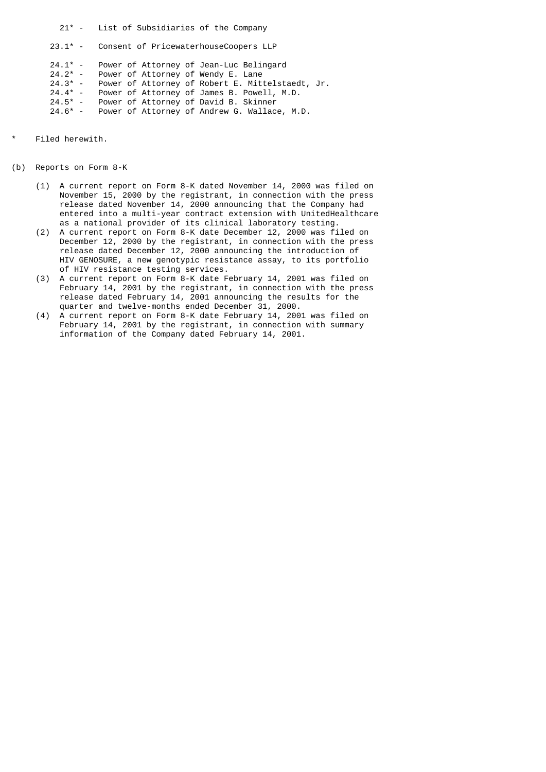21* - List of Subsidiaries of the Company

23.1* - Consent of PricewaterhouseCoopers LLP

24.1* - Power of Attorney of Jean-Luc Belingard
24.2* - Power of Attorney of Wendy E. Lane
24.3* - Power of Attorney of Robert E. Mittelstaedt, Jr.
24.4* - Power of Attorney of James B. Powell, M.D.
24.5* - Power of Attorney of David B. Skinner
24.6* - Power of Attorney of Andrew G. Wallace, M.D.

\* Filed herewith.

(b) Reports on Form 8-K

(1) A current report on Form 8-K dated November 14, 2000 was filed on November 15, 2000 by the registrant, in connection with the press release dated November 14, 2000 announcing that the Company had entered into a multi-year contract extension with UnitedHealthcare as a national provider of its clinical laboratory testing.
(2) A current report on Form 8-K date December 12, 2000 was filed on December 12, 2000 by the registrant, in connection with the press release dated December 12, 2000 announcing the introduction of HIV GENOSURE, a new genotypic resistance assay, to its portfolio of HIV resistance testing services.
(3) A current report on Form 8-K date February 14, 2001 was filed on February 14, 2001 by the registrant, in connection with the press release dated February 14, 2001 announcing the results for the quarter and twelve-months ended December 31, 2000.
(4) A current report on Form 8-K date February 14, 2001 was filed on February 14, 2001 by the registrant, in connection with summary information of the Company dated February 14, 2001.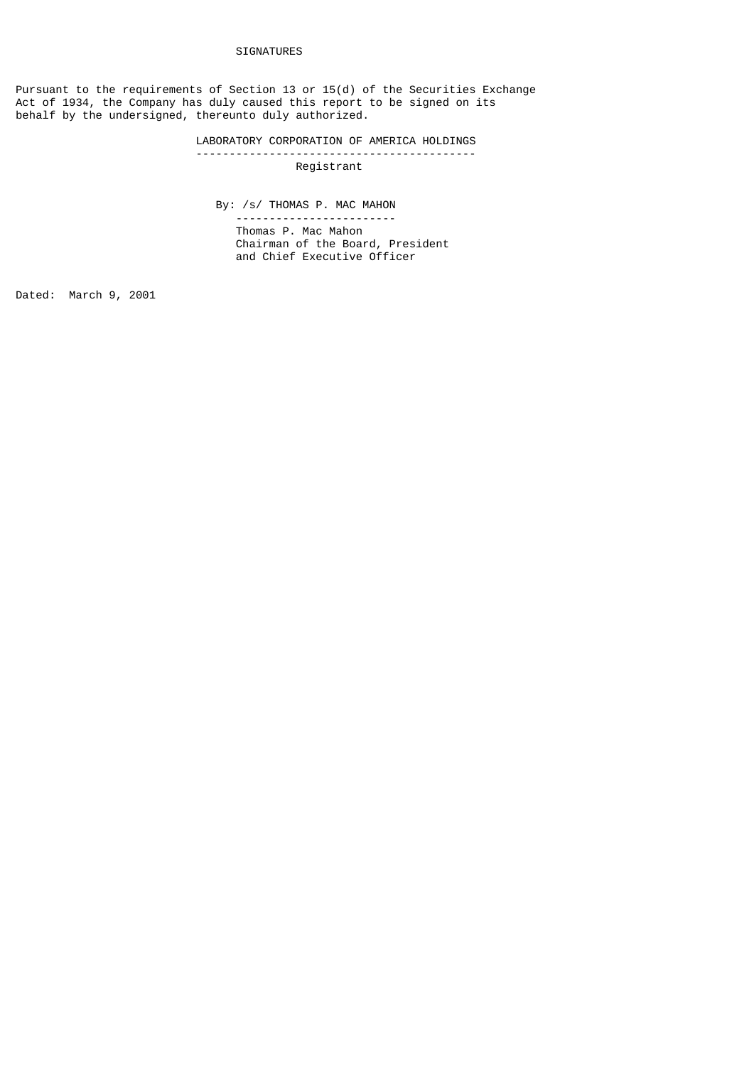# SIGNATURES

Pursuant to the requirements of Section 13 or 15(d) of the Securities Exchange Act of 1934, the Company has duly caused this report to be signed on its behalf by the undersigned, thereunto duly authorized.

LABORATORY CORPORATION OF AMERICA HOLDINGS

Registrant

By: /s/ THOMAS P. MAC MAHON

Thomas P. Mac Mahon
Chairman of the Board, President
and Chief Executive Officer

Dated: March 9, 2001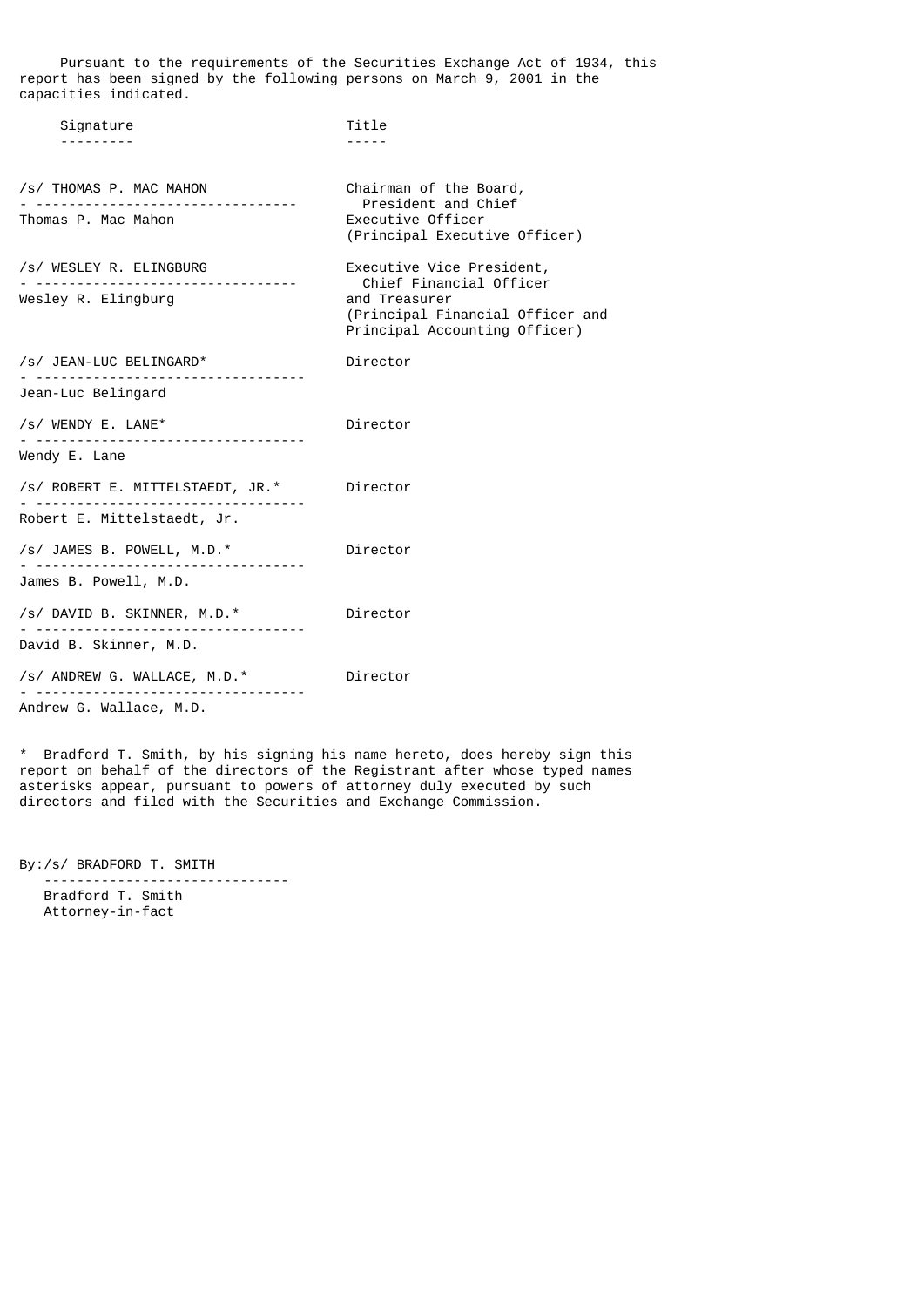Pursuant to the requirements of the Securities Exchange Act of 1934, this report has been signed by the following persons on March 9, 2001 in the capacities indicated.

| Signature | Title |
|---|---|
| /s/ THOMAS P. MAC MAHON<br>Thomas P. Mac Mahon | Chairman of the Board, President and Chief Executive Officer (Principal Executive Officer) |
| /s/ WESLEY R. ELINGBURG<br>Wesley R. Elingburg | Executive Vice President, Chief Financial Officer and Treasurer (Principal Financial Officer and Principal Accounting Officer) |
| /s/ JEAN-LUC BELINGARD*<br>Jean-Luc Belingard | Director |
| /s/ WENDY E. LANE*<br>Wendy E. Lane | Director |
| /s/ ROBERT E. MITTELSTAEDT, JR.*<br>Robert E. Mittelstaedt, Jr. | Director |
| /s/ JAMES B. POWELL, M.D.*<br>James B. Powell, M.D. | Director |
| /s/ DAVID B. SKINNER, M.D.*<br>David B. Skinner, M.D. | Director |
| /s/ ANDREW G. WALLACE, M.D.*<br>Andrew G. Wallace, M.D. | Director |

* Bradford T. Smith, by his signing his name hereto, does hereby sign this report on behalf of the directors of the Registrant after whose typed names asterisks appear, pursuant to powers of attorney duly executed by such directors and filed with the Securities and Exchange Commission.

By:/s/ BRADFORD T. SMITH
Bradford T. Smith
Attorney-in-fact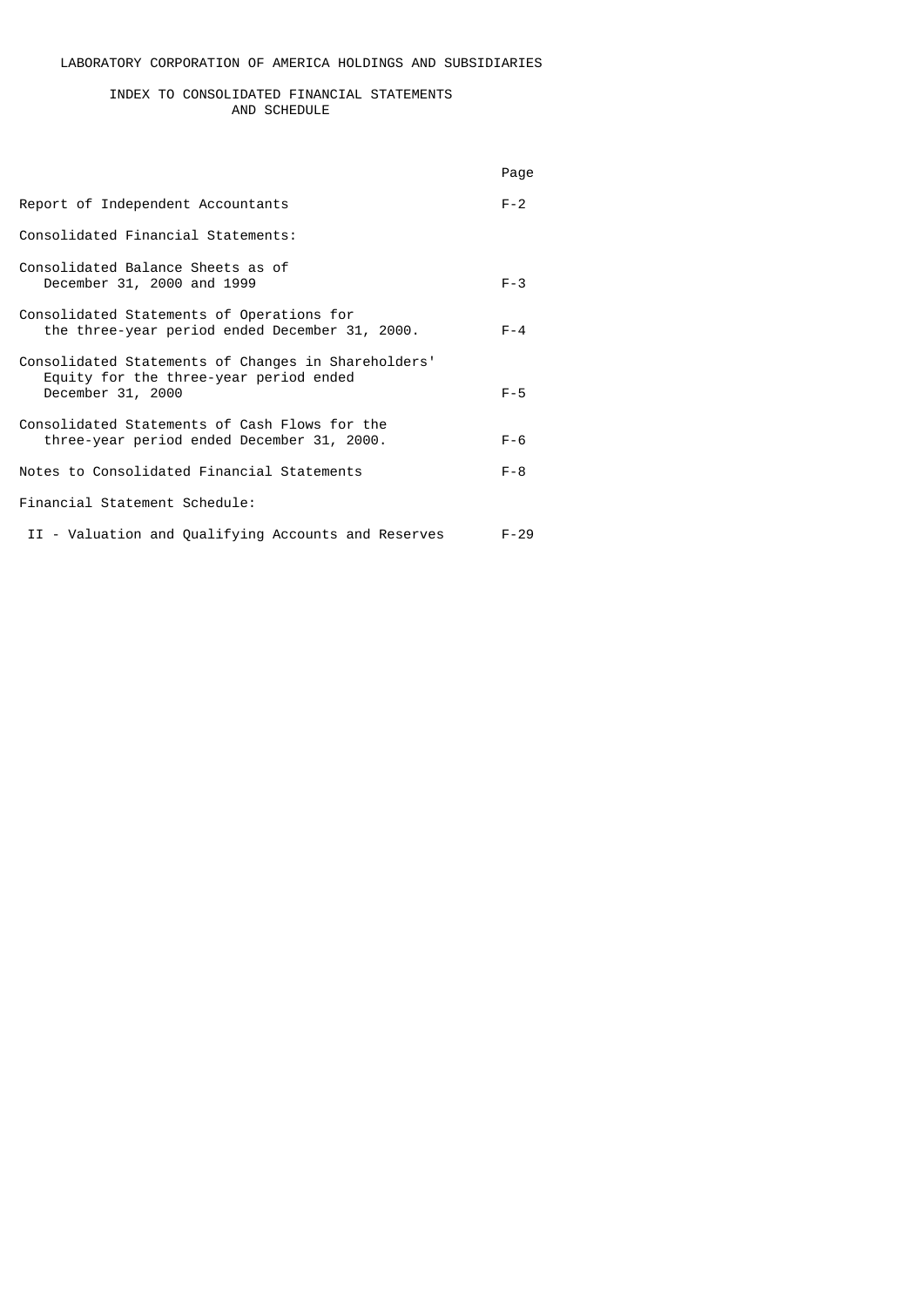# LABORATORY CORPORATION OF AMERICA HOLDINGS AND SUBSIDIARIES

## INDEX TO CONSOLIDATED FINANCIAL STATEMENTS AND SCHEDULE

| | Page |
|---|---|
| Report of Independent Accountants | F-2 |
| Consolidated Financial Statements: | |
| Consolidated Balance Sheets as of December 31, 2000 and 1999 | F-3 |
| Consolidated Statements of Operations for the three-year period ended December 31, 2000. | F-4 |
| Consolidated Statements of Changes in Shareholders' Equity for the three-year period ended December 31, 2000 | F-5 |
| Consolidated Statements of Cash Flows for the three-year period ended December 31, 2000. | F-6 |
| Notes to Consolidated Financial Statements | F-8 |
| Financial Statement Schedule: | |
| II - Valuation and Qualifying Accounts and Reserves | F-29 |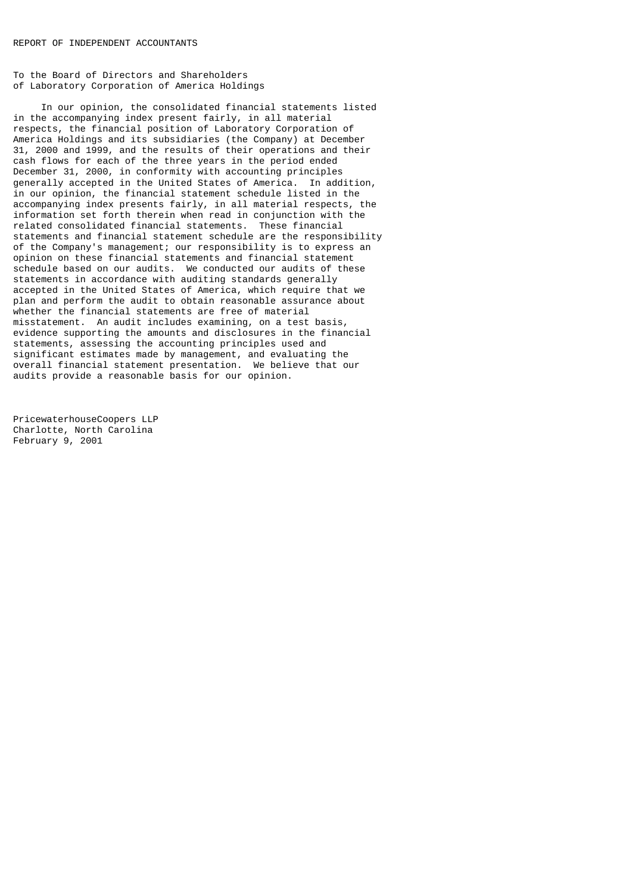# REPORT OF INDEPENDENT ACCOUNTANTS

To the Board of Directors and Shareholders
of Laboratory Corporation of America Holdings

In our opinion, the consolidated financial statements listed in the accompanying index present fairly, in all material respects, the financial position of Laboratory Corporation of America Holdings and its subsidiaries (the Company) at December 31, 2000 and 1999, and the results of their operations and their cash flows for each of the three years in the period ended December 31, 2000, in conformity with accounting principles generally accepted in the United States of America. In addition, in our opinion, the financial statement schedule listed in the accompanying index presents fairly, in all material respects, the information set forth therein when read in conjunction with the related consolidated financial statements. These financial statements and financial statement schedule are the responsibility of the Company's management; our responsibility is to express an opinion on these financial statements and financial statement schedule based on our audits. We conducted our audits of these statements in accordance with auditing standards generally accepted in the United States of America, which require that we plan and perform the audit to obtain reasonable assurance about whether the financial statements are free of material misstatement. An audit includes examining, on a test basis, evidence supporting the amounts and disclosures in the financial statements, assessing the accounting principles used and significant estimates made by management, and evaluating the overall financial statement presentation. We believe that our audits provide a reasonable basis for our opinion.

PricewaterhouseCoopers LLP
Charlotte, North Carolina
February 9, 2001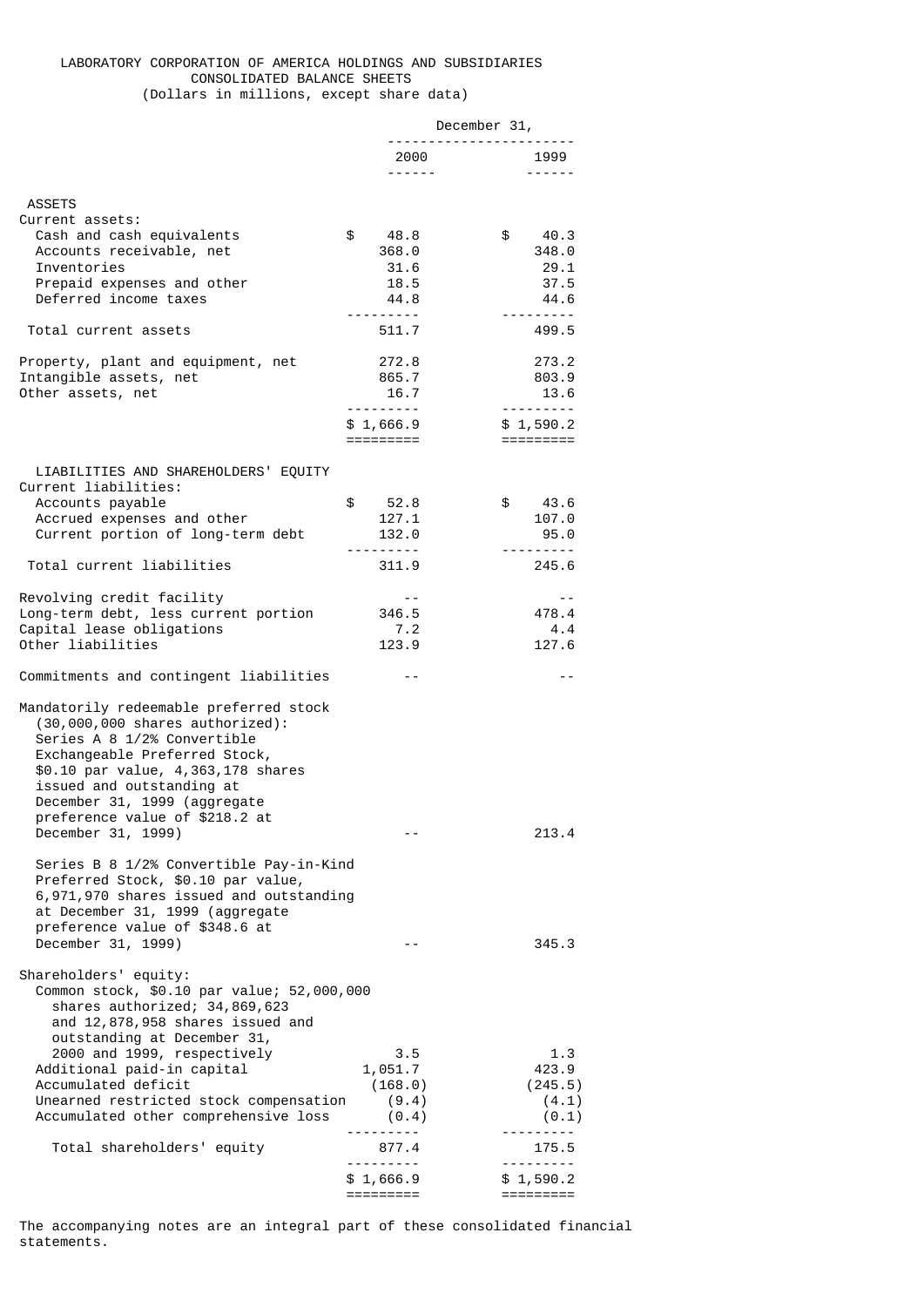LABORATORY CORPORATION OF AMERICA HOLDINGS AND SUBSIDIARIES
CONSOLIDATED BALANCE SHEETS
(Dollars in millions, except share data)

| | December 31, 2000 | December 31, 1999 |
|---|---|---|
| **ASSETS** | | |
| Current assets: | | |
| Cash and cash equivalents | $ 48.8 | $ 40.3 |
| Accounts receivable, net | 368.0 | 348.0 |
| Inventories | 31.6 | 29.1 |
| Prepaid expenses and other | 18.5 | 37.5 |
| Deferred income taxes | 44.8 | 44.6 |
| Total current assets | 511.7 | 499.5 |
| Property, plant and equipment, net | 272.8 | 273.2 |
| Intangible assets, net | 865.7 | 803.9 |
| Other assets, net | 16.7 | 13.6 |
| | $ 1,666.9 | $ 1,590.2 |
| **LIABILITIES AND SHAREHOLDERS' EQUITY** | | |
| Current liabilities: | | |
| Accounts payable | $ 52.8 | $ 43.6 |
| Accrued expenses and other | 127.1 | 107.0 |
| Current portion of long-term debt | 132.0 | 95.0 |
| Total current liabilities | 311.9 | 245.6 |
| Revolving credit facility | -- | -- |
| Long-term debt, less current portion | 346.5 | 478.4 |
| Capital lease obligations | 7.2 | 4.4 |
| Other liabilities | 123.9 | 127.6 |
| Commitments and contingent liabilities | -- | -- |
| Mandatorily redeemable preferred stock (30,000,000 shares authorized): Series A 8 1/2% Convertible Exchangeable Preferred Stock, $0.10 par value, 4,363,178 shares issued and outstanding at December 31, 1999 (aggregate preference value of $218.2 at December 31, 1999) | -- | 213.4 |
| Series B 8 1/2% Convertible Pay-in-Kind Preferred Stock, $0.10 par value, 6,971,970 shares issued and outstanding at December 31, 1999 (aggregate preference value of $348.6 at December 31, 1999) | -- | 345.3 |
| Shareholders' equity: | | |
| Common stock, $0.10 par value; 52,000,000 shares authorized; 34,869,623 and 12,878,958 shares issued and outstanding at December 31, 2000 and 1999, respectively | 3.5 | 1.3 |
| Additional paid-in capital | 1,051.7 | 423.9 |
| Accumulated deficit | (168.0) | (245.5) |
| Unearned restricted stock compensation | (9.4) | (4.1) |
| Accumulated other comprehensive loss | (0.4) | (0.1) |
| Total shareholders' equity | 877.4 | 175.5 |
| | $ 1,666.9 | $ 1,590.2 |

The accompanying notes are an integral part of these consolidated financial statements.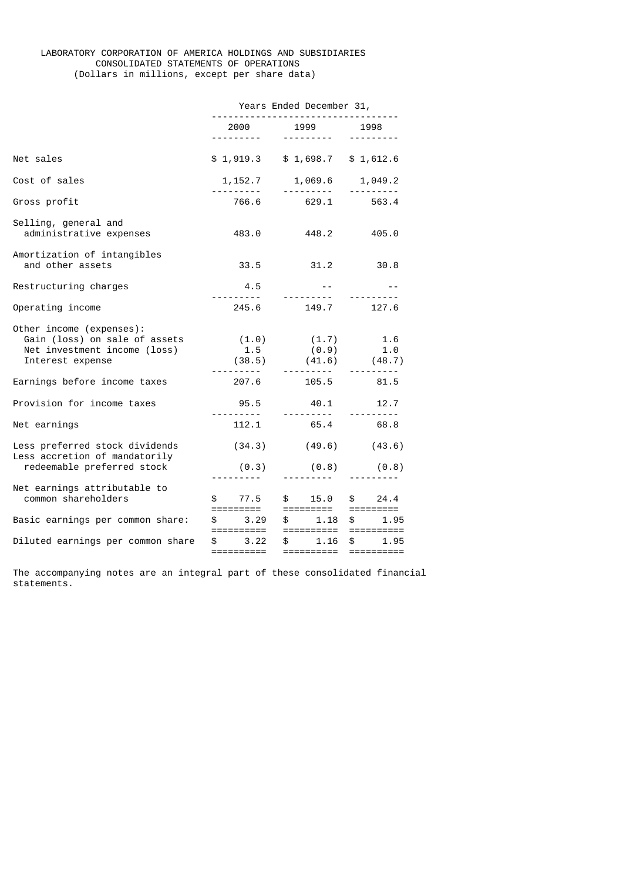# LABORATORY CORPORATION OF AMERICA HOLDINGS AND SUBSIDIARIES
## CONSOLIDATED STATEMENTS OF OPERATIONS
(Dollars in millions, except per share data)

| | Years Ended December 31, | | |
|---|---|---|---|
| | 2000 | 1999 | 1998 |
| Net sales | $ 1,919.3 | $ 1,698.7 | $ 1,612.6 |
| Cost of sales | 1,152.7 | 1,069.6 | 1,049.2 |
| Gross profit | 766.6 | 629.1 | 563.4 |
| Selling, general and administrative expenses | 483.0 | 448.2 | 405.0 |
| Amortization of intangibles and other assets | 33.5 | 31.2 | 30.8 |
| Restructuring charges | 4.5 | -- | -- |
| Operating income | 245.6 | 149.7 | 127.6 |
| Other income (expenses): | | | |
| Gain (loss) on sale of assets | (1.0) | (1.7) | 1.6 |
| Net investment income (loss) | 1.5 | (0.9) | 1.0 |
| Interest expense | (38.5) | (41.6) | (48.7) |
| Earnings before income taxes | 207.6 | 105.5 | 81.5 |
| Provision for income taxes | 95.5 | 40.1 | 12.7 |
| Net earnings | 112.1 | 65.4 | 68.8 |
| Less preferred stock dividends | (34.3) | (49.6) | (43.6) |
| Less accretion of mandatorily redeemable preferred stock | (0.3) | (0.8) | (0.8) |
| Net earnings attributable to common shareholders | $ 77.5 | $ 15.0 | $ 24.4 |
| Basic earnings per common share: | $ 3.29 | $ 1.18 | $ 1.95 |
| Diluted earnings per common share | $ 3.22 | $ 1.16 | $ 1.95 |

The accompanying notes are an integral part of these consolidated financial statements.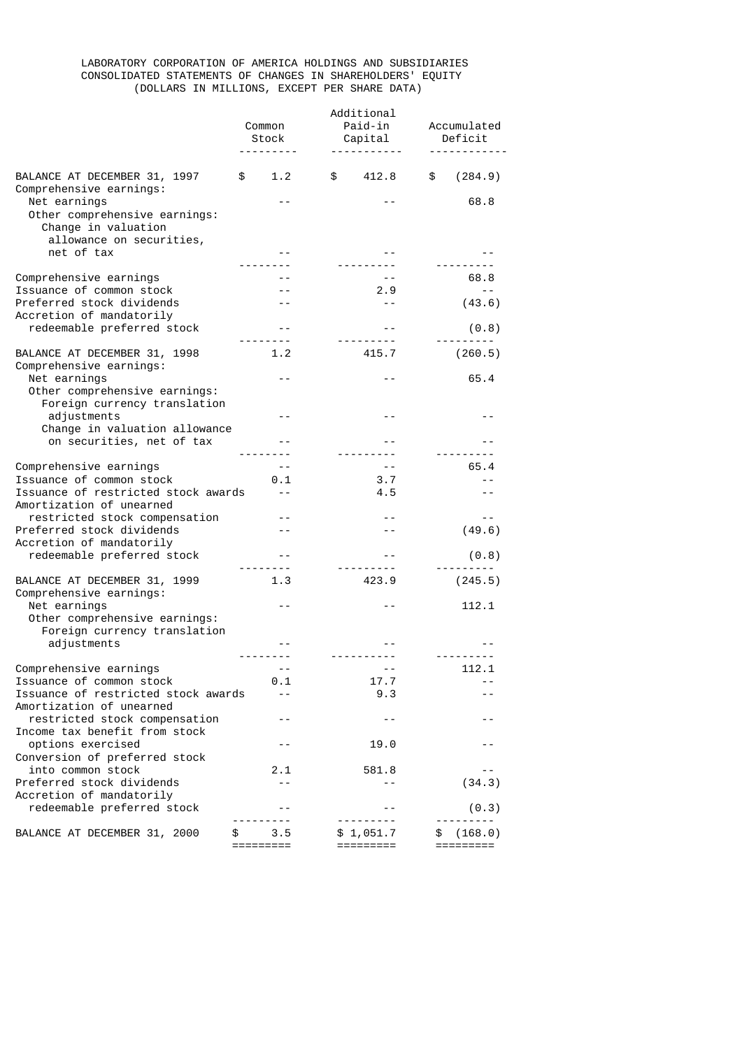LABORATORY CORPORATION OF AMERICA HOLDINGS AND SUBSIDIARIES
CONSOLIDATED STATEMENTS OF CHANGES IN SHAREHOLDERS' EQUITY
(DOLLARS IN MILLIONS, EXCEPT PER SHARE DATA)

| | Common Stock | Additional Paid-in Capital | Accumulated Deficit |
|---|---|---|---|
| BALANCE AT DECEMBER 31, 1997 | $ 1.2 | $ 412.8 | $ (284.9) |
| Comprehensive earnings: | | | |
| Net earnings | -- | -- | 68.8 |
| Other comprehensive earnings: | | | |
| Change in valuation allowance on securities, net of tax | -- | -- | -- |
| Comprehensive earnings | -- | -- | 68.8 |
| Issuance of common stock | -- | 2.9 | -- |
| Preferred stock dividends | -- | -- | (43.6) |
| Accretion of mandatorily redeemable preferred stock | -- | -- | (0.8) |
| BALANCE AT DECEMBER 31, 1998 | 1.2 | 415.7 | (260.5) |
| Comprehensive earnings: | | | |
| Net earnings | -- | -- | 65.4 |
| Other comprehensive earnings: | | | |
| Foreign currency translation adjustments | -- | -- | -- |
| Change in valuation allowance on securities, net of tax | -- | -- | -- |
| Comprehensive earnings | -- | -- | 65.4 |
| Issuance of common stock | 0.1 | 3.7 | -- |
| Issuance of restricted stock awards | -- | 4.5 | -- |
| Amortization of unearned restricted stock compensation | -- | -- | -- |
| Preferred stock dividends | -- | -- | (49.6) |
| Accretion of mandatorily redeemable preferred stock | -- | -- | (0.8) |
| BALANCE AT DECEMBER 31, 1999 | 1.3 | 423.9 | (245.5) |
| Comprehensive earnings: | | | |
| Net earnings | -- | -- | 112.1 |
| Other comprehensive earnings: | | | |
| Foreign currency translation adjustments | -- | -- | -- |
| Comprehensive earnings | -- | -- | 112.1 |
| Issuance of common stock | 0.1 | 17.7 | -- |
| Issuance of restricted stock awards | -- | 9.3 | -- |
| Amortization of unearned restricted stock compensation | -- | -- | -- |
| Income tax benefit from stock options exercised | -- | 19.0 | -- |
| Conversion of preferred stock into common stock | 2.1 | 581.8 | -- |
| Preferred stock dividends | -- | -- | (34.3) |
| Accretion of mandatorily redeemable preferred stock | -- | -- | (0.3) |
| BALANCE AT DECEMBER 31, 2000 | $ 3.5 | $ 1,051.7 | $ (168.0) |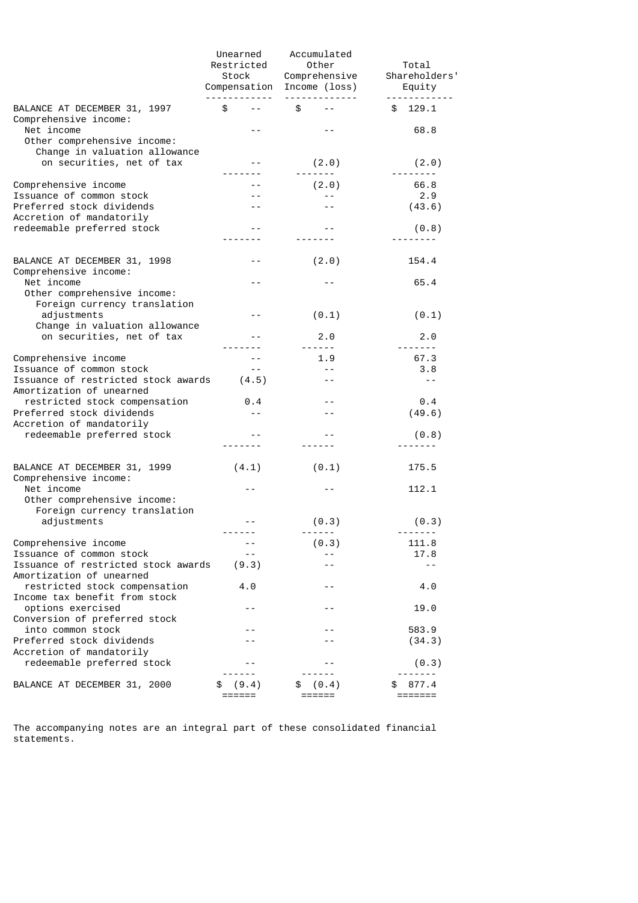| | Unearned Restricted Stock Compensation | Accumulated Other Comprehensive Income (loss) | Total Shareholders' Equity |
|---|---|---|---|
| BALANCE AT DECEMBER 31, 1997 | $ -- | $ -- | $ 129.1 |
| Comprehensive income: | | | |
| Net income | -- | -- | 68.8 |
| Other comprehensive income: | | | |
| Change in valuation allowance on securities, net of tax | -- | (2.0) | (2.0) |
| Comprehensive income | -- | (2.0) | 66.8 |
| Issuance of common stock | -- | -- | 2.9 |
| Preferred stock dividends | -- | -- | (43.6) |
| Accretion of mandatorily redeemable preferred stock | -- | -- | (0.8) |
| BALANCE AT DECEMBER 31, 1998 | -- | (2.0) | 154.4 |
| Comprehensive income: | | | |
| Net income | -- | -- | 65.4 |
| Other comprehensive income: | | | |
| Foreign currency translation adjustments | -- | (0.1) | (0.1) |
| Change in valuation allowance on securities, net of tax | -- | 2.0 | 2.0 |
| Comprehensive income | -- | 1.9 | 67.3 |
| Issuance of common stock | -- | -- | 3.8 |
| Issuance of restricted stock awards | (4.5) | -- | -- |
| Amortization of unearned restricted stock compensation | 0.4 | -- | 0.4 |
| Preferred stock dividends | -- | -- | (49.6) |
| Accretion of mandatorily redeemable preferred stock | -- | -- | (0.8) |
| BALANCE AT DECEMBER 31, 1999 | (4.1) | (0.1) | 175.5 |
| Comprehensive income: | | | |
| Net income | -- | -- | 112.1 |
| Other comprehensive income: | | | |
| Foreign currency translation adjustments | -- | (0.3) | (0.3) |
| Comprehensive income | -- | (0.3) | 111.8 |
| Issuance of common stock | -- | -- | 17.8 |
| Issuance of restricted stock awards | (9.3) | -- | -- |
| Amortization of unearned restricted stock compensation | 4.0 | -- | 4.0 |
| Income tax benefit from stock options exercised | -- | -- | 19.0 |
| Conversion of preferred stock into common stock | -- | -- | 583.9 |
| Preferred stock dividends | -- | -- | (34.3) |
| Accretion of mandatorily redeemable preferred stock | -- | -- | (0.3) |
| BALANCE AT DECEMBER 31, 2000 | $ (9.4) | $ (0.4) | $ 877.4 |

The accompanying notes are an integral part of these consolidated financial statements.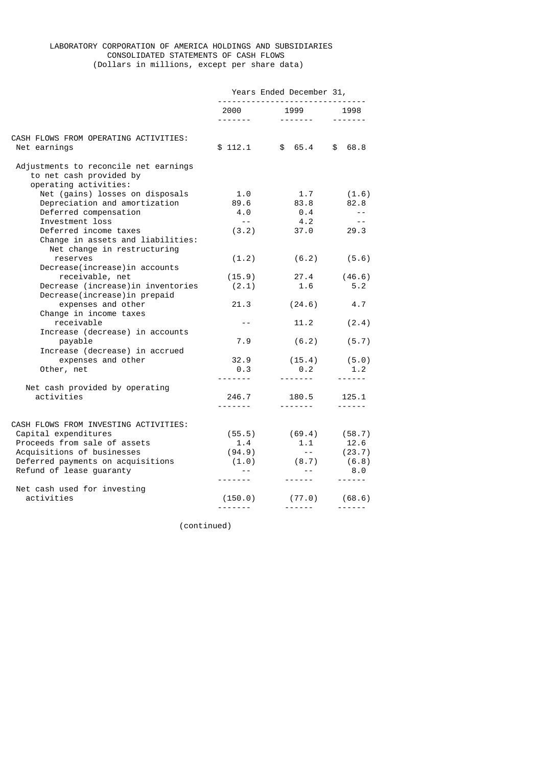LABORATORY CORPORATION OF AMERICA HOLDINGS AND SUBSIDIARIES
CONSOLIDATED STATEMENTS OF CASH FLOWS
(Dollars in millions, except per share data)

| | Years Ended December 31, | | |
|---|---|---|---|
| | 2000 | 1999 | 1998 |
| **CASH FLOWS FROM OPERATING ACTIVITIES:** | | | |
| Net earnings | $ 112.1 | $ 65.4 | $ 68.8 |
| Adjustments to reconcile net earnings to net cash provided by operating activities: | | | |
| Net (gains) losses on disposals | 1.0 | 1.7 | (1.6) |
| Depreciation and amortization | 89.6 | 83.8 | 82.8 |
| Deferred compensation | 4.0 | 0.4 | -- |
| Investment loss | -- | 4.2 | -- |
| Deferred income taxes | (3.2) | 37.0 | 29.3 |
| Change in assets and liabilities: | | | |
| Net change in restructuring reserves | (1.2) | (6.2) | (5.6) |
| Decrease(increase)in accounts receivable, net | (15.9) | 27.4 | (46.6) |
| Decrease (increase)in inventories | (2.1) | 1.6 | 5.2 |
| Decrease(increase)in prepaid expenses and other | 21.3 | (24.6) | 4.7 |
| Change in income taxes receivable | -- | 11.2 | (2.4) |
| Increase (decrease) in accounts payable | 7.9 | (6.2) | (5.7) |
| Increase (decrease) in accrued expenses and other | 32.9 | (15.4) | (5.0) |
| Other, net | 0.3 | 0.2 | 1.2 |
| Net cash provided by operating activities | 246.7 | 180.5 | 125.1 |
| **CASH FLOWS FROM INVESTING ACTIVITIES:** | | | |
| Capital expenditures | (55.5) | (69.4) | (58.7) |
| Proceeds from sale of assets | 1.4 | 1.1 | 12.6 |
| Acquisitions of businesses | (94.9) | -- | (23.7) |
| Deferred payments on acquisitions | (1.0) | (8.7) | (6.8) |
| Refund of lease guaranty | -- | -- | 8.0 |
| Net cash used for investing activities | (150.0) | (77.0) | (68.6) |

(continued)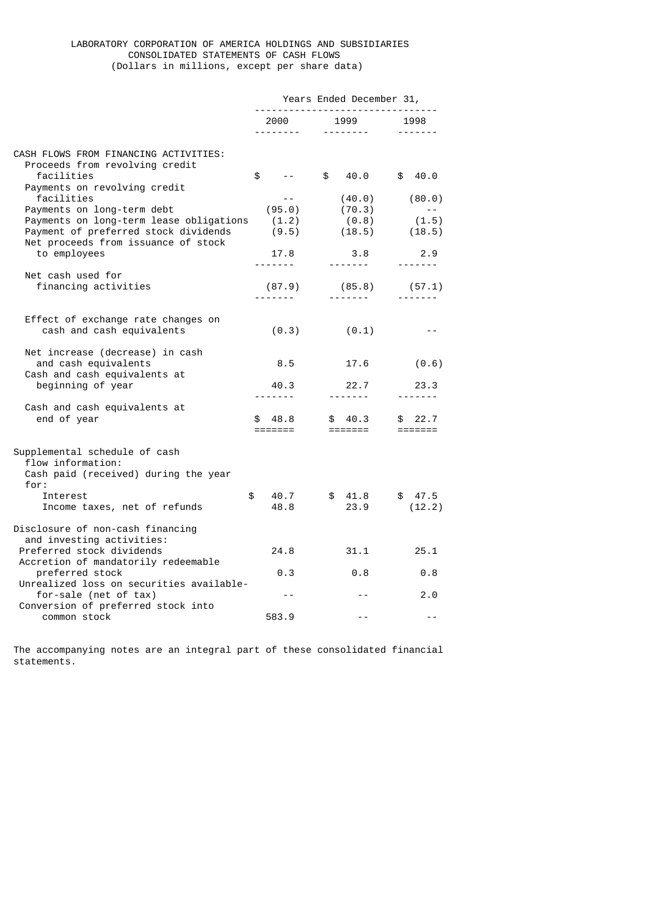LABORATORY CORPORATION OF AMERICA HOLDINGS AND SUBSIDIARIES
CONSOLIDATED STATEMENTS OF CASH FLOWS
(Dollars in millions, except per share data)

| | Years Ended December 31, | | |
|---|---|---|---|
| | 2000 | 1999 | 1998 |
| **CASH FLOWS FROM FINANCING ACTIVITIES:** | | | |
| Proceeds from revolving credit facilities | $ -- | $ 40.0 | $ 40.0 |
| Payments on revolving credit facilities | -- | (40.0) | (80.0) |
| Payments on long-term debt | (95.0) | (70.3) | -- |
| Payments on long-term lease obligations | (1.2) | (0.8) | (1.5) |
| Payment of preferred stock dividends | (9.5) | (18.5) | (18.5) |
| Net proceeds from issuance of stock to employees | 17.8 | 3.8 | 2.9 |
| Net cash used for financing activities | (87.9) | (85.8) | (57.1) |
| Effect of exchange rate changes on cash and cash equivalents | (0.3) | (0.1) | -- |
| Net increase (decrease) in cash and cash equivalents | 8.5 | 17.6 | (0.6) |
| Cash and cash equivalents at beginning of year | 40.3 | 22.7 | 23.3 |
| Cash and cash equivalents at end of year | $ 48.8 | $ 40.3 | $ 22.7 |
| Supplemental schedule of cash flow information: | | | |
| Cash paid (received) during the year for: | | | |
| Interest | $ 40.7 | $ 41.8 | $ 47.5 |
| Income taxes, net of refunds | 48.8 | 23.9 | (12.2) |
| Disclosure of non-cash financing and investing activities: | | | |
| Preferred stock dividends | 24.8 | 31.1 | 25.1 |
| Accretion of mandatorily redeemable preferred stock | 0.3 | 0.8 | 0.8 |
| Unrealized loss on securities available-for-sale (net of tax) | -- | -- | 2.0 |
| Conversion of preferred stock into common stock | 583.9 | -- | -- |

The accompanying notes are an integral part of these consolidated financial statements.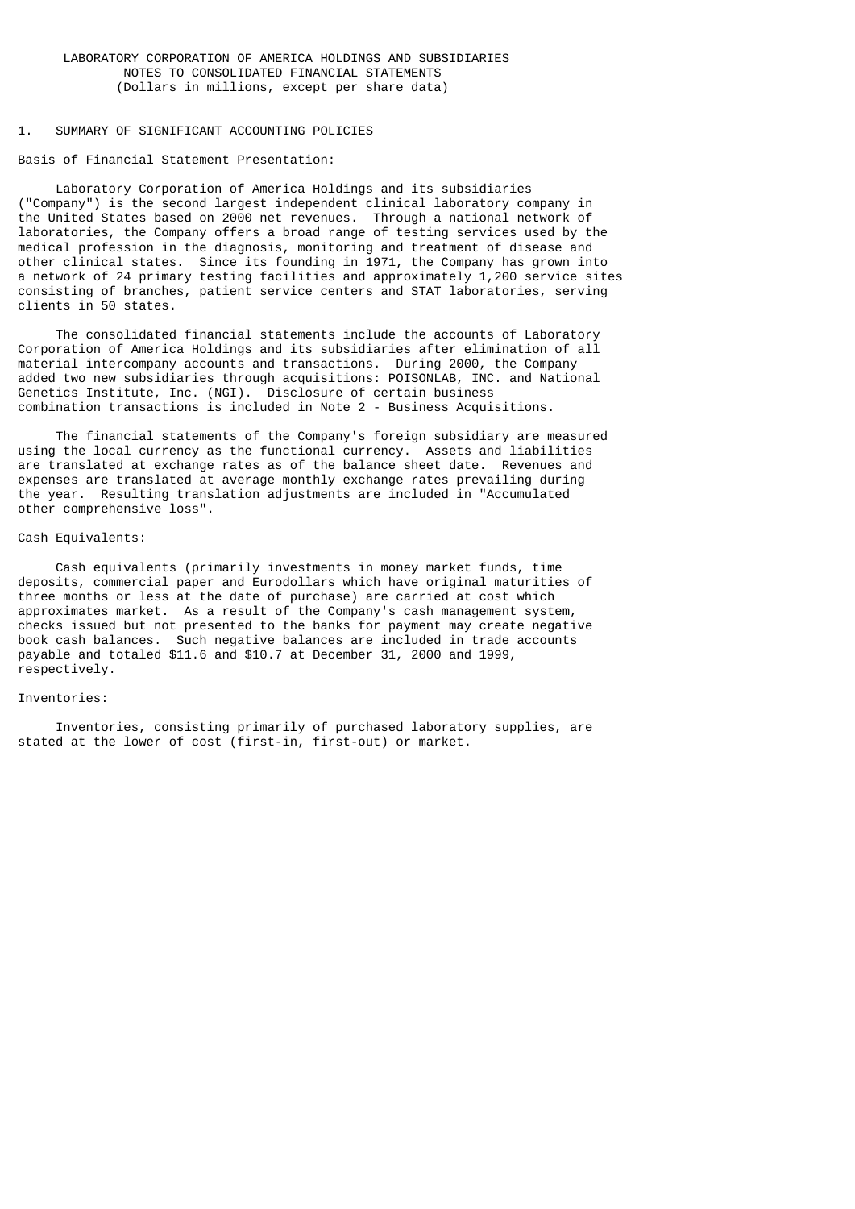LABORATORY CORPORATION OF AMERICA HOLDINGS AND SUBSIDIARIES
NOTES TO CONSOLIDATED FINANCIAL STATEMENTS
(Dollars in millions, except per share data)

## 1. SUMMARY OF SIGNIFICANT ACCOUNTING POLICIES

### Basis of Financial Statement Presentation:

Laboratory Corporation of America Holdings and its subsidiaries ("Company") is the second largest independent clinical laboratory company in the United States based on 2000 net revenues. Through a national network of laboratories, the Company offers a broad range of testing services used by the medical profession in the diagnosis, monitoring and treatment of disease and other clinical states. Since its founding in 1971, the Company has grown into a network of 24 primary testing facilities and approximately 1,200 service sites consisting of branches, patient service centers and STAT laboratories, serving clients in 50 states.

The consolidated financial statements include the accounts of Laboratory Corporation of America Holdings and its subsidiaries after elimination of all material intercompany accounts and transactions. During 2000, the Company added two new subsidiaries through acquisitions: POISONLAB, INC. and National Genetics Institute, Inc. (NGI). Disclosure of certain business combination transactions is included in Note 2 - Business Acquisitions.

The financial statements of the Company's foreign subsidiary are measured using the local currency as the functional currency. Assets and liabilities are translated at exchange rates as of the balance sheet date. Revenues and expenses are translated at average monthly exchange rates prevailing during the year. Resulting translation adjustments are included in "Accumulated other comprehensive loss".

### Cash Equivalents:

Cash equivalents (primarily investments in money market funds, time deposits, commercial paper and Eurodollars which have original maturities of three months or less at the date of purchase) are carried at cost which approximates market. As a result of the Company's cash management system, checks issued but not presented to the banks for payment may create negative book cash balances. Such negative balances are included in trade accounts payable and totaled $11.6 and $10.7 at December 31, 2000 and 1999, respectively.

### Inventories:

Inventories, consisting primarily of purchased laboratory supplies, are stated at the lower of cost (first-in, first-out) or market.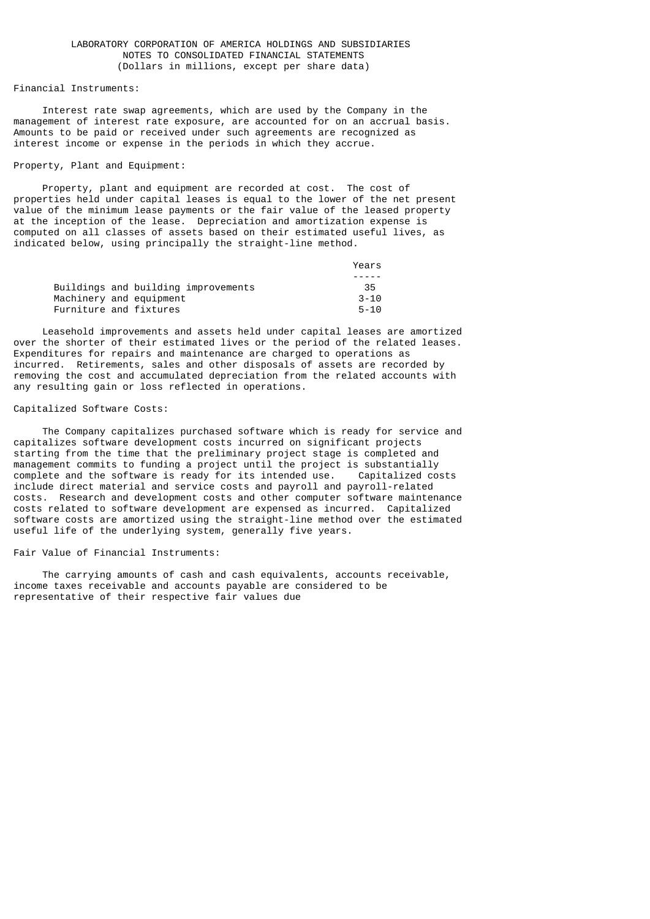LABORATORY CORPORATION OF AMERICA HOLDINGS AND SUBSIDIARIES
NOTES TO CONSOLIDATED FINANCIAL STATEMENTS
(Dollars in millions, except per share data)

Financial Instruments:

Interest rate swap agreements, which are used by the Company in the management of interest rate exposure, are accounted for on an accrual basis. Amounts to be paid or received under such agreements are recognized as interest income or expense in the periods in which they accrue.

Property, Plant and Equipment:

Property, plant and equipment are recorded at cost. The cost of properties held under capital leases is equal to the lower of the net present value of the minimum lease payments or the fair value of the leased property at the inception of the lease. Depreciation and amortization expense is computed on all classes of assets based on their estimated useful lives, as indicated below, using principally the straight-line method.

| | Years |
|---|---|
| Buildings and building improvements | 35 |
| Machinery and equipment | 3-10 |
| Furniture and fixtures | 5-10 |

Leasehold improvements and assets held under capital leases are amortized over the shorter of their estimated lives or the period of the related leases. Expenditures for repairs and maintenance are charged to operations as incurred. Retirements, sales and other disposals of assets are recorded by removing the cost and accumulated depreciation from the related accounts with any resulting gain or loss reflected in operations.

Capitalized Software Costs:

The Company capitalizes purchased software which is ready for service and capitalizes software development costs incurred on significant projects starting from the time that the preliminary project stage is completed and management commits to funding a project until the project is substantially complete and the software is ready for its intended use. Capitalized costs include direct material and service costs and payroll and payroll-related costs. Research and development costs and other computer software maintenance costs related to software development are expensed as incurred. Capitalized software costs are amortized using the straight-line method over the estimated useful life of the underlying system, generally five years.

Fair Value of Financial Instruments:

The carrying amounts of cash and cash equivalents, accounts receivable, income taxes receivable and accounts payable are considered to be representative of their respective fair values due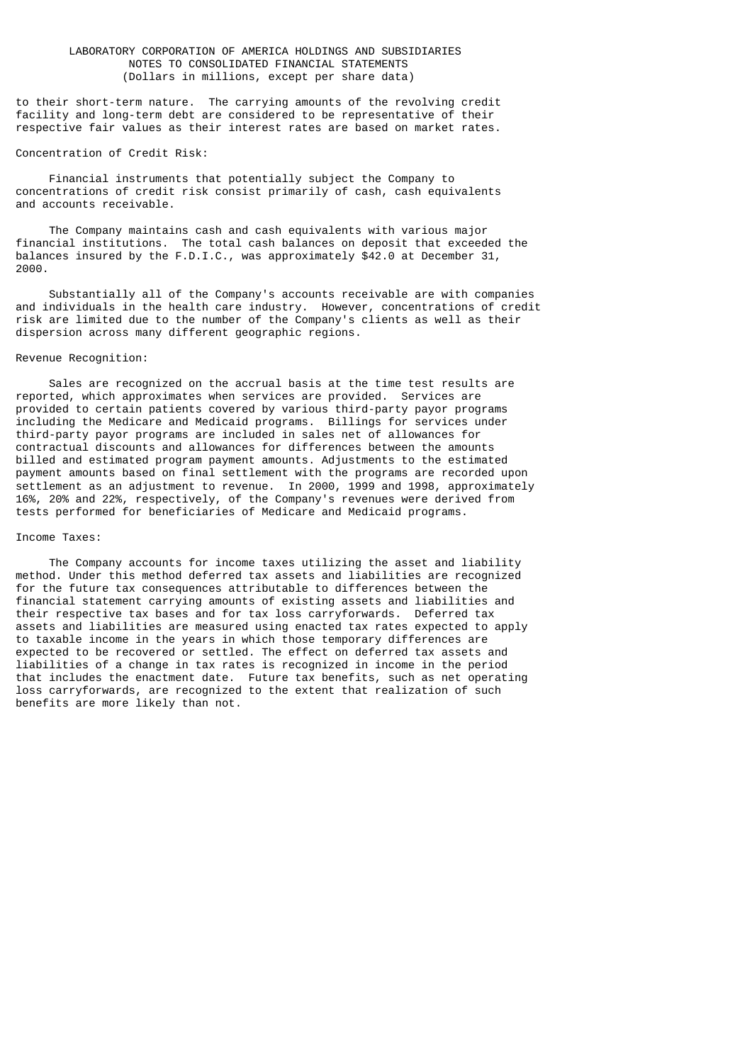to their short-term nature. The carrying amounts of the revolving credit facility and long-term debt are considered to be representative of their respective fair values as their interest rates are based on market rates.

Concentration of Credit Risk:

Financial instruments that potentially subject the Company to concentrations of credit risk consist primarily of cash, cash equivalents and accounts receivable.

The Company maintains cash and cash equivalents with various major financial institutions. The total cash balances on deposit that exceeded the balances insured by the F.D.I.C., was approximately $42.0 at December 31, 2000.

Substantially all of the Company's accounts receivable are with companies and individuals in the health care industry. However, concentrations of credit risk are limited due to the number of the Company's clients as well as their dispersion across many different geographic regions.

Revenue Recognition:

Sales are recognized on the accrual basis at the time test results are reported, which approximates when services are provided. Services are provided to certain patients covered by various third-party payor programs including the Medicare and Medicaid programs. Billings for services under third-party payor programs are included in sales net of allowances for contractual discounts and allowances for differences between the amounts billed and estimated program payment amounts. Adjustments to the estimated payment amounts based on final settlement with the programs are recorded upon settlement as an adjustment to revenue. In 2000, 1999 and 1998, approximately 16%, 20% and 22%, respectively, of the Company's revenues were derived from tests performed for beneficiaries of Medicare and Medicaid programs.

Income Taxes:

The Company accounts for income taxes utilizing the asset and liability method. Under this method deferred tax assets and liabilities are recognized for the future tax consequences attributable to differences between the financial statement carrying amounts of existing assets and liabilities and their respective tax bases and for tax loss carryforwards. Deferred tax assets and liabilities are measured using enacted tax rates expected to apply to taxable income in the years in which those temporary differences are expected to be recovered or settled. The effect on deferred tax assets and liabilities of a change in tax rates is recognized in income in the period that includes the enactment date. Future tax benefits, such as net operating loss carryforwards, are recognized to the extent that realization of such benefits are more likely than not.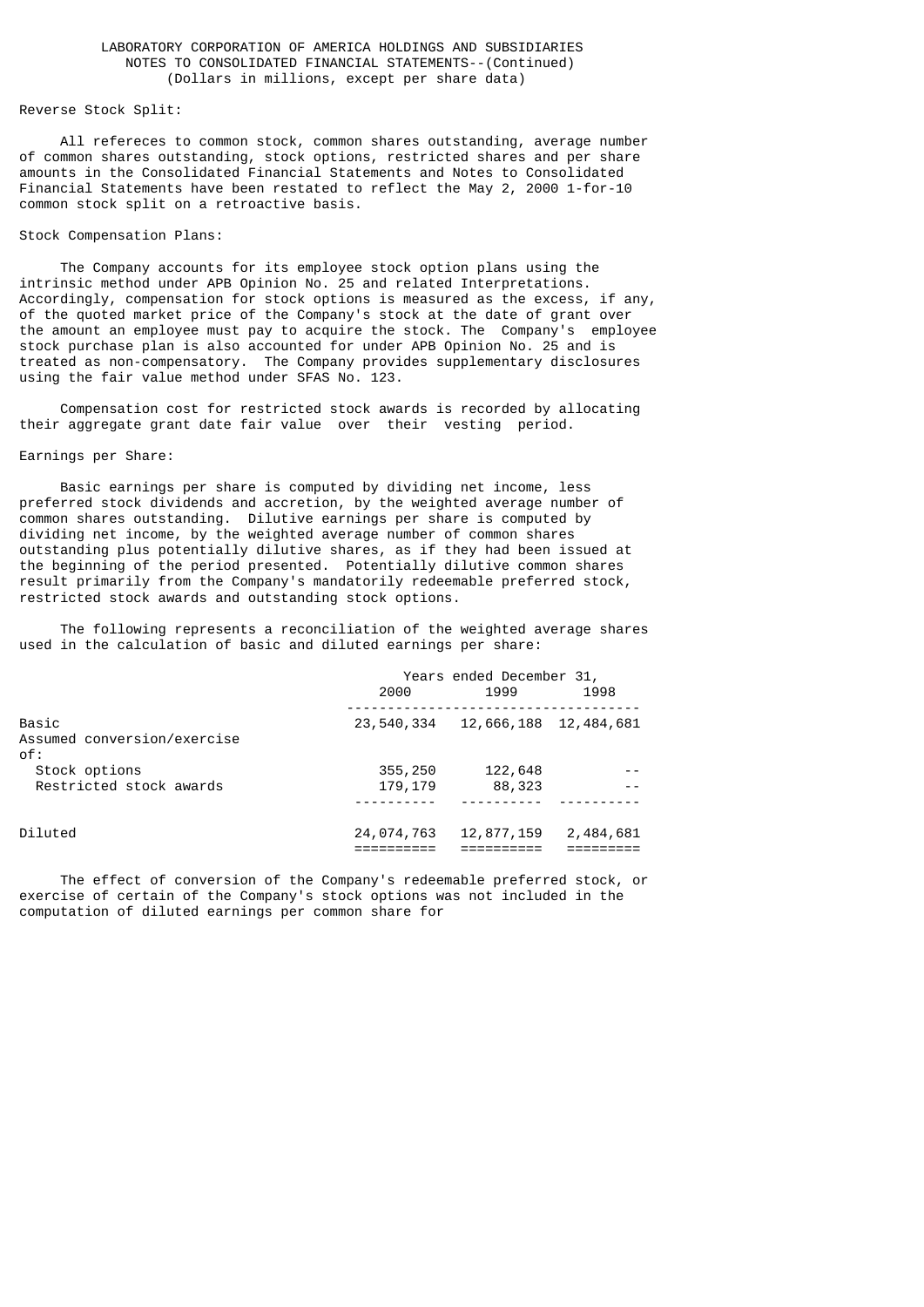LABORATORY CORPORATION OF AMERICA HOLDINGS AND SUBSIDIARIES
NOTES TO CONSOLIDATED FINANCIAL STATEMENTS--(Continued)
(Dollars in millions, except per share data)

Reverse Stock Split:

All refereces to common stock, common shares outstanding, average number of common shares outstanding, stock options, restricted shares and per share amounts in the Consolidated Financial Statements and Notes to Consolidated Financial Statements have been restated to reflect the May 2, 2000 1-for-10 common stock split on a retroactive basis.

Stock Compensation Plans:

The Company accounts for its employee stock option plans using the intrinsic method under APB Opinion No. 25 and related Interpretations. Accordingly, compensation for stock options is measured as the excess, if any, of the quoted market price of the Company's stock at the date of grant over the amount an employee must pay to acquire the stock. The Company's employee stock purchase plan is also accounted for under APB Opinion No. 25 and is treated as non-compensatory. The Company provides supplementary disclosures using the fair value method under SFAS No. 123.

Compensation cost for restricted stock awards is recorded by allocating their aggregate grant date fair value over their vesting period.

Earnings per Share:

Basic earnings per share is computed by dividing net income, less preferred stock dividends and accretion, by the weighted average number of common shares outstanding. Dilutive earnings per share is computed by dividing net income, by the weighted average number of common shares outstanding plus potentially dilutive shares, as if they had been issued at the beginning of the period presented. Potentially dilutive common shares result primarily from the Company's mandatorily redeemable preferred stock, restricted stock awards and outstanding stock options.

The following represents a reconciliation of the weighted average shares used in the calculation of basic and diluted earnings per share:

| | Years ended December 31, | | |
|---|---|---|---|
| | 2000 | 1999 | 1998 |
| Basic | 23,540,334 | 12,666,188 | 12,484,681 |
| Assumed conversion/exercise of: | | | |
| Stock options | 355,250 | 122,648 | -- |
| Restricted stock awards | 179,179 | 88,323 | -- |
| Diluted | 24,074,763 | 12,877,159 | 2,484,681 |

The effect of conversion of the Company's redeemable preferred stock, or exercise of certain of the Company's stock options was not included in the computation of diluted earnings per common share for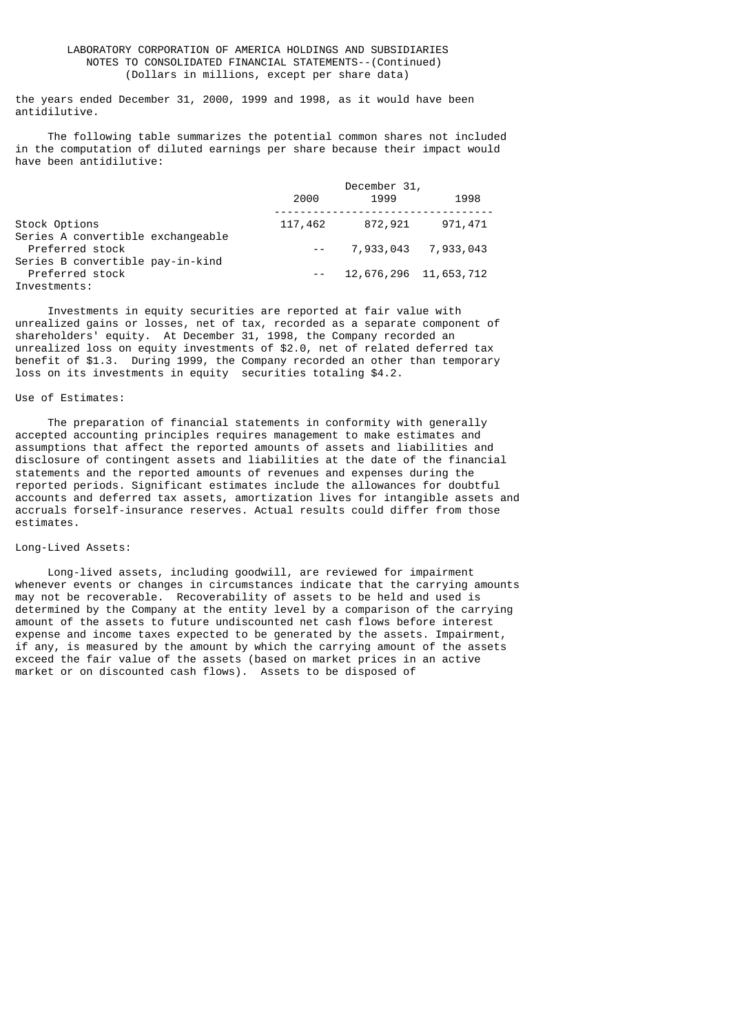the years ended December 31, 2000, 1999 and 1998, as it would have been antidilutive.

The following table summarizes the potential common shares not included in the computation of diluted earnings per share because their impact would have been antidilutive:

| | December 31, 2000 | 1999 | 1998 |
|---|---|---|---|
| Stock Options | 117,462 | 872,921 | 971,471 |
| Series A convertible exchangeable Preferred stock | -- | 7,933,043 | 7,933,043 |
| Series B convertible pay-in-kind Preferred stock | -- | 12,676,296 | 11,653,712 |

Investments:

Investments in equity securities are reported at fair value with unrealized gains or losses, net of tax, recorded as a separate component of shareholders' equity. At December 31, 1998, the Company recorded an unrealized loss on equity investments of $2.0, net of related deferred tax benefit of $1.3. During 1999, the Company recorded an other than temporary loss on its investments in equity securities totaling $4.2.

Use of Estimates:

The preparation of financial statements in conformity with generally accepted accounting principles requires management to make estimates and assumptions that affect the reported amounts of assets and liabilities and disclosure of contingent assets and liabilities at the date of the financial statements and the reported amounts of revenues and expenses during the reported periods. Significant estimates include the allowances for doubtful accounts and deferred tax assets, amortization lives for intangible assets and accruals forself-insurance reserves. Actual results could differ from those estimates.

Long-Lived Assets:

Long-lived assets, including goodwill, are reviewed for impairment whenever events or changes in circumstances indicate that the carrying amounts may not be recoverable. Recoverability of assets to be held and used is determined by the Company at the entity level by a comparison of the carrying amount of the assets to future undiscounted net cash flows before interest expense and income taxes expected to be generated by the assets. Impairment, if any, is measured by the amount by which the carrying amount of the assets exceed the fair value of the assets (based on market prices in an active market or on discounted cash flows). Assets to be disposed of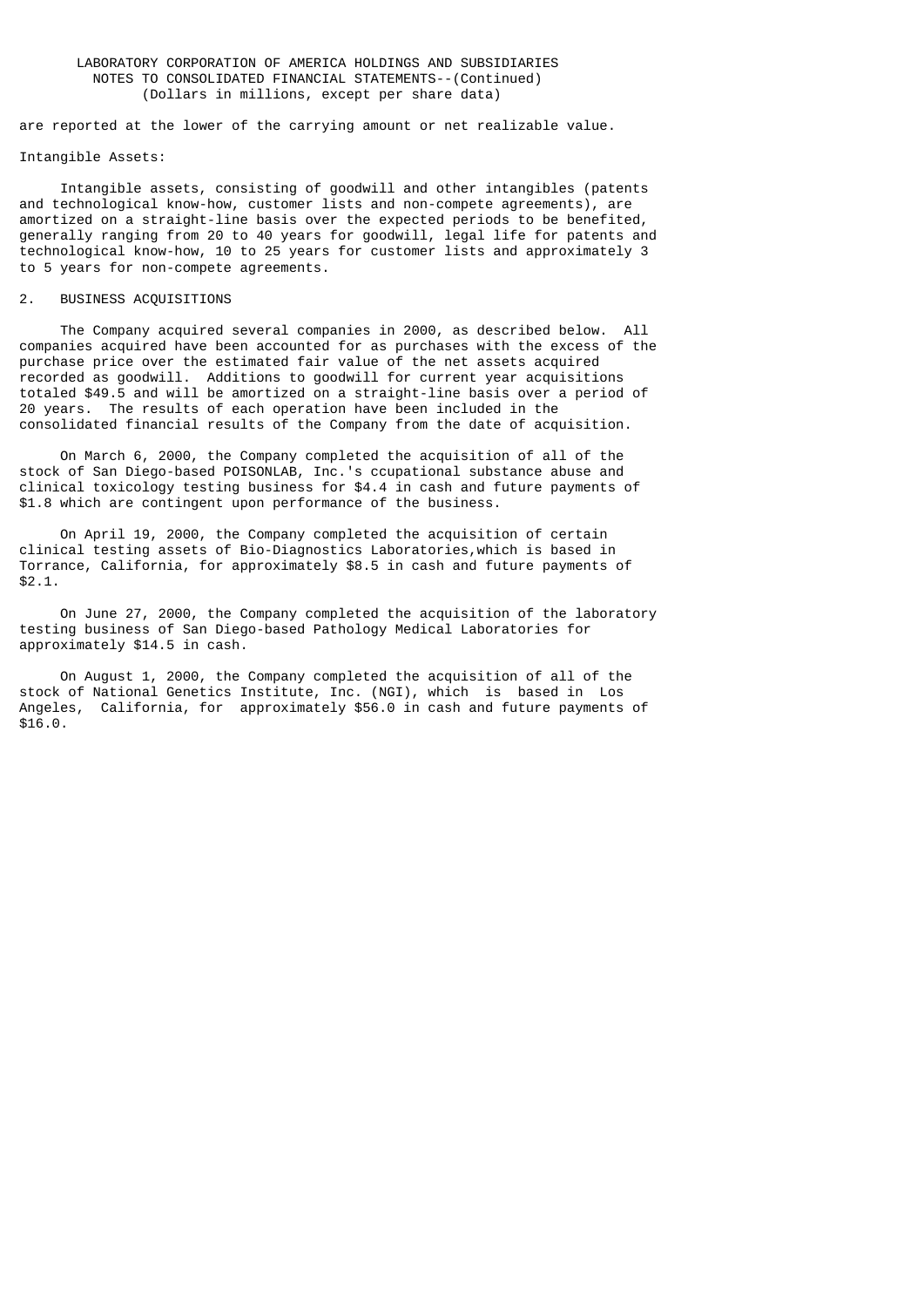are reported at the lower of the carrying amount or net realizable value.

Intangible Assets:

Intangible assets, consisting of goodwill and other intangibles (patents and technological know-how, customer lists and non-compete agreements), are amortized on a straight-line basis over the expected periods to be benefited, generally ranging from 20 to 40 years for goodwill, legal life for patents and technological know-how, 10 to 25 years for customer lists and approximately 3 to 5 years for non-compete agreements.

## 2. BUSINESS ACQUISITIONS

The Company acquired several companies in 2000, as described below. All companies acquired have been accounted for as purchases with the excess of the purchase price over the estimated fair value of the net assets acquired recorded as goodwill. Additions to goodwill for current year acquisitions totaled $49.5 and will be amortized on a straight-line basis over a period of 20 years. The results of each operation have been included in the consolidated financial results of the Company from the date of acquisition.

On March 6, 2000, the Company completed the acquisition of all of the stock of San Diego-based POISONLAB, Inc.'s ccupational substance abuse and clinical toxicology testing business for $4.4 in cash and future payments of $1.8 which are contingent upon performance of the business.

On April 19, 2000, the Company completed the acquisition of certain clinical testing assets of Bio-Diagnostics Laboratories,which is based in Torrance, California, for approximately $8.5 in cash and future payments of $2.1.

On June 27, 2000, the Company completed the acquisition of the laboratory testing business of San Diego-based Pathology Medical Laboratories for approximately $14.5 in cash.

On August 1, 2000, the Company completed the acquisition of all of the stock of National Genetics Institute, Inc. (NGI), which is based in Los Angeles, California, for approximately $56.0 in cash and future payments of $16.0.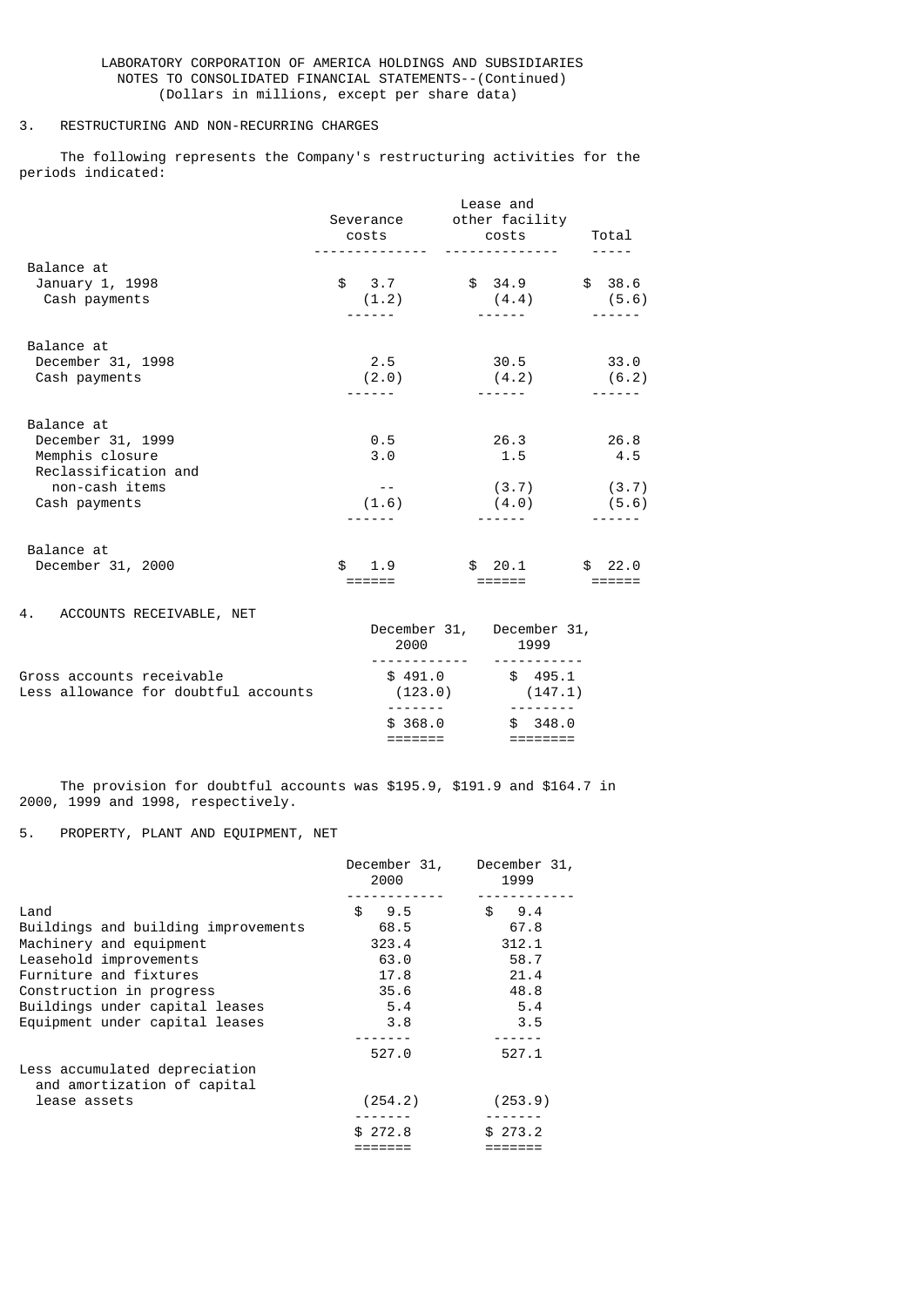LABORATORY CORPORATION OF AMERICA HOLDINGS AND SUBSIDIARIES
NOTES TO CONSOLIDATED FINANCIAL STATEMENTS--(Continued)
(Dollars in millions, except per share data)

## 3. RESTRUCTURING AND NON-RECURRING CHARGES

The following represents the Company's restructuring activities for the periods indicated:

| | Severance costs | Lease and other facility costs | Total |
|---|---|---|---|
| Balance at January 1, 1998 | $ 3.7 | $ 34.9 | $ 38.6 |
| Cash payments | (1.2) | (4.4) | (5.6) |
| Balance at December 31, 1998 | 2.5 | 30.5 | 33.0 |
| Cash payments | (2.0) | (4.2) | (6.2) |
| Balance at December 31, 1999 | 0.5 | 26.3 | 26.8 |
| Memphis closure | 3.0 | 1.5 | 4.5 |
| Reclassification and non-cash items | -- | (3.7) | (3.7) |
| Cash payments | (1.6) | (4.0) | (5.6) |
| Balance at December 31, 2000 | $ 1.9 | $ 20.1 | $ 22.0 |

## 4. ACCOUNTS RECEIVABLE, NET

| | December 31, 2000 | December 31, 1999 |
|---|---|---|
| Gross accounts receivable | $ 491.0 | $ 495.1 |
| Less allowance for doubtful accounts | (123.0) | (147.1) |
| | $ 368.0 | $ 348.0 |

The provision for doubtful accounts was $195.9, $191.9 and $164.7 in 2000, 1999 and 1998, respectively.

## 5. PROPERTY, PLANT AND EQUIPMENT, NET

| | December 31, 2000 | December 31, 1999 |
|---|---|---|
| Land | $ 9.5 | $ 9.4 |
| Buildings and building improvements | 68.5 | 67.8 |
| Machinery and equipment | 323.4 | 312.1 |
| Leasehold improvements | 63.0 | 58.7 |
| Furniture and fixtures | 17.8 | 21.4 |
| Construction in progress | 35.6 | 48.8 |
| Buildings under capital leases | 5.4 | 5.4 |
| Equipment under capital leases | 3.8 | 3.5 |
| | 527.0 | 527.1 |
| Less accumulated depreciation and amortization of capital lease assets | (254.2) | (253.9) |
| | $ 272.8 | $ 273.2 |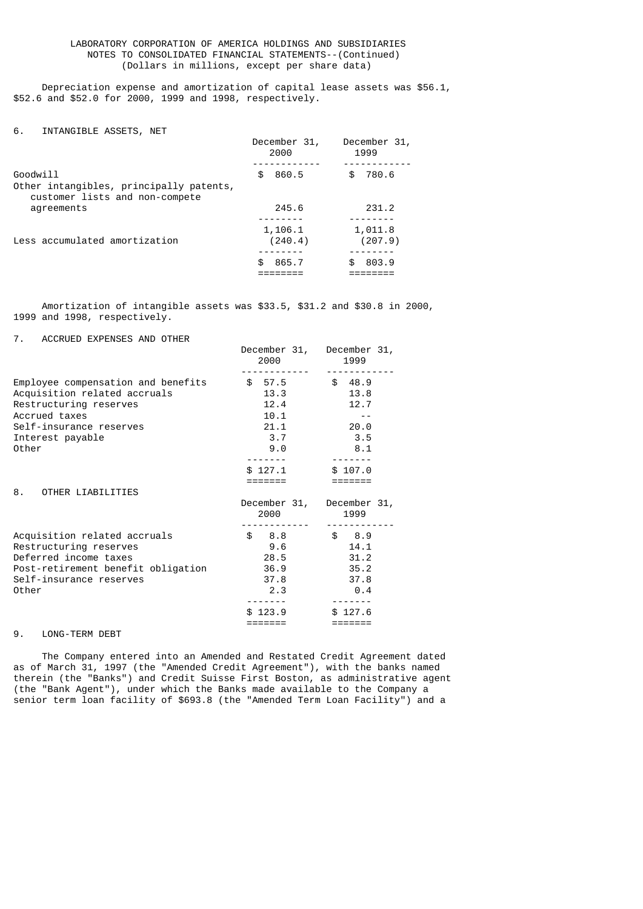LABORATORY CORPORATION OF AMERICA HOLDINGS AND SUBSIDIARIES
NOTES TO CONSOLIDATED FINANCIAL STATEMENTS--(Continued)
(Dollars in millions, except per share data)

Depreciation expense and amortization of capital lease assets was $56.1, $52.6 and $52.0 for 2000, 1999 and 1998, respectively.

## 6. INTANGIBLE ASSETS, NET

| | December 31, 2000 | December 31, 1999 |
|---|---|---|
| Goodwill | $ 860.5 | $ 780.6 |
| Other intangibles, principally patents, customer lists and non-compete agreements | 245.6 | 231.2 |
| | 1,106.1 | 1,011.8 |
| Less accumulated amortization | (240.4) | (207.9) |
| | $ 865.7 | $ 803.9 |

Amortization of intangible assets was $33.5, $31.2 and $30.8 in 2000, 1999 and 1998, respectively.

## 7. ACCRUED EXPENSES AND OTHER

| | December 31, 2000 | December 31, 1999 |
|---|---|---|
| Employee compensation and benefits | $ 57.5 | $ 48.9 |
| Acquisition related accruals | 13.3 | 13.8 |
| Restructuring reserves | 12.4 | 12.7 |
| Accrued taxes | 10.1 | -- |
| Self-insurance reserves | 21.1 | 20.0 |
| Interest payable | 3.7 | 3.5 |
| Other | 9.0 | 8.1 |
| | $ 127.1 | $ 107.0 |

## 8. OTHER LIABILITIES

| | December 31, 2000 | December 31, 1999 |
|---|---|---|
| Acquisition related accruals | $ 8.8 | $ 8.9 |
| Restructuring reserves | 9.6 | 14.1 |
| Deferred income taxes | 28.5 | 31.2 |
| Post-retirement benefit obligation | 36.9 | 35.2 |
| Self-insurance reserves | 37.8 | 37.8 |
| Other | 2.3 | 0.4 |
| | $ 123.9 | $ 127.6 |

## 9. LONG-TERM DEBT

The Company entered into an Amended and Restated Credit Agreement dated as of March 31, 1997 (the "Amended Credit Agreement"), with the banks named therein (the "Banks") and Credit Suisse First Boston, as administrative agent (the "Bank Agent"), under which the Banks made available to the Company a senior term loan facility of $693.8 (the "Amended Term Loan Facility") and a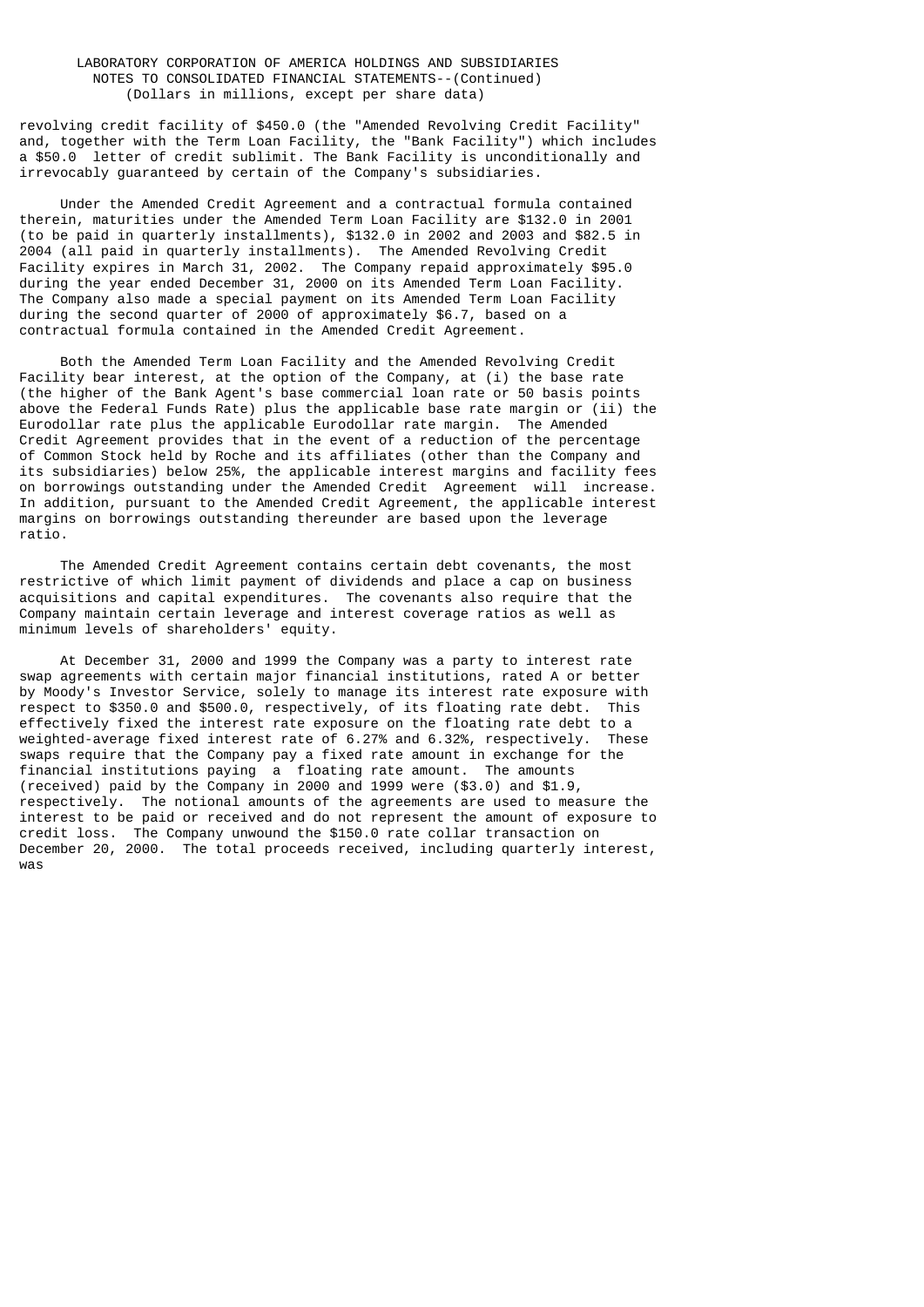revolving credit facility of $450.0 (the "Amended Revolving Credit Facility" and, together with the Term Loan Facility, the "Bank Facility") which includes a $50.0 letter of credit sublimit. The Bank Facility is unconditionally and irrevocably guaranteed by certain of the Company's subsidiaries.

Under the Amended Credit Agreement and a contractual formula contained therein, maturities under the Amended Term Loan Facility are $132.0 in 2001 (to be paid in quarterly installments), $132.0 in 2002 and 2003 and $82.5 in 2004 (all paid in quarterly installments). The Amended Revolving Credit Facility expires in March 31, 2002. The Company repaid approximately $95.0 during the year ended December 31, 2000 on its Amended Term Loan Facility. The Company also made a special payment on its Amended Term Loan Facility during the second quarter of 2000 of approximately $6.7, based on a contractual formula contained in the Amended Credit Agreement.

Both the Amended Term Loan Facility and the Amended Revolving Credit Facility bear interest, at the option of the Company, at (i) the base rate (the higher of the Bank Agent's base commercial loan rate or 50 basis points above the Federal Funds Rate) plus the applicable base rate margin or (ii) the Eurodollar rate plus the applicable Eurodollar rate margin. The Amended Credit Agreement provides that in the event of a reduction of the percentage of Common Stock held by Roche and its affiliates (other than the Company and its subsidiaries) below 25%, the applicable interest margins and facility fees on borrowings outstanding under the Amended Credit Agreement will increase. In addition, pursuant to the Amended Credit Agreement, the applicable interest margins on borrowings outstanding thereunder are based upon the leverage ratio.

The Amended Credit Agreement contains certain debt covenants, the most restrictive of which limit payment of dividends and place a cap on business acquisitions and capital expenditures. The covenants also require that the Company maintain certain leverage and interest coverage ratios as well as minimum levels of shareholders' equity.

At December 31, 2000 and 1999 the Company was a party to interest rate swap agreements with certain major financial institutions, rated A or better by Moody's Investor Service, solely to manage its interest rate exposure with respect to $350.0 and $500.0, respectively, of its floating rate debt. This effectively fixed the interest rate exposure on the floating rate debt to a weighted-average fixed interest rate of 6.27% and 6.32%, respectively. These swaps require that the Company pay a fixed rate amount in exchange for the financial institutions paying a floating rate amount. The amounts (received) paid by the Company in 2000 and 1999 were ($3.0) and $1.9, respectively. The notional amounts of the agreements are used to measure the interest to be paid or received and do not represent the amount of exposure to credit loss. The Company unwound the $150.0 rate collar transaction on December 20, 2000. The total proceeds received, including quarterly interest, was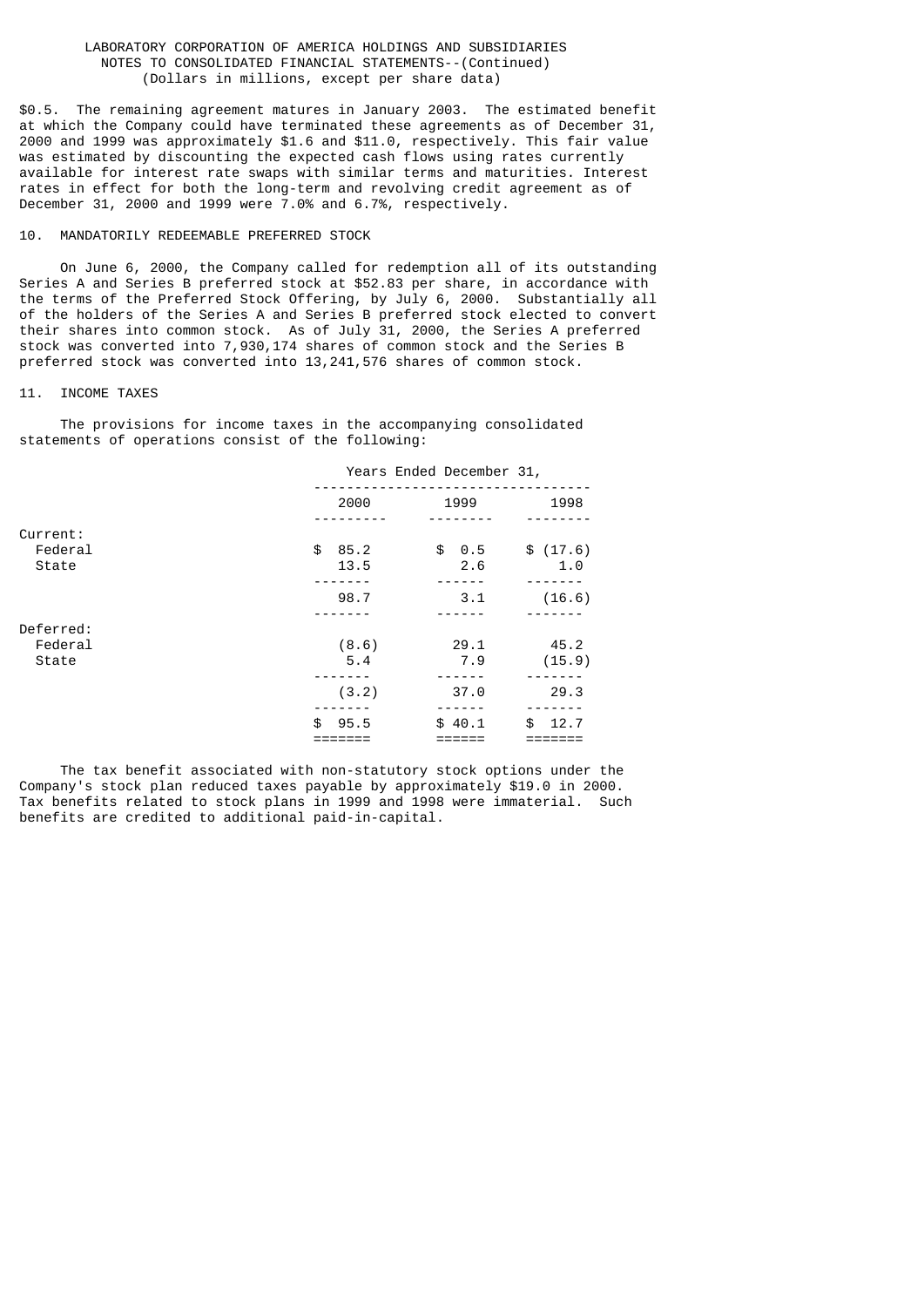LABORATORY CORPORATION OF AMERICA HOLDINGS AND SUBSIDIARIES
NOTES TO CONSOLIDATED FINANCIAL STATEMENTS--(Continued)
(Dollars in millions, except per share data)

$0.5. The remaining agreement matures in January 2003. The estimated benefit at which the Company could have terminated these agreements as of December 31, 2000 and 1999 was approximately $1.6 and $11.0, respectively. This fair value was estimated by discounting the expected cash flows using rates currently available for interest rate swaps with similar terms and maturities. Interest rates in effect for both the long-term and revolving credit agreement as of December 31, 2000 and 1999 were 7.0% and 6.7%, respectively.

## 10. MANDATORILY REDEEMABLE PREFERRED STOCK

On June 6, 2000, the Company called for redemption all of its outstanding Series A and Series B preferred stock at $52.83 per share, in accordance with the terms of the Preferred Stock Offering, by July 6, 2000. Substantially all of the holders of the Series A and Series B preferred stock elected to convert their shares into common stock. As of July 31, 2000, the Series A preferred stock was converted into 7,930,174 shares of common stock and the Series B preferred stock was converted into 13,241,576 shares of common stock.

## 11. INCOME TAXES

The provisions for income taxes in the accompanying consolidated statements of operations consist of the following:

| | Years Ended December 31, | | |
|---|---|---|---|
| | 2000 | 1999 | 1998 |
| Current: | | | |
| Federal | $ 85.2 | $ 0.5 | $ (17.6) |
| State | 13.5 | 2.6 | 1.0 |
| | 98.7 | 3.1 | (16.6) |
| Deferred: | | | |
| Federal | (8.6) | 29.1 | 45.2 |
| State | 5.4 | 7.9 | (15.9) |
| | (3.2) | 37.0 | 29.3 |
| | $ 95.5 | $ 40.1 | $ 12.7 |

The tax benefit associated with non-statutory stock options under the Company's stock plan reduced taxes payable by approximately $19.0 in 2000. Tax benefits related to stock plans in 1999 and 1998 were immaterial. Such benefits are credited to additional paid-in-capital.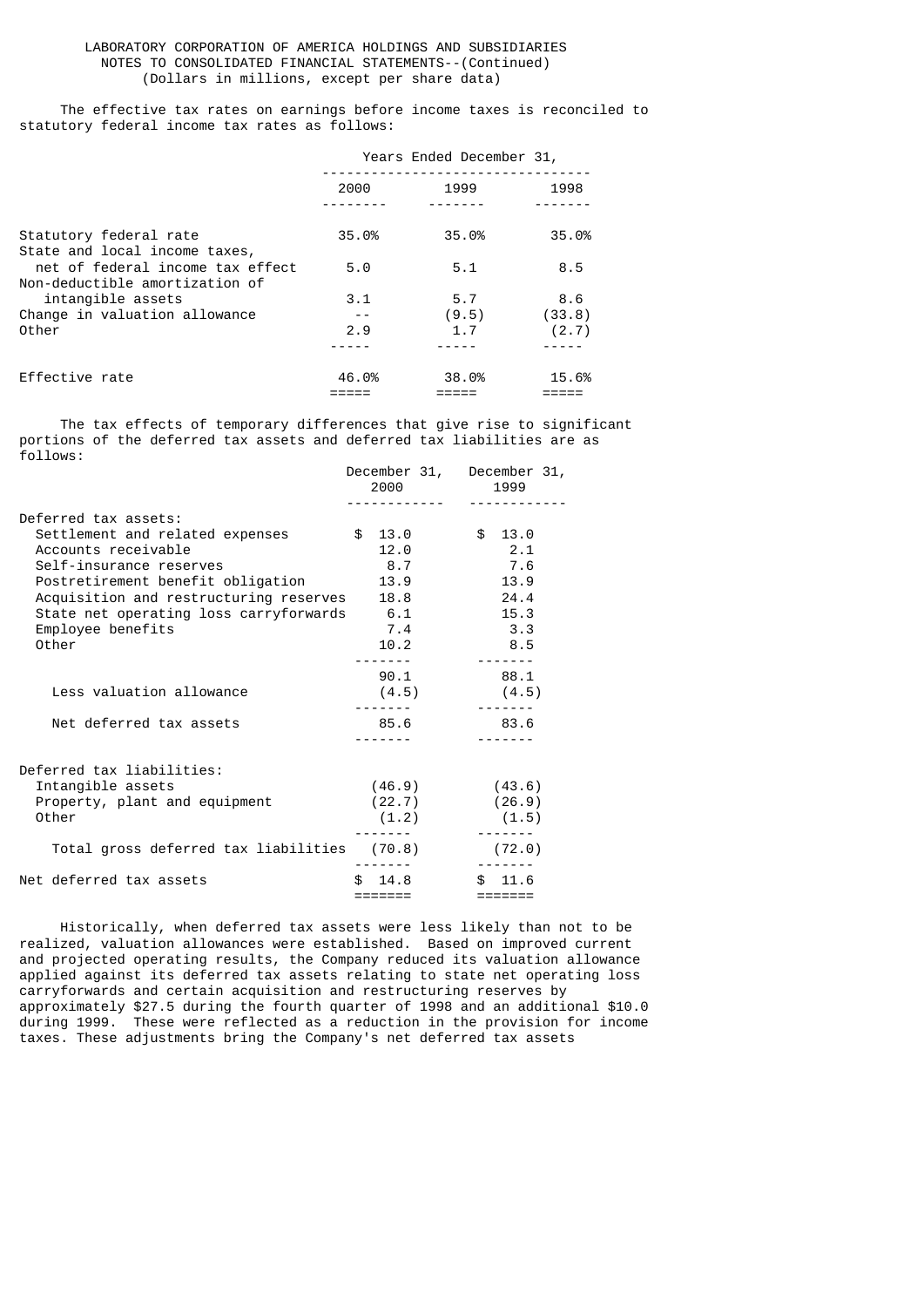LABORATORY CORPORATION OF AMERICA HOLDINGS AND SUBSIDIARIES
NOTES TO CONSOLIDATED FINANCIAL STATEMENTS--(Continued)
(Dollars in millions, except per share data)

The effective tax rates on earnings before income taxes is reconciled to statutory federal income tax rates as follows:

| | Years Ended December 31, | | |
|---|---|---|---|
| | 2000 | 1999 | 1998 |
| Statutory federal rate | 35.0% | 35.0% | 35.0% |
| State and local income taxes, net of federal income tax effect | 5.0 | 5.1 | 8.5 |
| Non-deductible amortization of intangible assets | 3.1 | 5.7 | 8.6 |
| Change in valuation allowance | -- | (9.5) | (33.8) |
| Other | 2.9 | 1.7 | (2.7) |
| Effective rate | 46.0% | 38.0% | 15.6% |

The tax effects of temporary differences that give rise to significant portions of the deferred tax assets and deferred tax liabilities are as follows:

| | December 31, 2000 | December 31, 1999 |
|---|---|---|
| Deferred tax assets: | | |
| Settlement and related expenses | $ 13.0 | $ 13.0 |
| Accounts receivable | 12.0 | 2.1 |
| Self-insurance reserves | 8.7 | 7.6 |
| Postretirement benefit obligation | 13.9 | 13.9 |
| Acquisition and restructuring reserves | 18.8 | 24.4 |
| State net operating loss carryforwards | 6.1 | 15.3 |
| Employee benefits | 7.4 | 3.3 |
| Other | 10.2 | 8.5 |
| | 90.1 | 88.1 |
| Less valuation allowance | (4.5) | (4.5) |
| Net deferred tax assets | 85.6 | 83.6 |
| Deferred tax liabilities: | | |
| Intangible assets | (46.9) | (43.6) |
| Property, plant and equipment | (22.7) | (26.9) |
| Other | (1.2) | (1.5) |
| Total gross deferred tax liabilities | (70.8) | (72.0) |
| Net deferred tax assets | $ 14.8 | $ 11.6 |

Historically, when deferred tax assets were less likely than not to be realized, valuation allowances were established. Based on improved current and projected operating results, the Company reduced its valuation allowance applied against its deferred tax assets relating to state net operating loss carryforwards and certain acquisition and restructuring reserves by approximately $27.5 during the fourth quarter of 1998 and an additional $10.0 during 1999. These were reflected as a reduction in the provision for income taxes. These adjustments bring the Company's net deferred tax assets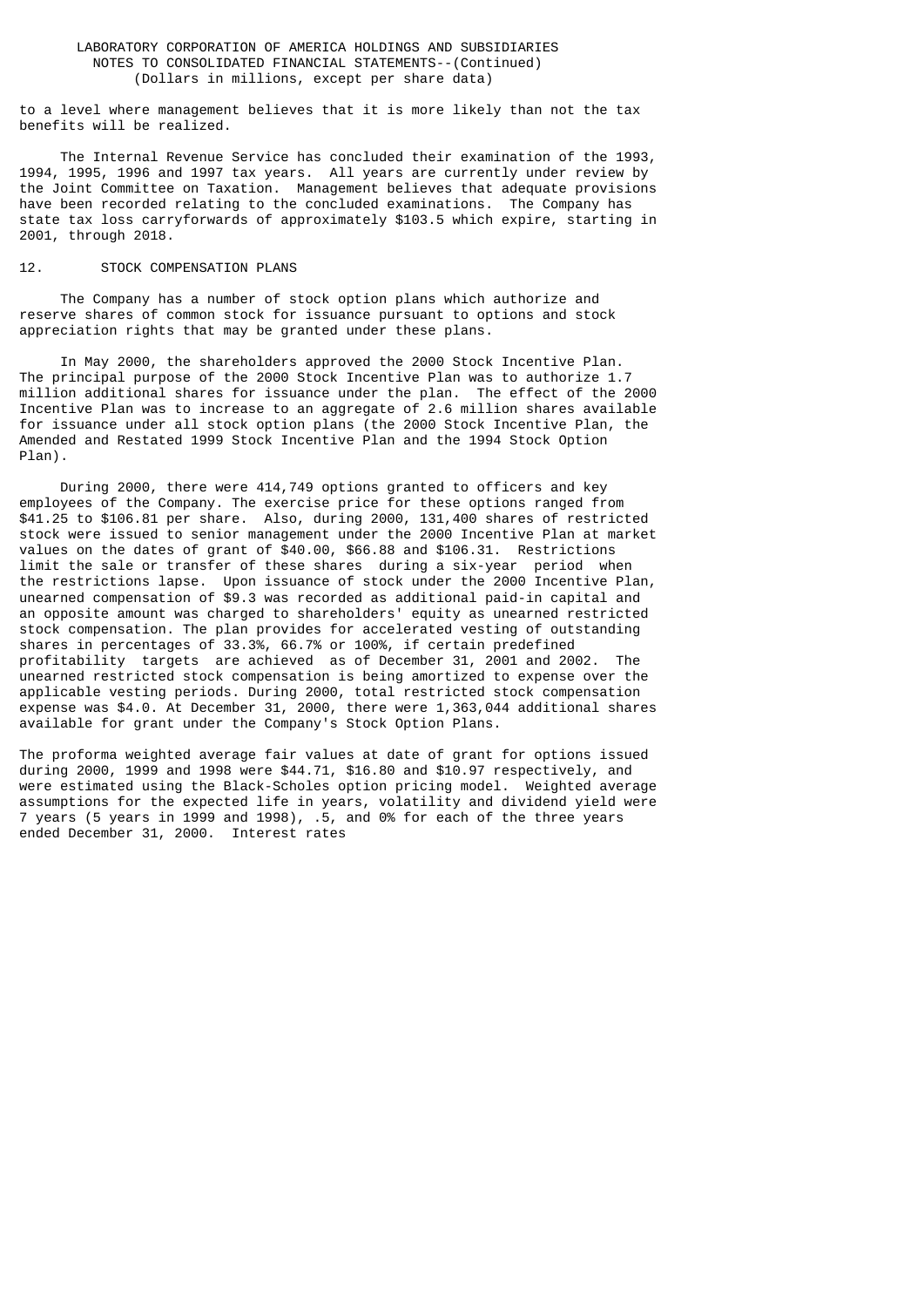to a level where management believes that it is more likely than not the tax benefits will be realized.

The Internal Revenue Service has concluded their examination of the 1993, 1994, 1995, 1996 and 1997 tax years. All years are currently under review by the Joint Committee on Taxation. Management believes that adequate provisions have been recorded relating to the concluded examinations. The Company has state tax loss carryforwards of approximately $103.5 which expire, starting in 2001, through 2018.

## 12. STOCK COMPENSATION PLANS

The Company has a number of stock option plans which authorize and reserve shares of common stock for issuance pursuant to options and stock appreciation rights that may be granted under these plans.

In May 2000, the shareholders approved the 2000 Stock Incentive Plan. The principal purpose of the 2000 Stock Incentive Plan was to authorize 1.7 million additional shares for issuance under the plan. The effect of the 2000 Incentive Plan was to increase to an aggregate of 2.6 million shares available for issuance under all stock option plans (the 2000 Stock Incentive Plan, the Amended and Restated 1999 Stock Incentive Plan and the 1994 Stock Option Plan).

During 2000, there were 414,749 options granted to officers and key employees of the Company. The exercise price for these options ranged from $41.25 to $106.81 per share. Also, during 2000, 131,400 shares of restricted stock were issued to senior management under the 2000 Incentive Plan at market values on the dates of grant of $40.00, $66.88 and $106.31. Restrictions limit the sale or transfer of these shares during a six-year period when the restrictions lapse. Upon issuance of stock under the 2000 Incentive Plan, unearned compensation of $9.3 was recorded as additional paid-in capital and an opposite amount was charged to shareholders' equity as unearned restricted stock compensation. The plan provides for accelerated vesting of outstanding shares in percentages of 33.3%, 66.7% or 100%, if certain predefined profitability targets are achieved as of December 31, 2001 and 2002. The unearned restricted stock compensation is being amortized to expense over the applicable vesting periods. During 2000, total restricted stock compensation expense was $4.0. At December 31, 2000, there were 1,363,044 additional shares available for grant under the Company's Stock Option Plans.

The proforma weighted average fair values at date of grant for options issued during 2000, 1999 and 1998 were $44.71, $16.80 and $10.97 respectively, and were estimated using the Black-Scholes option pricing model. Weighted average assumptions for the expected life in years, volatility and dividend yield were 7 years (5 years in 1999 and 1998), .5, and 0% for each of the three years ended December 31, 2000. Interest rates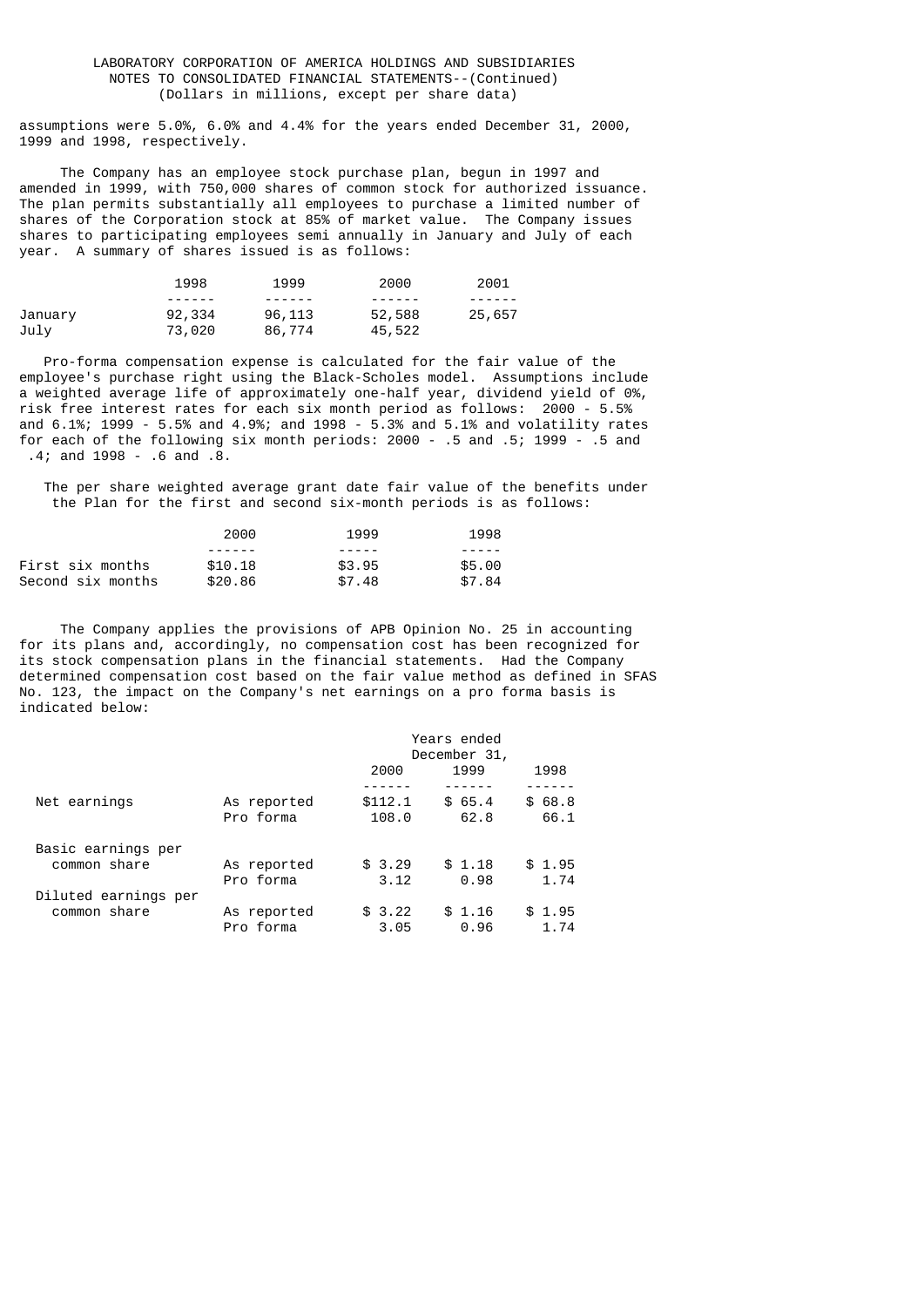assumptions were 5.0%, 6.0% and 4.4% for the years ended December 31, 2000, 1999 and 1998, respectively.

The Company has an employee stock purchase plan, begun in 1997 and amended in 1999, with 750,000 shares of common stock for authorized issuance. The plan permits substantially all employees to purchase a limited number of shares of the Corporation stock at 85% of market value. The Company issues shares to participating employees semi annually in January and July of each year. A summary of shares issued is as follows:

| | 1998 | 1999 | 2000 | 2001 |
|---|---|---|---|---|
| January | 92,334 | 96,113 | 52,588 | 25,657 |
| July | 73,020 | 86,774 | 45,522 | |

Pro-forma compensation expense is calculated for the fair value of the employee's purchase right using the Black-Scholes model. Assumptions include a weighted average life of approximately one-half year, dividend yield of 0%, risk free interest rates for each six month period as follows: 2000 - 5.5% and 6.1%; 1999 - 5.5% and 4.9%; and 1998 - 5.3% and 5.1% and volatility rates for each of the following six month periods: 2000 - .5 and .5; 1999 - .5 and .4; and 1998 - .6 and .8.

The per share weighted average grant date fair value of the benefits under the Plan for the first and second six-month periods is as follows:

| | 2000 | 1999 | 1998 |
|---|---|---|---|
| First six months | $10.18 | $3.95 | $5.00 |
| Second six months | $20.86 | $7.48 | $7.84 |

The Company applies the provisions of APB Opinion No. 25 in accounting for its plans and, accordingly, no compensation cost has been recognized for its stock compensation plans in the financial statements. Had the Company determined compensation cost based on the fair value method as defined in SFAS No. 123, the impact on the Company's net earnings on a pro forma basis is indicated below:

| | | Years ended December 31, | | |
|---|---|---|---|---|
| | | 2000 | 1999 | 1998 |
| Net earnings | As reported | $112.1 | $ 65.4 | $ 68.8 |
| | Pro forma | 108.0 | 62.8 | 66.1 |
| Basic earnings per common share | As reported | $ 3.29 | $ 1.18 | $ 1.95 |
| | Pro forma | 3.12 | 0.98 | 1.74 |
| Diluted earnings per common share | As reported | $ 3.22 | $ 1.16 | $ 1.95 |
| | Pro forma | 3.05 | 0.96 | 1.74 |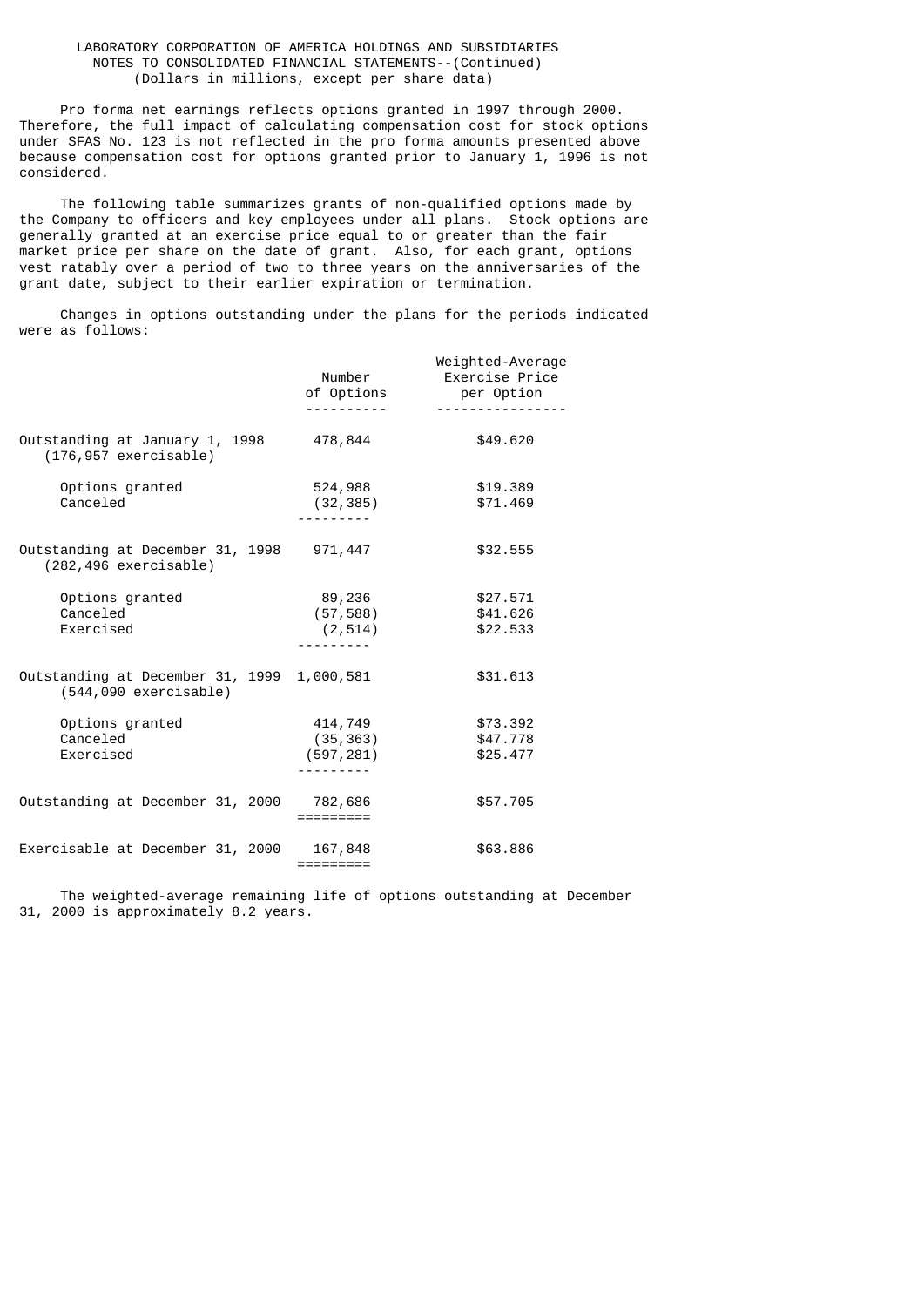LABORATORY CORPORATION OF AMERICA HOLDINGS AND SUBSIDIARIES
NOTES TO CONSOLIDATED FINANCIAL STATEMENTS--(Continued)
(Dollars in millions, except per share data)

Pro forma net earnings reflects options granted in 1997 through 2000. Therefore, the full impact of calculating compensation cost for stock options under SFAS No. 123 is not reflected in the pro forma amounts presented above because compensation cost for options granted prior to January 1, 1996 is not considered.

The following table summarizes grants of non-qualified options made by the Company to officers and key employees under all plans. Stock options are generally granted at an exercise price equal to or greater than the fair market price per share on the date of grant. Also, for each grant, options vest ratably over a period of two to three years on the anniversaries of the grant date, subject to their earlier expiration or termination.

Changes in options outstanding under the plans for the periods indicated were as follows:

| | Number of Options | Weighted-Average Exercise Price per Option |
|---|---|---|
| Outstanding at January 1, 1998 (176,957 exercisable) | 478,844 | $49.620 |
| Options granted | 524,988 | $19.389 |
| Canceled | (32,385) | $71.469 |
| Outstanding at December 31, 1998 (282,496 exercisable) | 971,447 | $32.555 |
| Options granted | 89,236 | $27.571 |
| Canceled | (57,588) | $41.626 |
| Exercised | (2,514) | $22.533 |
| Outstanding at December 31, 1999 (544,090 exercisable) | 1,000,581 | $31.613 |
| Options granted | 414,749 | $73.392 |
| Canceled | (35,363) | $47.778 |
| Exercised | (597,281) | $25.477 |
| Outstanding at December 31, 2000 | 782,686 | $57.705 |
| Exercisable at December 31, 2000 | 167,848 | $63.886 |

The weighted-average remaining life of options outstanding at December 31, 2000 is approximately 8.2 years.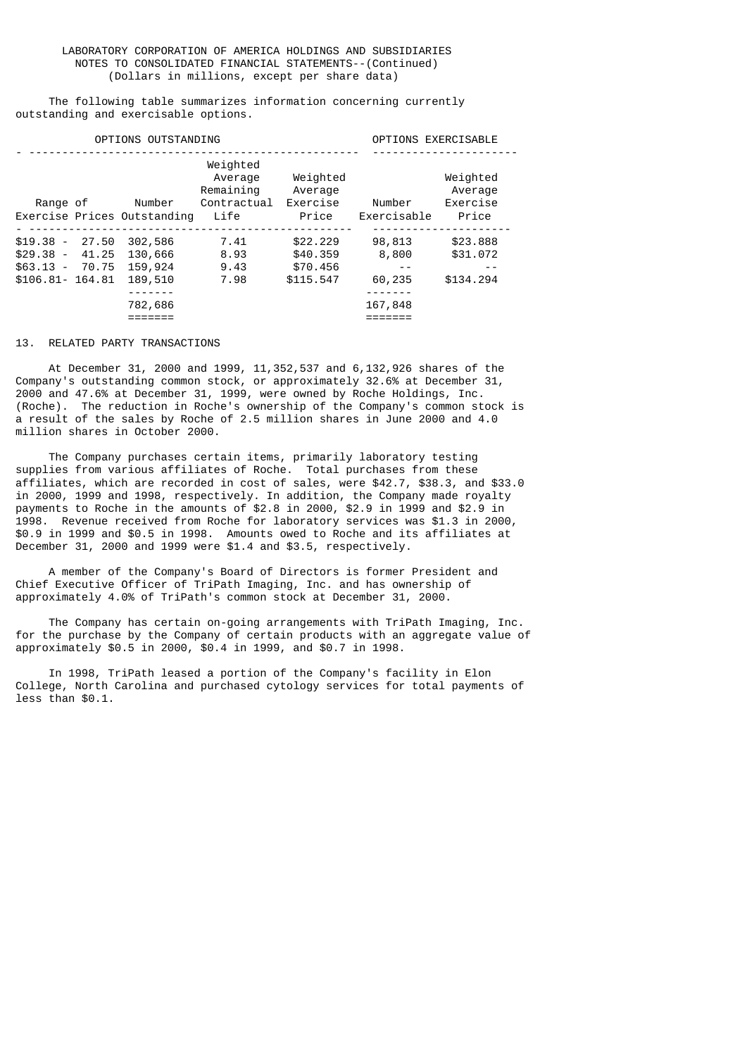LABORATORY CORPORATION OF AMERICA HOLDINGS AND SUBSIDIARIES
NOTES TO CONSOLIDATED FINANCIAL STATEMENTS--(Continued)
(Dollars in millions, except per share data)

The following table summarizes information concerning currently outstanding and exercisable options.

| OPTIONS OUTSTANDING | | | | OPTIONS EXERCISABLE | |
|---|---|---|---|---|---|
| Range of Exercise Prices | Number Outstanding | Weighted Average Remaining Contractual Life | Weighted Average Exercise Price | Number Exercisable | Weighted Average Exercise Price |
| $19.38 - 27.50 | 302,586 | 7.41 | $22.229 | 98,813 | $23.888 |
| $29.38 - 41.25 | 130,666 | 8.93 | $40.359 | 8,800 | $31.072 |
| $63.13 - 70.75 | 159,924 | 9.43 | $70.456 | -- | -- |
| $106.81- 164.81 | 189,510 | 7.98 | $115.547 | 60,235 | $134.294 |
| | 782,686 | | | 167,848 | |

## 13. RELATED PARTY TRANSACTIONS

At December 31, 2000 and 1999, 11,352,537 and 6,132,926 shares of the Company's outstanding common stock, or approximately 32.6% at December 31, 2000 and 47.6% at December 31, 1999, were owned by Roche Holdings, Inc. (Roche). The reduction in Roche's ownership of the Company's common stock is a result of the sales by Roche of 2.5 million shares in June 2000 and 4.0 million shares in October 2000.

The Company purchases certain items, primarily laboratory testing supplies from various affiliates of Roche. Total purchases from these affiliates, which are recorded in cost of sales, were $42.7, $38.3, and $33.0 in 2000, 1999 and 1998, respectively. In addition, the Company made royalty payments to Roche in the amounts of $2.8 in 2000, $2.9 in 1999 and $2.9 in 1998. Revenue received from Roche for laboratory services was $1.3 in 2000, $0.9 in 1999 and $0.5 in 1998. Amounts owed to Roche and its affiliates at December 31, 2000 and 1999 were $1.4 and $3.5, respectively.

A member of the Company's Board of Directors is former President and Chief Executive Officer of TriPath Imaging, Inc. and has ownership of approximately 4.0% of TriPath's common stock at December 31, 2000.

The Company has certain on-going arrangements with TriPath Imaging, Inc. for the purchase by the Company of certain products with an aggregate value of approximately $0.5 in 2000, $0.4 in 1999, and $0.7 in 1998.

In 1998, TriPath leased a portion of the Company's facility in Elon College, North Carolina and purchased cytology services for total payments of less than $0.1.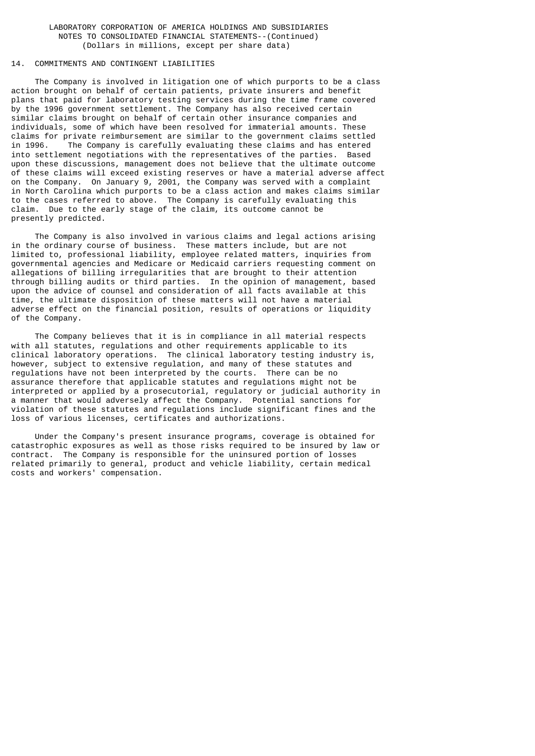LABORATORY CORPORATION OF AMERICA HOLDINGS AND SUBSIDIARIES
NOTES TO CONSOLIDATED FINANCIAL STATEMENTS--(Continued)
(Dollars in millions, except per share data)

## 14. COMMITMENTS AND CONTINGENT LIABILITIES

The Company is involved in litigation one of which purports to be a class action brought on behalf of certain patients, private insurers and benefit plans that paid for laboratory testing services during the time frame covered by the 1996 government settlement. The Company has also received certain similar claims brought on behalf of certain other insurance companies and individuals, some of which have been resolved for immaterial amounts. These claims for private reimbursement are similar to the government claims settled in 1996. The Company is carefully evaluating these claims and has entered into settlement negotiations with the representatives of the parties. Based upon these discussions, management does not believe that the ultimate outcome of these claims will exceed existing reserves or have a material adverse affect on the Company. On January 9, 2001, the Company was served with a complaint in North Carolina which purports to be a class action and makes claims similar to the cases referred to above. The Company is carefully evaluating this claim. Due to the early stage of the claim, its outcome cannot be presently predicted.

The Company is also involved in various claims and legal actions arising in the ordinary course of business. These matters include, but are not limited to, professional liability, employee related matters, inquiries from governmental agencies and Medicare or Medicaid carriers requesting comment on allegations of billing irregularities that are brought to their attention through billing audits or third parties. In the opinion of management, based upon the advice of counsel and consideration of all facts available at this time, the ultimate disposition of these matters will not have a material adverse effect on the financial position, results of operations or liquidity of the Company.

The Company believes that it is in compliance in all material respects with all statutes, regulations and other requirements applicable to its clinical laboratory operations. The clinical laboratory testing industry is, however, subject to extensive regulation, and many of these statutes and regulations have not been interpreted by the courts. There can be no assurance therefore that applicable statutes and regulations might not be interpreted or applied by a prosecutorial, regulatory or judicial authority in a manner that would adversely affect the Company. Potential sanctions for violation of these statutes and regulations include significant fines and the loss of various licenses, certificates and authorizations.

Under the Company's present insurance programs, coverage is obtained for catastrophic exposures as well as those risks required to be insured by law or contract. The Company is responsible for the uninsured portion of losses related primarily to general, product and vehicle liability, certain medical costs and workers' compensation.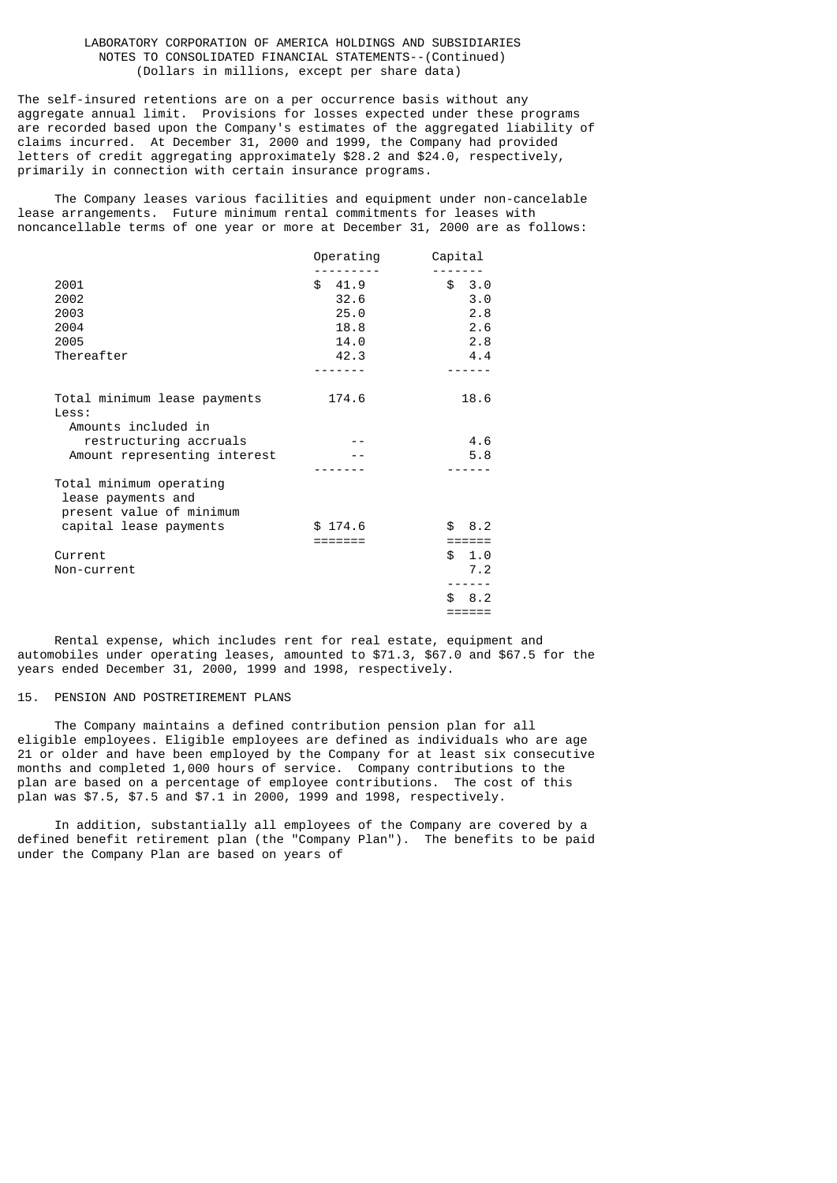The self-insured retentions are on a per occurrence basis without any aggregate annual limit. Provisions for losses expected under these programs are recorded based upon the Company's estimates of the aggregated liability of claims incurred. At December 31, 2000 and 1999, the Company had provided letters of credit aggregating approximately $28.2 and $24.0, respectively, primarily in connection with certain insurance programs.

The Company leases various facilities and equipment under non-cancelable lease arrangements. Future minimum rental commitments for leases with noncancellable terms of one year or more at December 31, 2000 are as follows:

| | Operating | Capital |
|---|---|---|
| 2001 | $ 41.9 | $ 3.0 |
| 2002 | 32.6 | 3.0 |
| 2003 | 25.0 | 2.8 |
| 2004 | 18.8 | 2.6 |
| 2005 | 14.0 | 2.8 |
| Thereafter | 42.3 | 4.4 |
| Total minimum lease payments | 174.6 | 18.6 |
| Less: | | |
| Amounts included in restructuring accruals | -- | 4.6 |
| Amount representing interest | -- | 5.8 |
| Total minimum operating lease payments and present value of minimum capital lease payments | $ 174.6 | $ 8.2 |
| Current | | $ 1.0 |
| Non-current | | 7.2 |
| | | $ 8.2 |

Rental expense, which includes rent for real estate, equipment and automobiles under operating leases, amounted to $71.3, $67.0 and $67.5 for the years ended December 31, 2000, 1999 and 1998, respectively.

## 15. PENSION AND POSTRETIREMENT PLANS

The Company maintains a defined contribution pension plan for all eligible employees. Eligible employees are defined as individuals who are age 21 or older and have been employed by the Company for at least six consecutive months and completed 1,000 hours of service. Company contributions to the plan are based on a percentage of employee contributions. The cost of this plan was $7.5, $7.5 and $7.1 in 2000, 1999 and 1998, respectively.

In addition, substantially all employees of the Company are covered by a defined benefit retirement plan (the "Company Plan"). The benefits to be paid under the Company Plan are based on years of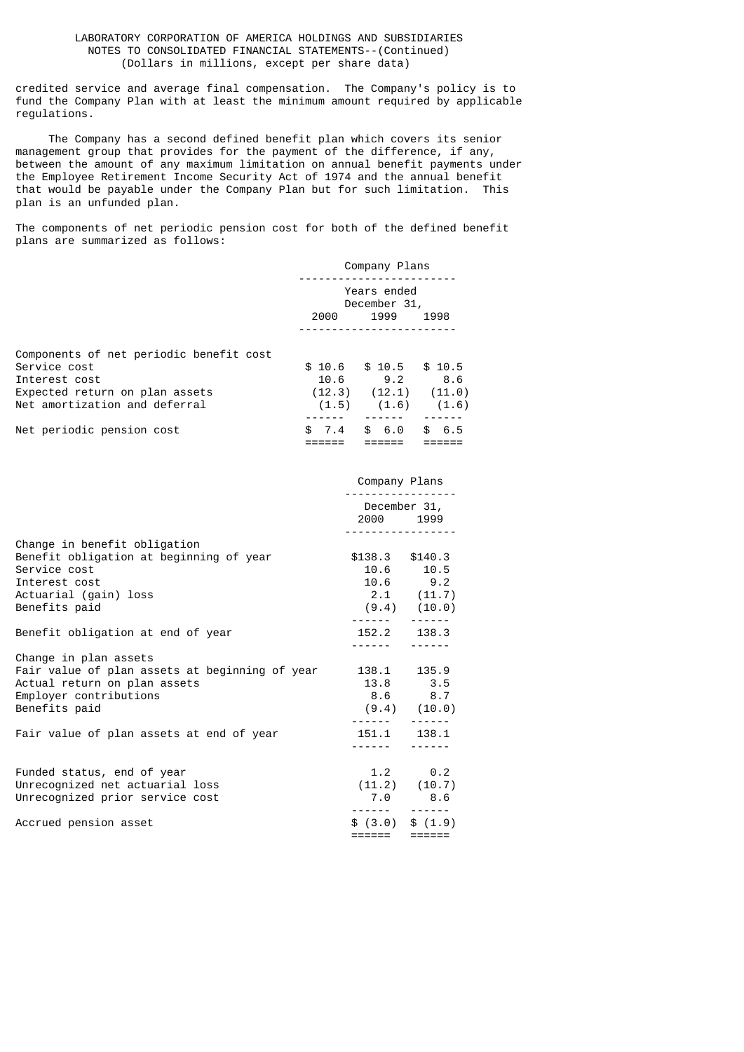LABORATORY CORPORATION OF AMERICA HOLDINGS AND SUBSIDIARIES
NOTES TO CONSOLIDATED FINANCIAL STATEMENTS--(Continued)
(Dollars in millions, except per share data)

credited service and average final compensation. The Company's policy is to fund the Company Plan with at least the minimum amount required by applicable regulations.

The Company has a second defined benefit plan which covers its senior management group that provides for the payment of the difference, if any, between the amount of any maximum limitation on annual benefit payments under the Employee Retirement Income Security Act of 1974 and the annual benefit that would be payable under the Company Plan but for such limitation. This plan is an unfunded plan.

The components of net periodic pension cost for both of the defined benefit plans are summarized as follows:

| | Company Plans | | |
|---|---|---|---|
| | Years ended December 31, | | |
| | 2000 | 1999 | 1998 |
| Components of net periodic benefit cost | | | |
| Service cost | $ 10.6 | $ 10.5 | $ 10.5 |
| Interest cost | 10.6 | 9.2 | 8.6 |
| Expected return on plan assets | (12.3) | (12.1) | (11.0) |
| Net amortization and deferral | (1.5) | (1.6) | (1.6) |
| Net periodic pension cost | $ 7.4 | $ 6.0 | $ 6.5 |

| | Company Plans | |
|---|---|---|
| | December 31, | |
| | 2000 | 1999 |
| Change in benefit obligation | | |
| Benefit obligation at beginning of year | $138.3 | $140.3 |
| Service cost | 10.6 | 10.5 |
| Interest cost | 10.6 | 9.2 |
| Actuarial (gain) loss | 2.1 | (11.7) |
| Benefits paid | (9.4) | (10.0) |
| Benefit obligation at end of year | 152.2 | 138.3 |
| Change in plan assets | | |
| Fair value of plan assets at beginning of year | 138.1 | 135.9 |
| Actual return on plan assets | 13.8 | 3.5 |
| Employer contributions | 8.6 | 8.7 |
| Benefits paid | (9.4) | (10.0) |
| Fair value of plan assets at end of year | 151.1 | 138.1 |
| Funded status, end of year | 1.2 | 0.2 |
| Unrecognized net actuarial loss | (11.2) | (10.7) |
| Unrecognized prior service cost | 7.0 | 8.6 |
| Accrued pension asset | $ (3.0) | $ (1.9) |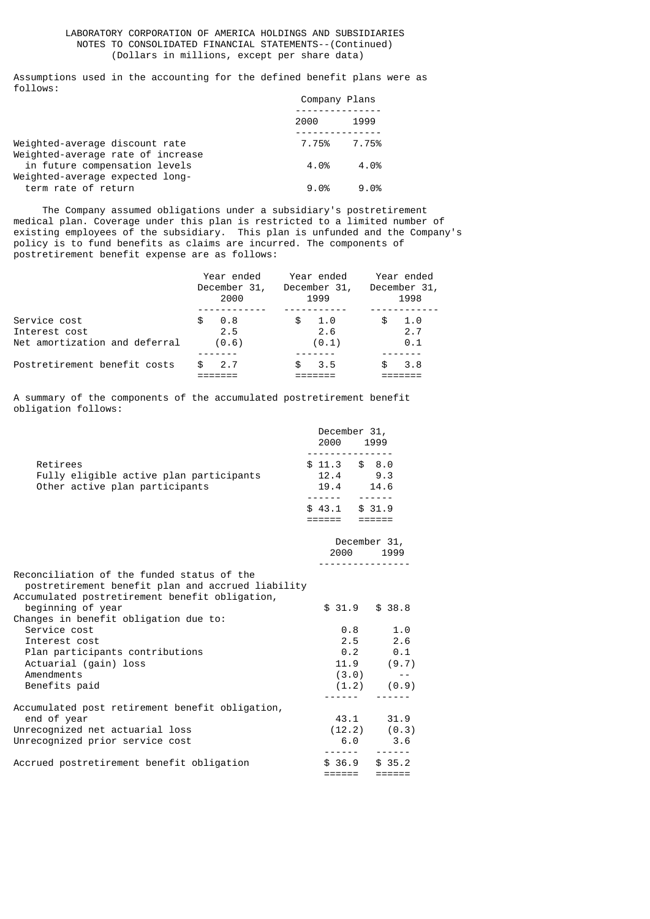LABORATORY CORPORATION OF AMERICA HOLDINGS AND SUBSIDIARIES
NOTES TO CONSOLIDATED FINANCIAL STATEMENTS--(Continued)
(Dollars in millions, except per share data)

Assumptions used in the accounting for the defined benefit plans were as follows:

| | Company Plans | |
|---|---|---|
| | 2000 | 1999 |
| Weighted-average discount rate | 7.75% | 7.75% |
| Weighted-average rate of increase in future compensation levels | 4.0% | 4.0% |
| Weighted-average expected long-term rate of return | 9.0% | 9.0% |

The Company assumed obligations under a subsidiary's postretirement medical plan. Coverage under this plan is restricted to a limited number of existing employees of the subsidiary. This plan is unfunded and the Company's policy is to fund benefits as claims are incurred. The components of postretirement benefit expense are as follows:

| | Year ended December 31, 2000 | Year ended December 31, 1999 | Year ended December 31, 1998 |
|---|---|---|---|
| Service cost | $ 0.8 | $ 1.0 | $ 1.0 |
| Interest cost | 2.5 | 2.6 | 2.7 |
| Net amortization and deferral | (0.6) | (0.1) | 0.1 |
| Postretirement benefit costs | $ 2.7 | $ 3.5 | $ 3.8 |

A summary of the components of the accumulated postretirement benefit obligation follows:

| | December 31, 2000 | December 31, 1999 |
|---|---|---|
| Retirees | $ 11.3 | $ 8.0 |
| Fully eligible active plan participants | 12.4 | 9.3 |
| Other active plan participants | 19.4 | 14.6 |
| | $ 43.1 | $ 31.9 |

| | December 31, 2000 | December 31, 1999 |
|---|---|---|
| Reconciliation of the funded status of the postretirement benefit plan and accrued liability | | |
| Accumulated postretirement benefit obligation, beginning of year | $ 31.9 | $ 38.8 |
| Changes in benefit obligation due to: | | |
| Service cost | 0.8 | 1.0 |
| Interest cost | 2.5 | 2.6 |
| Plan participants contributions | 0.2 | 0.1 |
| Actuarial (gain) loss | 11.9 | (9.7) |
| Amendments | (3.0) | -- |
| Benefits paid | (1.2) | (0.9) |
| Accumulated post retirement benefit obligation, end of year | 43.1 | 31.9 |
| Unrecognized net actuarial loss | (12.2) | (0.3) |
| Unrecognized prior service cost | 6.0 | 3.6 |
| Accrued postretirement benefit obligation | $ 36.9 | $ 35.2 |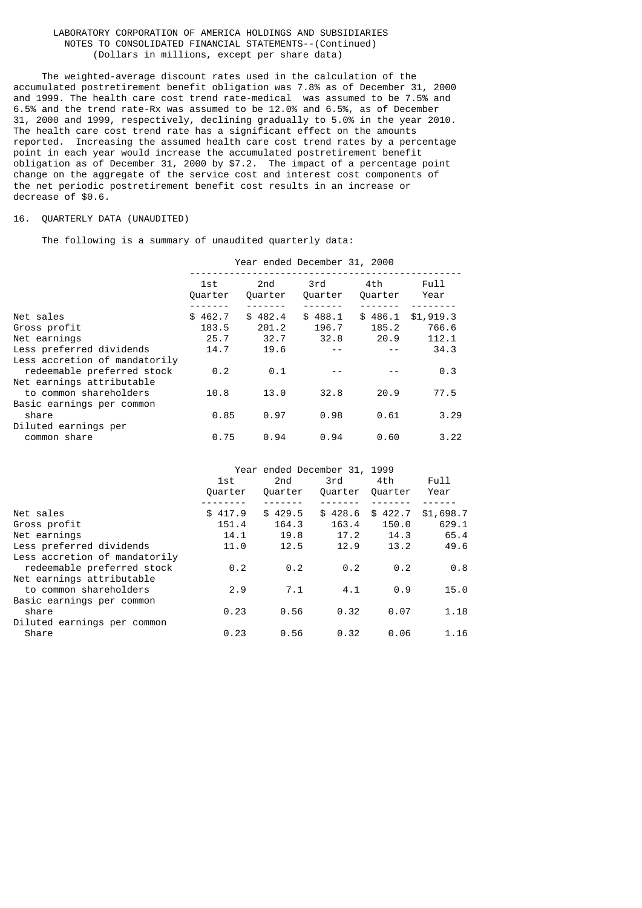LABORATORY CORPORATION OF AMERICA HOLDINGS AND SUBSIDIARIES
NOTES TO CONSOLIDATED FINANCIAL STATEMENTS--(Continued)
(Dollars in millions, except per share data)

The weighted-average discount rates used in the calculation of the accumulated postretirement benefit obligation was 7.8% as of December 31, 2000 and 1999. The health care cost trend rate-medical was assumed to be 7.5% and 6.5% and the trend rate-Rx was assumed to be 12.0% and 6.5%, as of December 31, 2000 and 1999, respectively, declining gradually to 5.0% in the year 2010. The health care cost trend rate has a significant effect on the amounts reported. Increasing the assumed health care cost trend rates by a percentage point in each year would increase the accumulated postretirement benefit obligation as of December 31, 2000 by $7.2. The impact of a percentage point change on the aggregate of the service cost and interest cost components of the net periodic postretirement benefit cost results in an increase or decrease of $0.6.

16. QUARTERLY DATA (UNAUDITED)

The following is a summary of unaudited quarterly data:

| | Year ended December 31, 2000 | | | | |
|---|---|---|---|---|---|
| | 1st Quarter | 2nd Quarter | 3rd Quarter | 4th Quarter | Full Year |
| Net sales | $ 462.7 | $ 482.4 | $ 488.1 | $ 486.1 | $1,919.3 |
| Gross profit | 183.5 | 201.2 | 196.7 | 185.2 | 766.6 |
| Net earnings | 25.7 | 32.7 | 32.8 | 20.9 | 112.1 |
| Less preferred dividends | 14.7 | 19.6 | -- | -- | 34.3 |
| Less accretion of mandatorily redeemable preferred stock | 0.2 | 0.1 | -- | -- | 0.3 |
| Net earnings attributable to common shareholders | 10.8 | 13.0 | 32.8 | 20.9 | 77.5 |
| Basic earnings per common share | 0.85 | 0.97 | 0.98 | 0.61 | 3.29 |
| Diluted earnings per common share | 0.75 | 0.94 | 0.94 | 0.60 | 3.22 |

| | Year ended December 31, 1999 | | | | |
|---|---|---|---|---|---|
| | 1st Quarter | 2nd Quarter | 3rd Quarter | 4th Quarter | Full Year |
| Net sales | $ 417.9 | $ 429.5 | $ 428.6 | $ 422.7 | $1,698.7 |
| Gross profit | 151.4 | 164.3 | 163.4 | 150.0 | 629.1 |
| Net earnings | 14.1 | 19.8 | 17.2 | 14.3 | 65.4 |
| Less preferred dividends | 11.0 | 12.5 | 12.9 | 13.2 | 49.6 |
| Less accretion of mandatorily redeemable preferred stock | 0.2 | 0.2 | 0.2 | 0.2 | 0.8 |
| Net earnings attributable to common shareholders | 2.9 | 7.1 | 4.1 | 0.9 | 15.0 |
| Basic earnings per common share | 0.23 | 0.56 | 0.32 | 0.07 | 1.18 |
| Diluted earnings per common Share | 0.23 | 0.56 | 0.32 | 0.06 | 1.16 |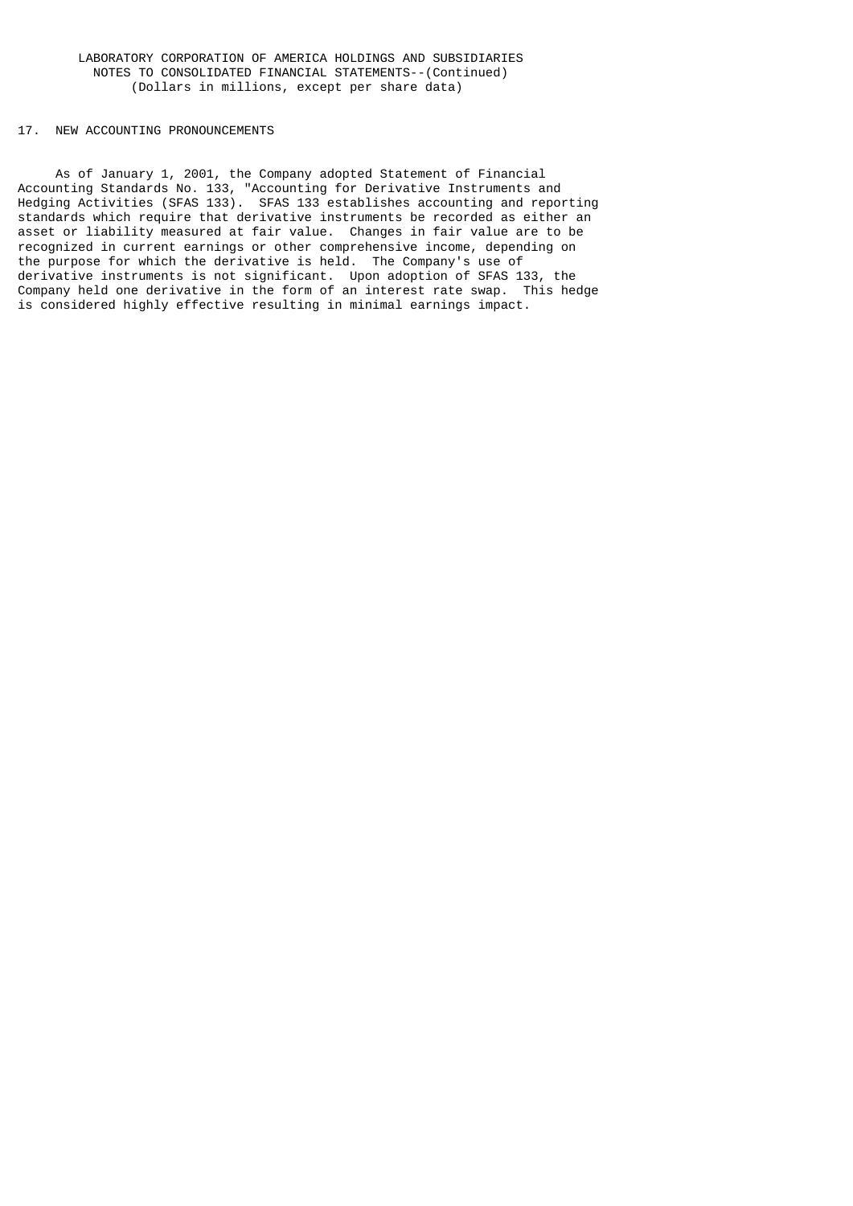LABORATORY CORPORATION OF AMERICA HOLDINGS AND SUBSIDIARIES
NOTES TO CONSOLIDATED FINANCIAL STATEMENTS--(Continued)
(Dollars in millions, except per share data)

## 17. NEW ACCOUNTING PRONOUNCEMENTS

As of January 1, 2001, the Company adopted Statement of Financial Accounting Standards No. 133, "Accounting for Derivative Instruments and Hedging Activities (SFAS 133). SFAS 133 establishes accounting and reporting standards which require that derivative instruments be recorded as either an asset or liability measured at fair value. Changes in fair value are to be recognized in current earnings or other comprehensive income, depending on the purpose for which the derivative is held. The Company's use of derivative instruments is not significant. Upon adoption of SFAS 133, the Company held one derivative in the form of an interest rate swap. This hedge is considered highly effective resulting in minimal earnings impact.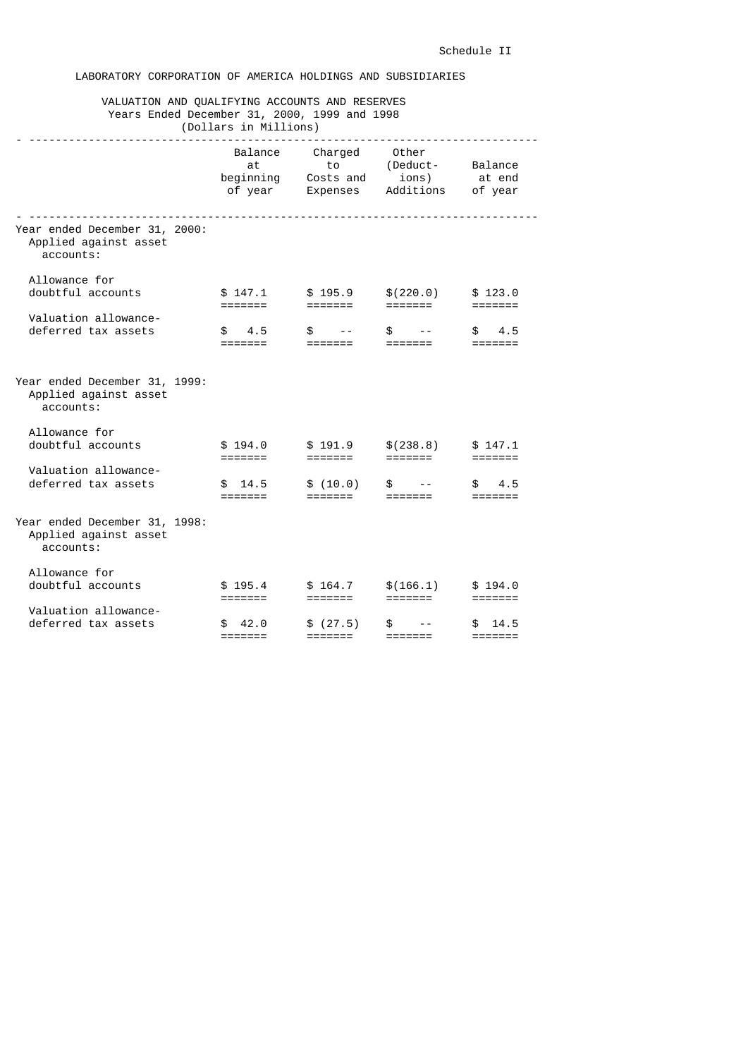Schedule II

LABORATORY CORPORATION OF AMERICA HOLDINGS AND SUBSIDIARIES

VALUATION AND QUALIFYING ACCOUNTS AND RESERVES
Years Ended December 31, 2000, 1999 and 1998
(Dollars in Millions)

| | Balance at beginning of year | Charged to Costs and Expenses | Other (Deductions) Additions | Balance at end of year |
|---|---|---|---|---|
| Year ended December 31, 2000: | | | | |
| Applied against asset accounts: | | | | |
| Allowance for doubtful accounts | $ 147.1 | $ 195.9 | $(220.0) | $ 123.0 |
| Valuation allowance-deferred tax assets | $ 4.5 | $ -- | $ -- | $ 4.5 |
| Year ended December 31, 1999: | | | | |
| Applied against asset accounts: | | | | |
| Allowance for doubtful accounts | $ 194.0 | $ 191.9 | $(238.8) | $ 147.1 |
| Valuation allowance-deferred tax assets | $ 14.5 | $ (10.0) | $ -- | $ 4.5 |
| Year ended December 31, 1998: | | | | |
| Applied against asset accounts: | | | | |
| Allowance for doubtful accounts | $ 195.4 | $ 164.7 | $(166.1) | $ 194.0 |
| Valuation allowance-deferred tax assets | $ 42.0 | $ (27.5) | $ -- | $ 14.5 |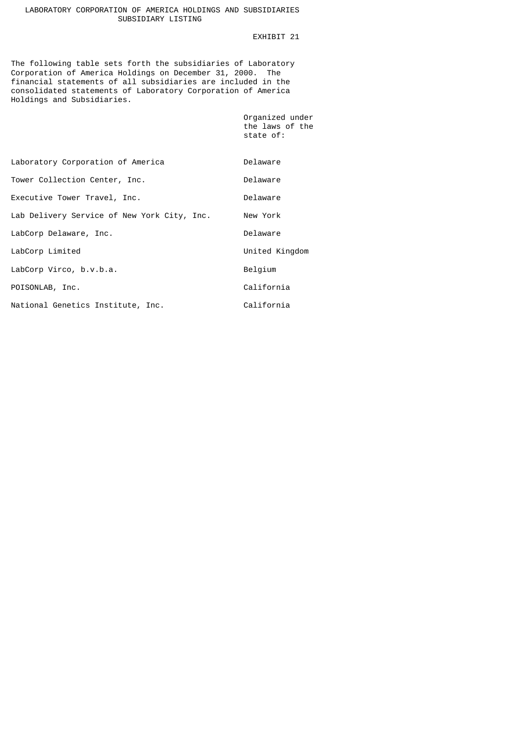# LABORATORY CORPORATION OF AMERICA HOLDINGS AND SUBSIDIARIES
## SUBSIDIARY LISTING

EXHIBIT 21

The following table sets forth the subsidiaries of Laboratory Corporation of America Holdings on December 31, 2000. The financial statements of all subsidiaries are included in the consolidated statements of Laboratory Corporation of America Holdings and Subsidiaries.

| | Organized under the laws of the state of: |
|---|---|
| Laboratory Corporation of America | Delaware |
| Tower Collection Center, Inc. | Delaware |
| Executive Tower Travel, Inc. | Delaware |
| Lab Delivery Service of New York City, Inc. | New York |
| LabCorp Delaware, Inc. | Delaware |
| LabCorp Limited | United Kingdom |
| LabCorp Virco, b.v.b.a. | Belgium |
| POISONLAB, Inc. | California |
| National Genetics Institute, Inc. | California |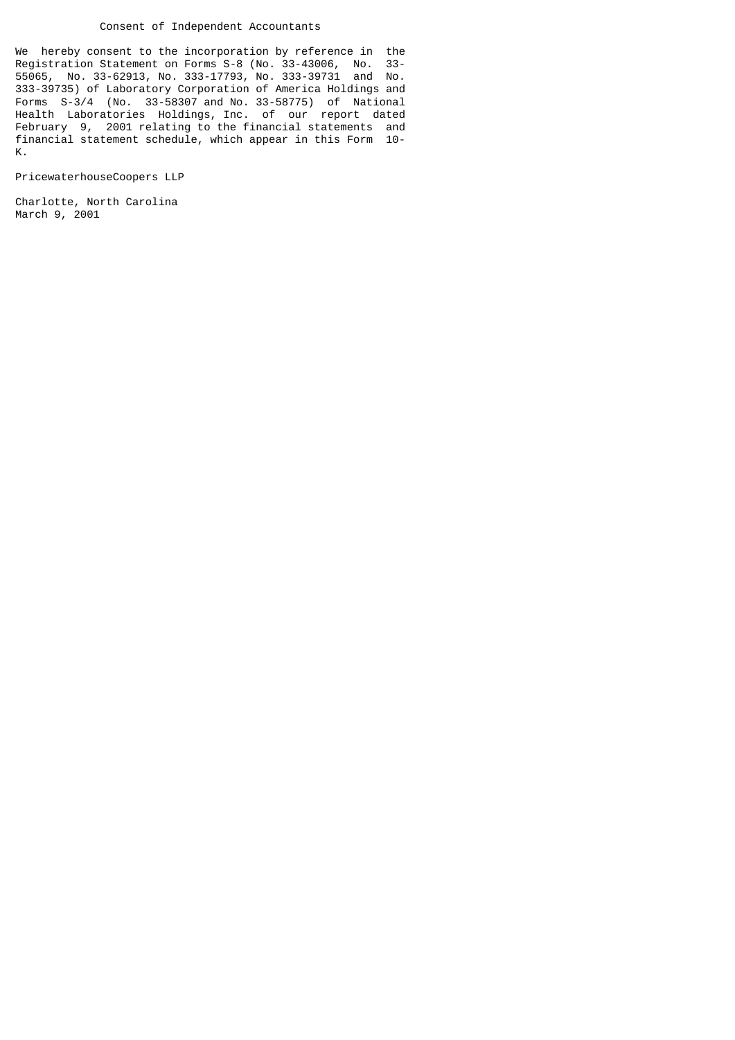# Consent of Independent Accountants

We hereby consent to the incorporation by reference in the Registration Statement on Forms S-8 (No. 33-43006, No. 33-55065, No. 33-62913, No. 333-17793, No. 333-39731 and No. 333-39735) of Laboratory Corporation of America Holdings and Forms S-3/4 (No. 33-58307 and No. 33-58775) of National Health Laboratories Holdings, Inc. of our report dated February 9, 2001 relating to the financial statements and financial statement schedule, which appear in this Form 10-K.

PricewaterhouseCoopers LLP

Charlotte, North Carolina
March 9, 2001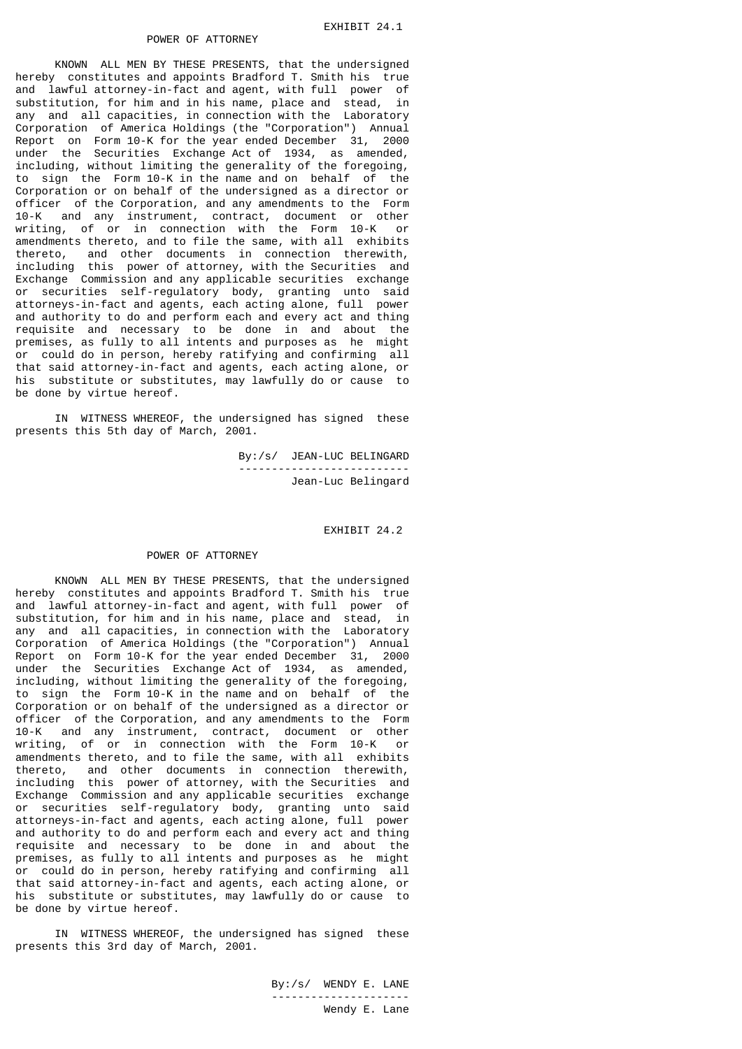EXHIBIT 24.1

POWER OF ATTORNEY

KNOWN ALL MEN BY THESE PRESENTS, that the undersigned hereby constitutes and appoints Bradford T. Smith his true and lawful attorney-in-fact and agent, with full power of substitution, for him and in his name, place and stead, in any and all capacities, in connection with the Laboratory Corporation of America Holdings (the "Corporation") Annual Report on Form 10-K for the year ended December 31, 2000 under the Securities Exchange Act of 1934, as amended, including, without limiting the generality of the foregoing, to sign the Form 10-K in the name and on behalf of the Corporation or on behalf of the undersigned as a director or officer of the Corporation, and any amendments to the Form 10-K and any instrument, contract, document or other writing, of or in connection with the Form 10-K or amendments thereto, and to file the same, with all exhibits thereto, and other documents in connection therewith, including this power of attorney, with the Securities and Exchange Commission and any applicable securities exchange or securities self-regulatory body, granting unto said attorneys-in-fact and agents, each acting alone, full power and authority to do and perform each and every act and thing requisite and necessary to be done in and about the premises, as fully to all intents and purposes as he might or could do in person, hereby ratifying and confirming all that said attorney-in-fact and agents, each acting alone, or his substitute or substitutes, may lawfully do or cause to be done by virtue hereof.

IN WITNESS WHEREOF, the undersigned has signed these presents this 5th day of March, 2001.

By:/s/ JEAN-LUC BELINGARD

Jean-Luc Belingard

EXHIBIT 24.2

POWER OF ATTORNEY

KNOWN ALL MEN BY THESE PRESENTS, that the undersigned hereby constitutes and appoints Bradford T. Smith his true and lawful attorney-in-fact and agent, with full power of substitution, for him and in his name, place and stead, in any and all capacities, in connection with the Laboratory Corporation of America Holdings (the "Corporation") Annual Report on Form 10-K for the year ended December 31, 2000 under the Securities Exchange Act of 1934, as amended, including, without limiting the generality of the foregoing, to sign the Form 10-K in the name and on behalf of the Corporation or on behalf of the undersigned as a director or officer of the Corporation, and any amendments to the Form 10-K and any instrument, contract, document or other writing, of or in connection with the Form 10-K or amendments thereto, and to file the same, with all exhibits thereto, and other documents in connection therewith, including this power of attorney, with the Securities and Exchange Commission and any applicable securities exchange or securities self-regulatory body, granting unto said attorneys-in-fact and agents, each acting alone, full power and authority to do and perform each and every act and thing requisite and necessary to be done in and about the premises, as fully to all intents and purposes as he might or could do in person, hereby ratifying and confirming all that said attorney-in-fact and agents, each acting alone, or his substitute or substitutes, may lawfully do or cause to be done by virtue hereof.

IN WITNESS WHEREOF, the undersigned has signed these presents this 3rd day of March, 2001.

By:/s/ WENDY E. LANE

Wendy E. Lane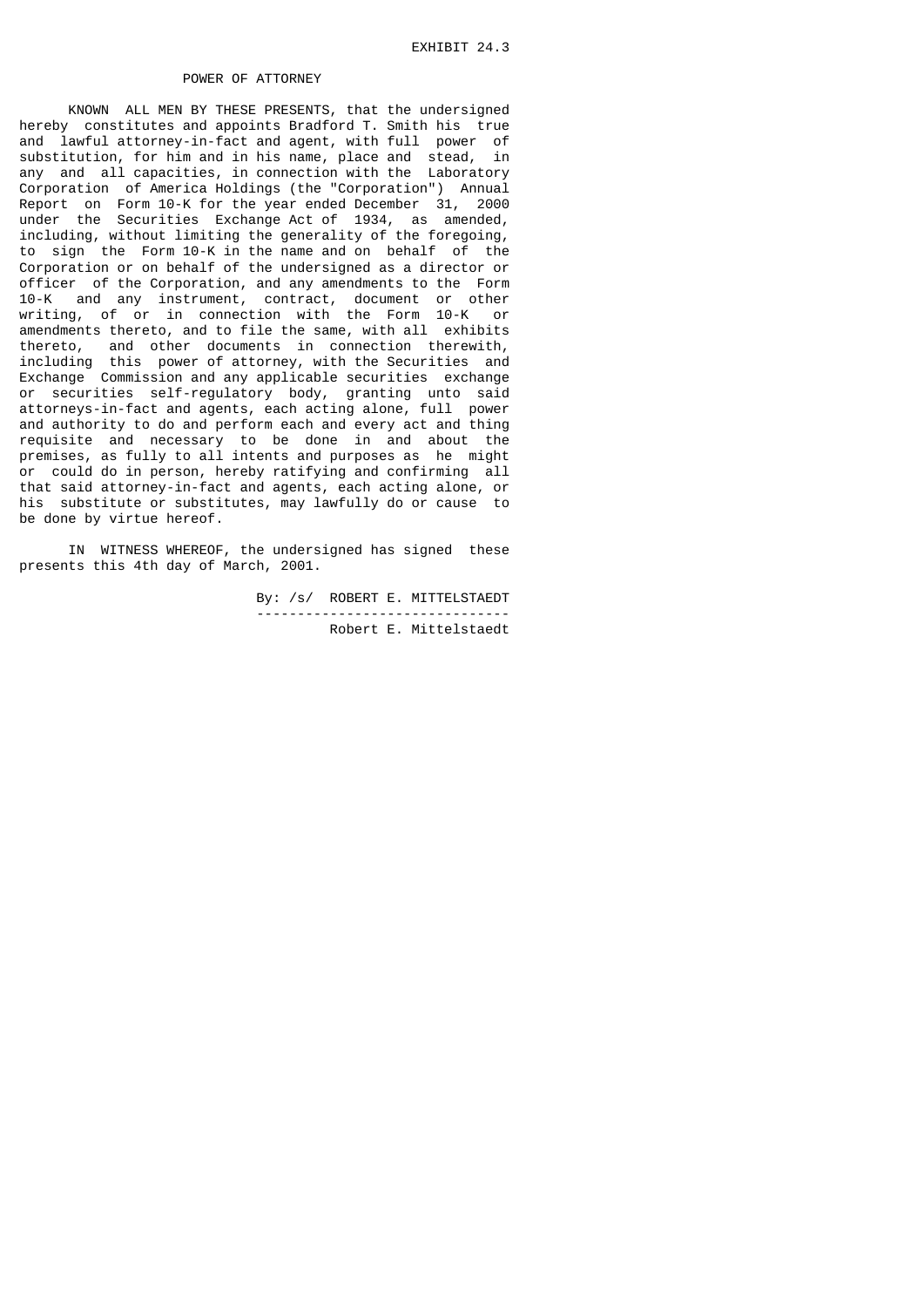EXHIBIT 24.3

# POWER OF ATTORNEY

KNOWN ALL MEN BY THESE PRESENTS, that the undersigned hereby constitutes and appoints Bradford T. Smith his true and lawful attorney-in-fact and agent, with full power of substitution, for him and in his name, place and stead, in any and all capacities, in connection with the Laboratory Corporation of America Holdings (the "Corporation") Annual Report on Form 10-K for the year ended December 31, 2000 under the Securities Exchange Act of 1934, as amended, including, without limiting the generality of the foregoing, to sign the Form 10-K in the name and on behalf of the Corporation or on behalf of the undersigned as a director or officer of the Corporation, and any amendments to the Form 10-K and any instrument, contract, document or other writing, of or in connection with the Form 10-K or amendments thereto, and to file the same, with all exhibits thereto, and other documents in connection therewith, including this power of attorney, with the Securities and Exchange Commission and any applicable securities exchange or securities self-regulatory body, granting unto said attorneys-in-fact and agents, each acting alone, full power and authority to do and perform each and every act and thing requisite and necessary to be done in and about the premises, as fully to all intents and purposes as he might or could do in person, hereby ratifying and confirming all that said attorney-in-fact and agents, each acting alone, or his substitute or substitutes, may lawfully do or cause to be done by virtue hereof.

IN WITNESS WHEREOF, the undersigned has signed these presents this 4th day of March, 2001.

By: /s/ ROBERT E. MITTELSTAEDT

Robert E. Mittelstaedt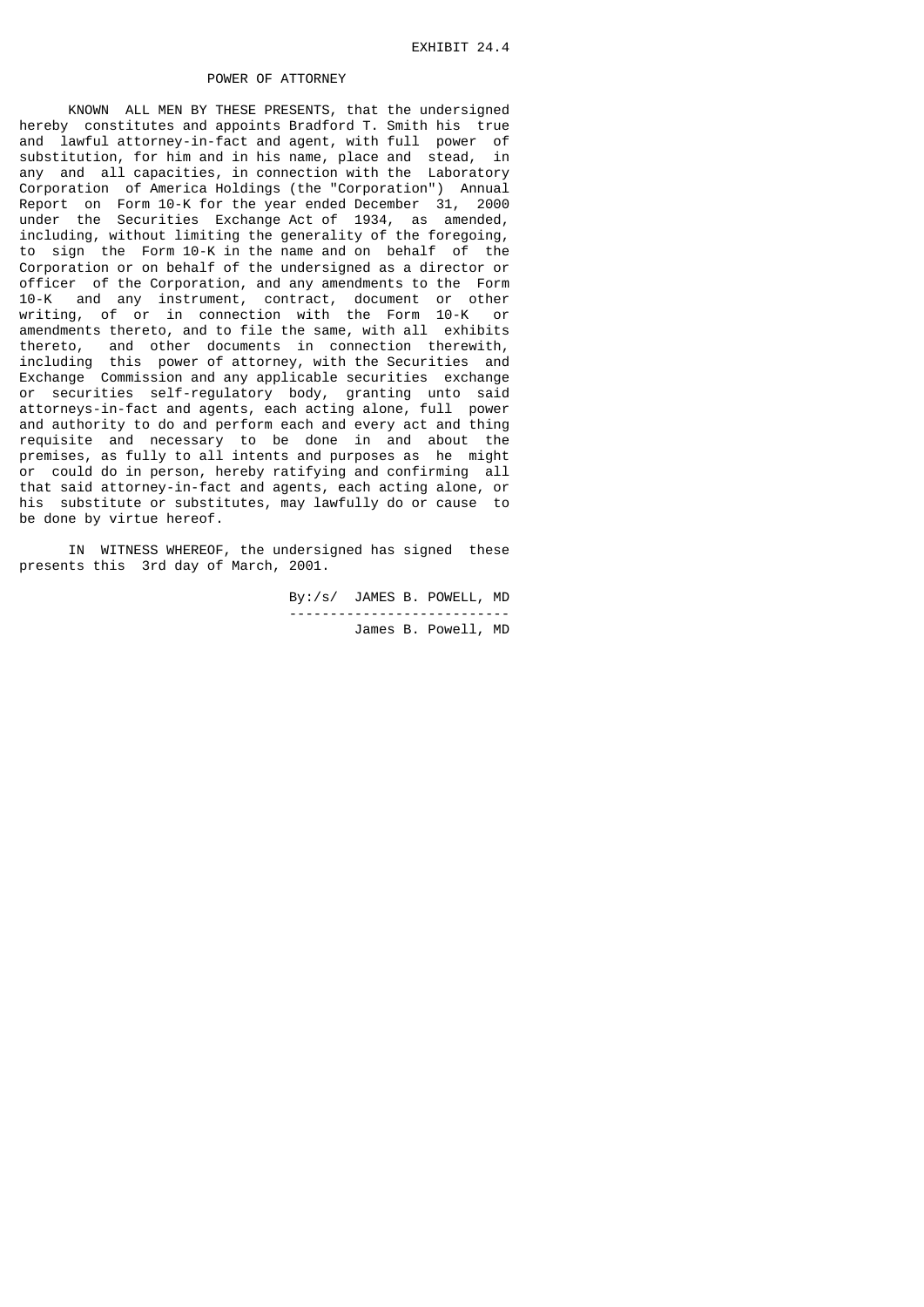EXHIBIT 24.4

# POWER OF ATTORNEY

KNOWN ALL MEN BY THESE PRESENTS, that the undersigned hereby constitutes and appoints Bradford T. Smith his true and lawful attorney-in-fact and agent, with full power of substitution, for him and in his name, place and stead, in any and all capacities, in connection with the Laboratory Corporation of America Holdings (the "Corporation") Annual Report on Form 10-K for the year ended December 31, 2000 under the Securities Exchange Act of 1934, as amended, including, without limiting the generality of the foregoing, to sign the Form 10-K in the name and on behalf of the Corporation or on behalf of the undersigned as a director or officer of the Corporation, and any amendments to the Form 10-K and any instrument, contract, document or other writing, of or in connection with the Form 10-K or amendments thereto, and to file the same, with all exhibits thereto, and other documents in connection therewith, including this power of attorney, with the Securities and Exchange Commission and any applicable securities exchange or securities self-regulatory body, granting unto said attorneys-in-fact and agents, each acting alone, full power and authority to do and perform each and every act and thing requisite and necessary to be done in and about the premises, as fully to all intents and purposes as he might or could do in person, hereby ratifying and confirming all that said attorney-in-fact and agents, each acting alone, or his substitute or substitutes, may lawfully do or cause to be done by virtue hereof.

IN WITNESS WHEREOF, the undersigned has signed these presents this 3rd day of March, 2001.

By:/s/ JAMES B. POWELL, MD

---

James B. Powell, MD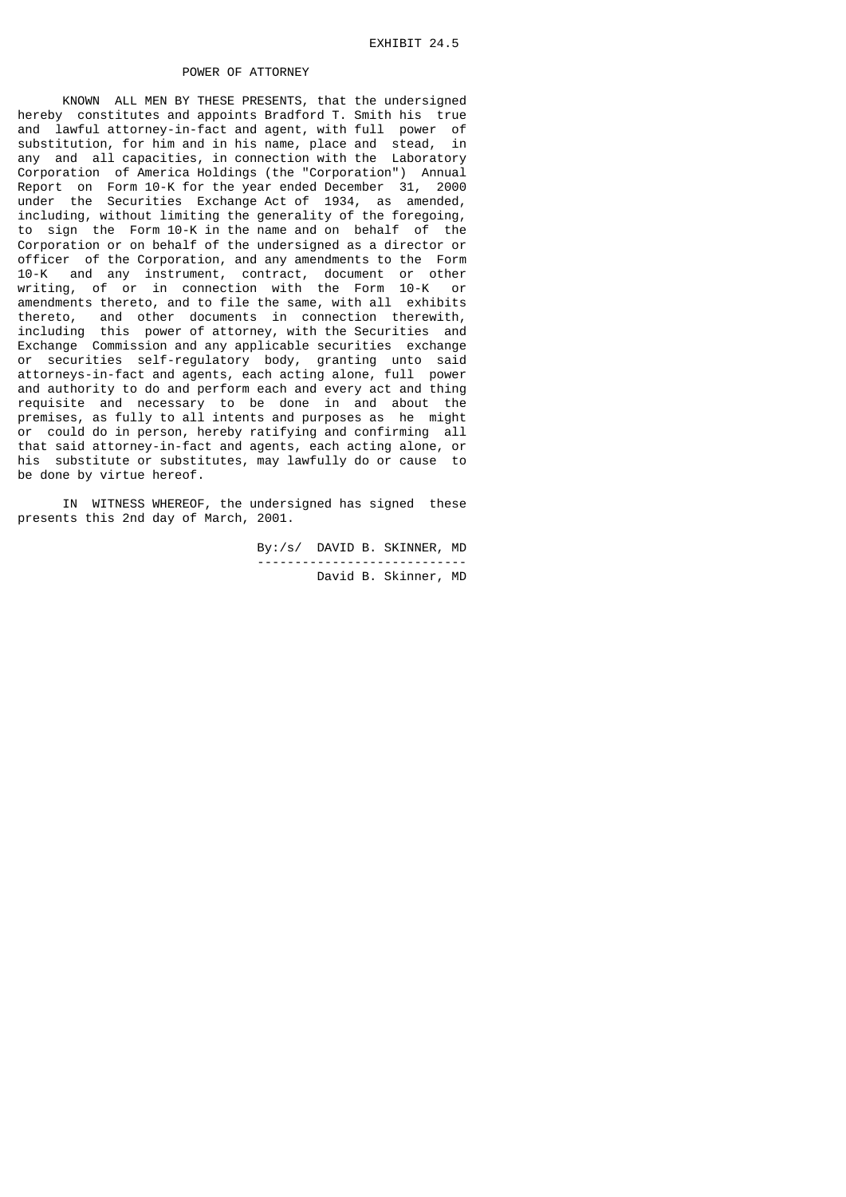EXHIBIT 24.5

# POWER OF ATTORNEY

KNOWN ALL MEN BY THESE PRESENTS, that the undersigned hereby constitutes and appoints Bradford T. Smith his true and lawful attorney-in-fact and agent, with full power of substitution, for him and in his name, place and stead, in any and all capacities, in connection with the Laboratory Corporation of America Holdings (the "Corporation") Annual Report on Form 10-K for the year ended December 31, 2000 under the Securities Exchange Act of 1934, as amended, including, without limiting the generality of the foregoing, to sign the Form 10-K in the name and on behalf of the Corporation or on behalf of the undersigned as a director or officer of the Corporation, and any amendments to the Form 10-K and any instrument, contract, document or other writing, of or in connection with the Form 10-K or amendments thereto, and to file the same, with all exhibits thereto, and other documents in connection therewith, including this power of attorney, with the Securities and Exchange Commission and any applicable securities exchange or securities self-regulatory body, granting unto said attorneys-in-fact and agents, each acting alone, full power and authority to do and perform each and every act and thing requisite and necessary to be done in and about the premises, as fully to all intents and purposes as he might or could do in person, hereby ratifying and confirming all that said attorney-in-fact and agents, each acting alone, or his substitute or substitutes, may lawfully do or cause to be done by virtue hereof.

IN WITNESS WHEREOF, the undersigned has signed these presents this 2nd day of March, 2001.

By:/s/ DAVID B. SKINNER, MD

---------------------------

David B. Skinner, MD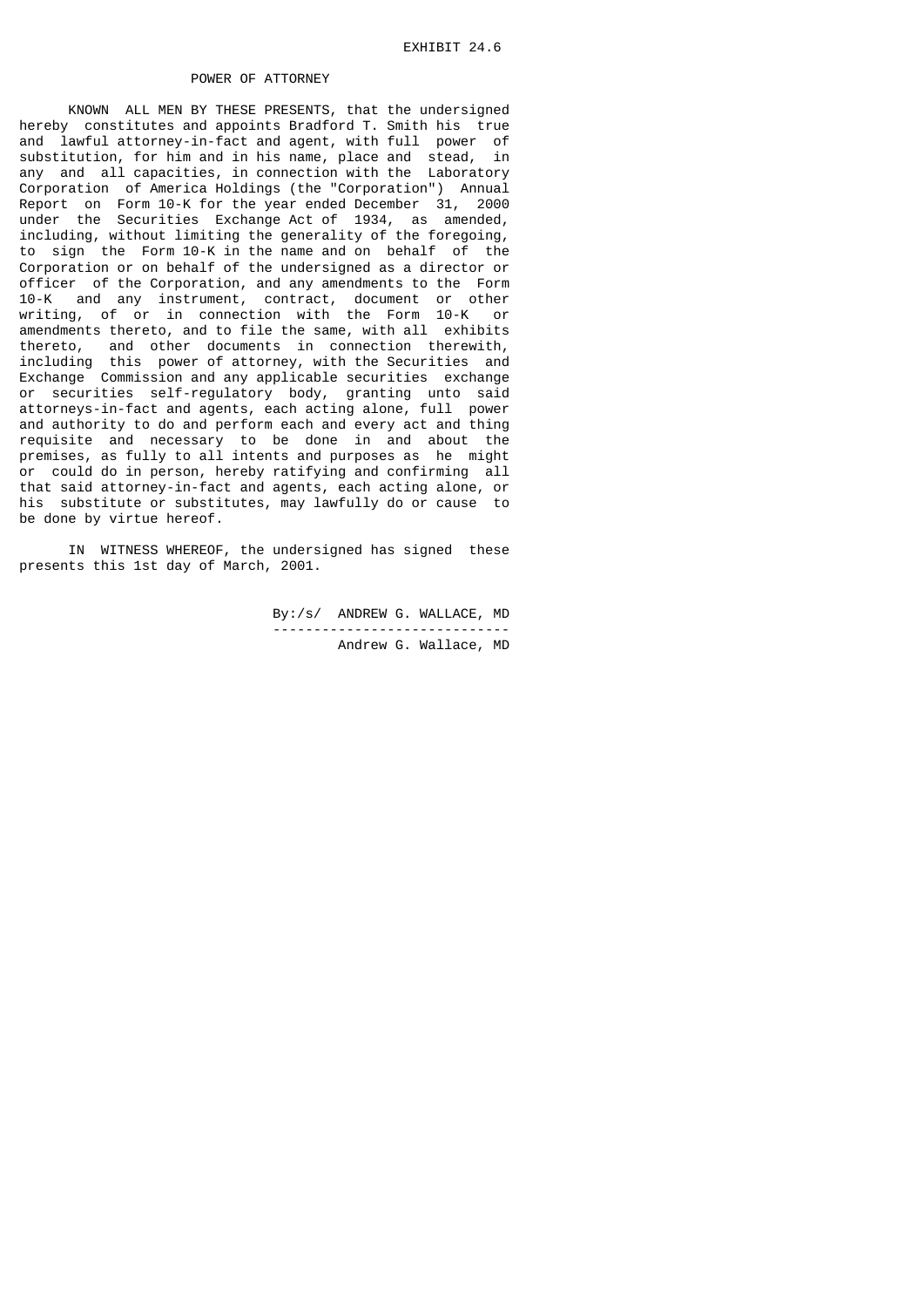EXHIBIT 24.6

# POWER OF ATTORNEY

KNOWN ALL MEN BY THESE PRESENTS, that the undersigned hereby constitutes and appoints Bradford T. Smith his true and lawful attorney-in-fact and agent, with full power of substitution, for him and in his name, place and stead, in any and all capacities, in connection with the Laboratory Corporation of America Holdings (the "Corporation") Annual Report on Form 10-K for the year ended December 31, 2000 under the Securities Exchange Act of 1934, as amended, including, without limiting the generality of the foregoing, to sign the Form 10-K in the name and on behalf of the Corporation or on behalf of the undersigned as a director or officer of the Corporation, and any amendments to the Form 10-K and any instrument, contract, document or other writing, of or in connection with the Form 10-K or amendments thereto, and to file the same, with all exhibits thereto, and other documents in connection therewith, including this power of attorney, with the Securities and Exchange Commission and any applicable securities exchange or securities self-regulatory body, granting unto said attorneys-in-fact and agents, each acting alone, full power and authority to do and perform each and every act and thing requisite and necessary to be done in and about the premises, as fully to all intents and purposes as he might or could do in person, hereby ratifying and confirming all that said attorney-in-fact and agents, each acting alone, or his substitute or substitutes, may lawfully do or cause to be done by virtue hereof.

IN WITNESS WHEREOF, the undersigned has signed these presents this 1st day of March, 2001.

By:/s/ ANDREW G. WALLACE, MD
-----------------------------
Andrew G. Wallace, MD